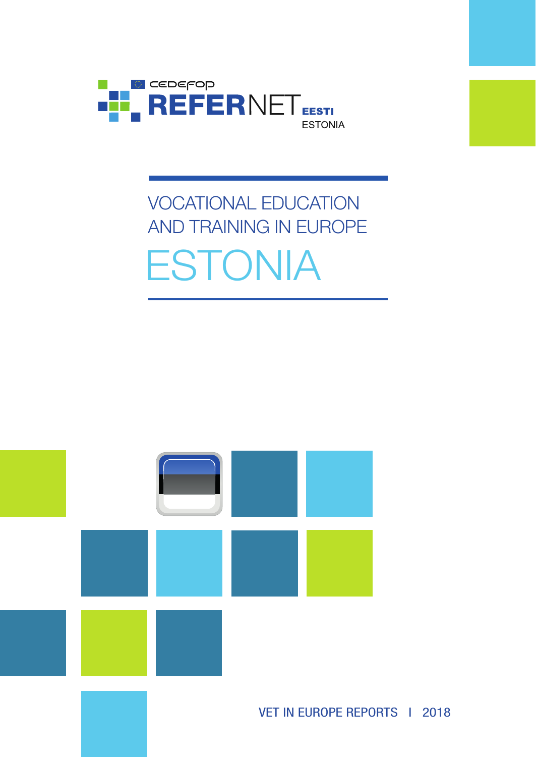CEDEFOP

REFERNET EESTI ESTONIA

# VOCATIONAL EDUCATION AND TRAINING IN EUROPE

# ESTONIA

VET IN EUROPE REPORTS | 2018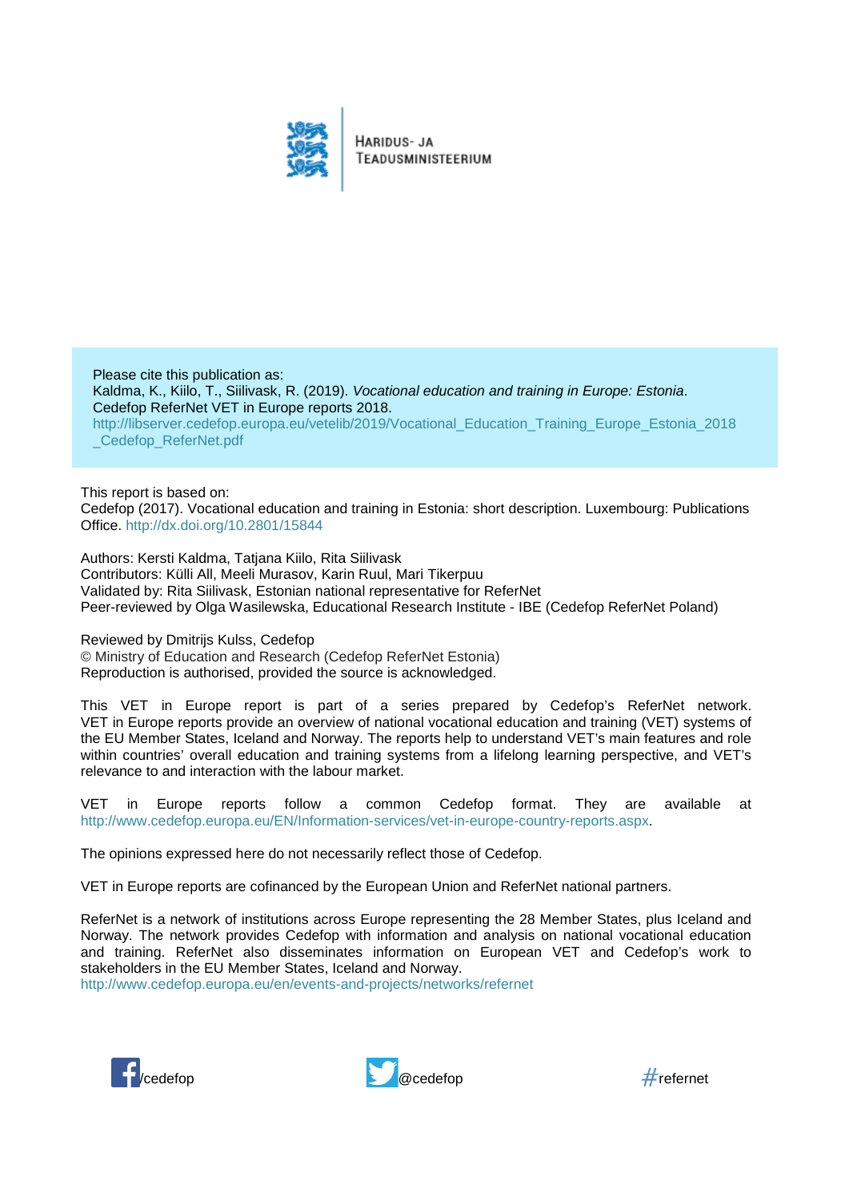HARIDUS- JA TEADUSMINISTEERIUM

Please cite this publication as:
Kaldma, K., Kiilo, T., Siilivask, R. (2019). *Vocational education and training in Europe: Estonia*. Cedefop ReferNet VET in Europe reports 2018.
http://libserver.cedefop.europa.eu/vetelib/2019/Vocational_Education_Training_Europe_Estonia_2018_Cedefop_ReferNet.pdf

This report is based on:
Cedefop (2017). Vocational education and training in Estonia: short description. Luxembourg: Publications Office. http://dx.doi.org/10.2801/15844

Authors: Kersti Kaldma, Tatjana Kiilo, Rita Siilivask
Contributors: Külli All, Meeli Murasov, Karin Ruul, Mari Tikerpuu
Validated by: Rita Siilivask, Estonian national representative for ReferNet
Peer-reviewed by Olga Wasilewska, Educational Research Institute - IBE (Cedefop ReferNet Poland)

Reviewed by Dmitrijs Kulss, Cedefop
© Ministry of Education and Research (Cedefop ReferNet Estonia)
Reproduction is authorised, provided the source is acknowledged.

This VET in Europe report is part of a series prepared by Cedefop's ReferNet network. VET in Europe reports provide an overview of national vocational education and training (VET) systems of the EU Member States, Iceland and Norway. The reports help to understand VET's main features and role within countries' overall education and training systems from a lifelong learning perspective, and VET's relevance to and interaction with the labour market.

VET in Europe reports follow a common Cedefop format. They are available at http://www.cedefop.europa.eu/EN/Information-services/vet-in-europe-country-reports.aspx.

The opinions expressed here do not necessarily reflect those of Cedefop.

VET in Europe reports are cofinanced by the European Union and ReferNet national partners.

ReferNet is a network of institutions across Europe representing the 28 Member States, plus Iceland and Norway. The network provides Cedefop with information and analysis on national vocational education and training. ReferNet also disseminates information on European VET and Cedefop's work to stakeholders in the EU Member States, Iceland and Norway.
http://www.cedefop.europa.eu/en/events-and-projects/networks/refernet

/cedefop @cedefop #refernet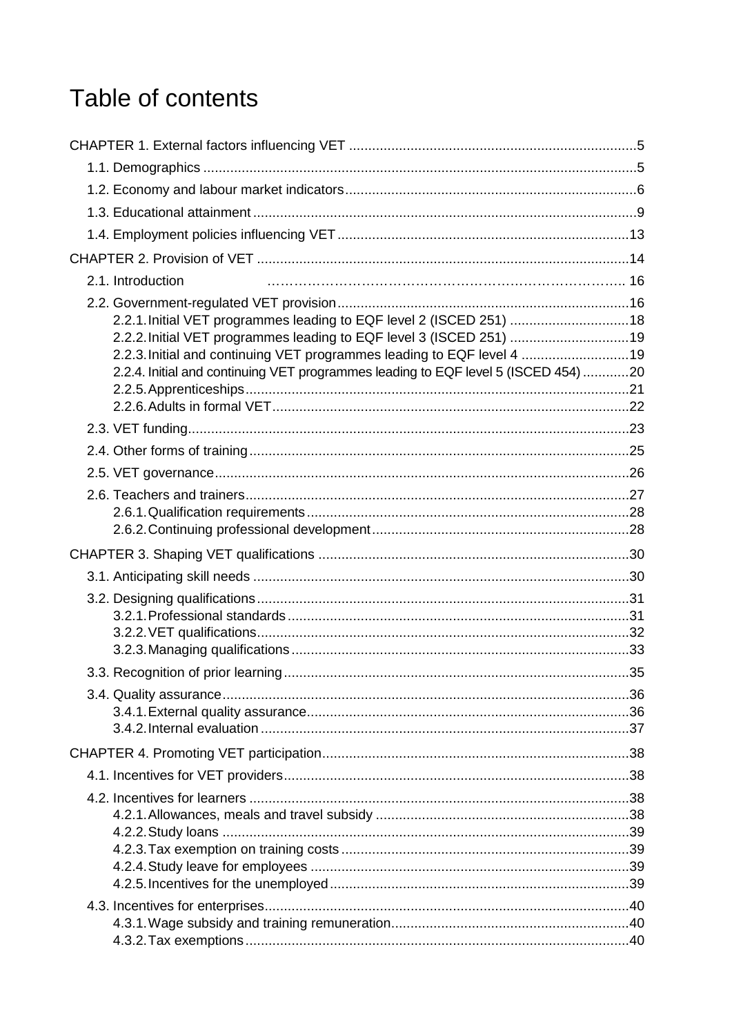# Table of contents

CHAPTER 1. External factors influencing VET ....................................................................5

- 1.1. Demographics .....................................................................................................5
- 1.2. Economy and labour market indicators...................................................................6
- 1.3. Educational attainment ..........................................................................................9
- 1.4. Employment policies influencing VET ....................................................................13

CHAPTER 2. Provision of VET .......................................................................................14

- 2.1. Introduction ........................................................................................................16
- 2.2. Government-regulated VET provision ...................................................................16
  - 2.2.1. Initial VET programmes leading to EQF level 2 (ISCED 251) ...............................18
  - 2.2.2. Initial VET programmes leading to EQF level 3 (ISCED 251) ...............................19
  - 2.2.3. Initial and continuing VET programmes leading to EQF level 4 ............................19
  - 2.2.4. Initial and continuing VET programmes leading to EQF level 5 (ISCED 454) ............20
  - 2.2.5. Apprenticeships ...........................................................................................21
  - 2.2.6. Adults in formal VET ......................................................................................22
- 2.3. VET funding.........................................................................................................23
- 2.4. Other forms of training .........................................................................................25
- 2.5. VET governance....................................................................................................26
- 2.6. Teachers and trainers............................................................................................27
  - 2.6.1. Qualification requirements ...........................................................................28
  - 2.6.2. Continuing professional development ............................................................28

CHAPTER 3. Shaping VET qualifications ..........................................................................30

- 3.1. Anticipating skill needs .........................................................................................30
- 3.2. Designing qualifications ........................................................................................31
  - 3.2.1. Professional standards ..................................................................................31
  - 3.2.2. VET qualifications..........................................................................................32
  - 3.2.3. Managing qualifications ................................................................................33
- 3.3. Recognition of prior learning .................................................................................35
- 3.4. Quality assurance .................................................................................................36
  - 3.4.1. External quality assurance.............................................................................36
  - 3.4.2. Internal evaluation ........................................................................................37

CHAPTER 4. Promoting VET participation.........................................................................38

- 4.1. Incentives for VET providers..................................................................................38
- 4.2. Incentives for learners ..........................................................................................38
  - 4.2.1. Allowances, meals and travel subsidy ............................................................38
  - 4.2.2. Study loans ...................................................................................................39
  - 4.2.3. Tax exemption on training costs ....................................................................39
  - 4.2.4. Study leave for employees ............................................................................39
  - 4.2.5. Incentives for the unemployed ......................................................................39
- 4.3. Incentives for enterprises.......................................................................................40
  - 4.3.1. Wage subsidy and training remuneration........................................................40
  - 4.3.2. Tax exemptions.............................................................................................40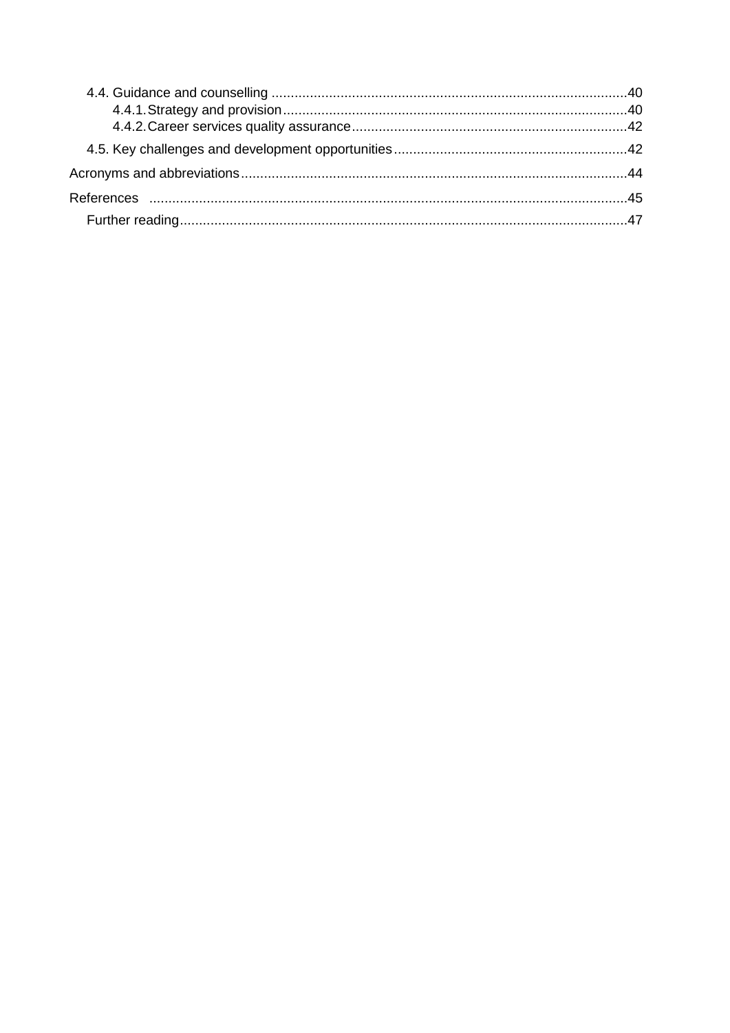4.4. Guidance and counselling ............................................................................................40
 4.4.1. Strategy and provision..........................................................................................40
 4.4.2. Career services quality assurance........................................................................42

4.5. Key challenges and development opportunities.............................................................42

Acronyms and abbreviations....................................................................................................44

References ............................................................................................................................45

Further reading.........................................................................................................................47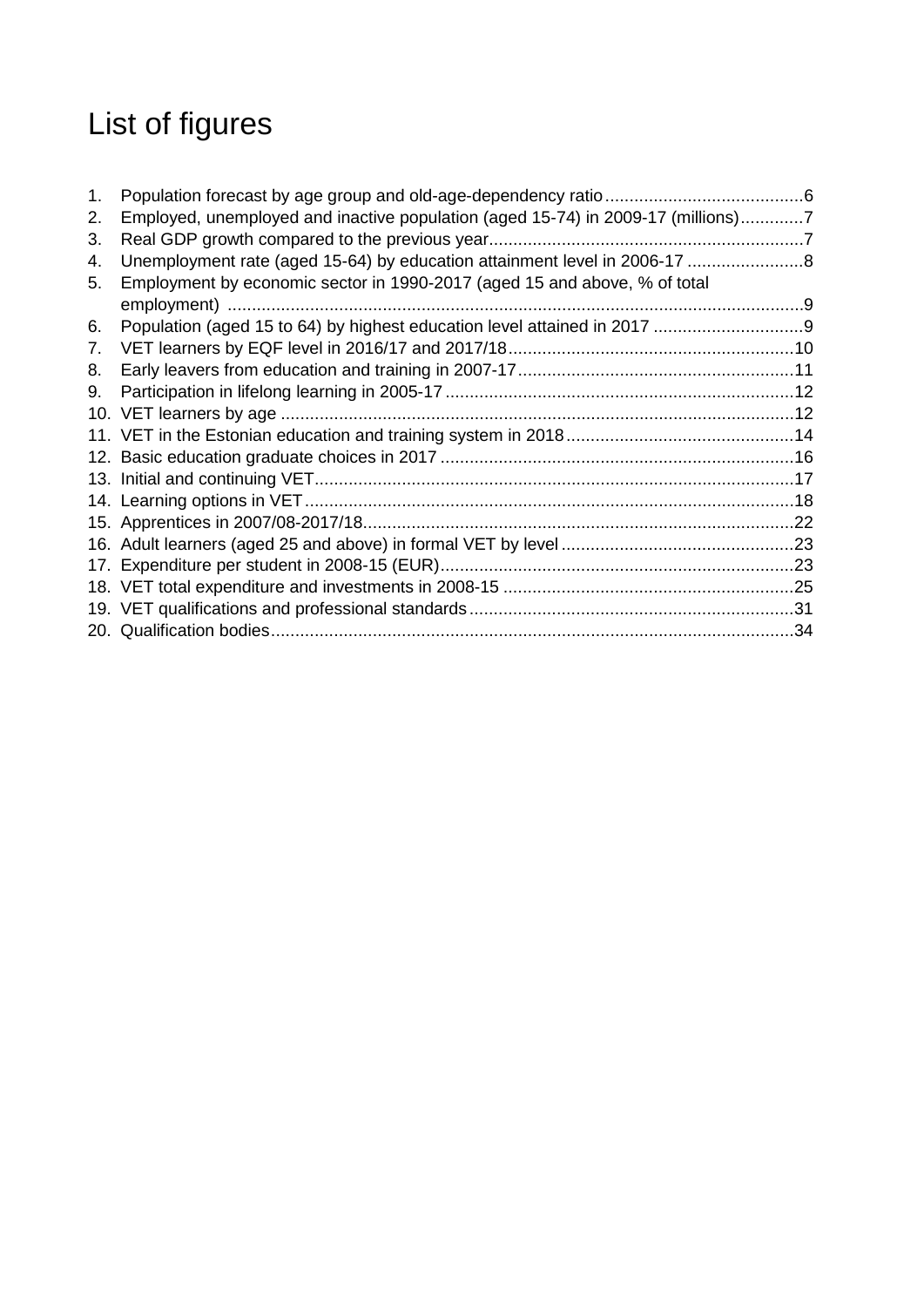# List of figures

1. Population forecast by age group and old-age-dependency ratio .........................................6
2. Employed, unemployed and inactive population (aged 15-74) in 2009-17 (millions).............7
3. Real GDP growth compared to the previous year.................................................................7
4. Unemployment rate (aged 15-64) by education attainment level in 2006-17 ........................8
5. Employment by economic sector in 1990-2017 (aged 15 and above, % of total employment) .......................................................................................................................9
6. Population (aged 15 to 64) by highest education level attained in 2017 ...............................9
7. VET learners by EQF level in 2016/17 and 2017/18...........................................................10
8. Early leavers from education and training in 2007-17.........................................................11
9. Participation in lifelong learning in 2005-17 ........................................................................12
10. VET learners by age ..........................................................................................................12
11. VET in the Estonian education and training system in 2018...............................................14
12. Basic education graduate choices in 2017 .........................................................................16
13. Initial and continuing VET...................................................................................................17
14. Learning options in VET.....................................................................................................18
15. Apprentices in 2007/08-2017/18.........................................................................................22
16. Adult learners (aged 25 and above) in formal VET by level ................................................23
17. Expenditure per student in 2008-15 (EUR).........................................................................23
18. VET total expenditure and investments in 2008-15 ............................................................25
19. VET qualifications and professional standards...................................................................31
20. Qualification bodies...........................................................................................................34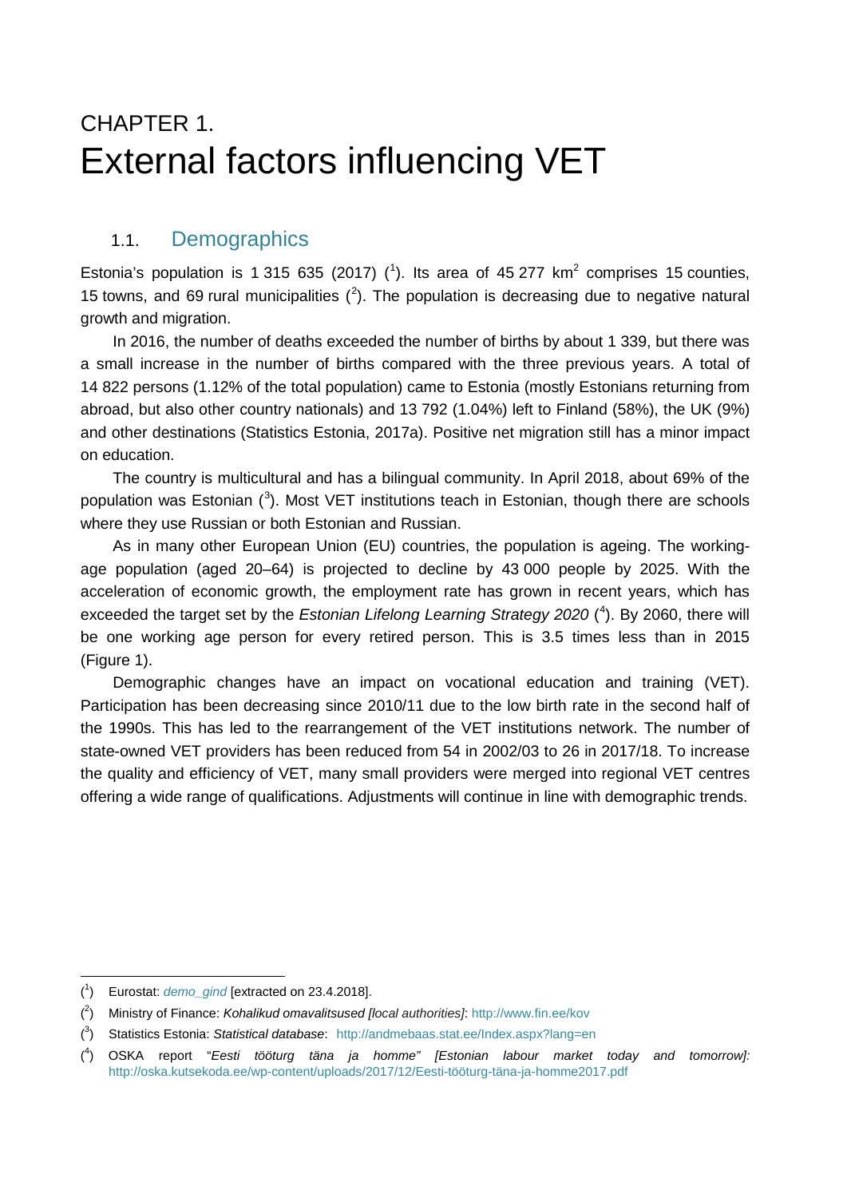# CHAPTER 1.
# External factors influencing VET

## 1.1. Demographics

Estonia's population is 1 315 635 (2017) ([1]). Its area of 45 277 km$^2$ comprises 15 counties, 15 towns, and 69 rural municipalities ([2]). The population is decreasing due to negative natural growth and migration.

In 2016, the number of deaths exceeded the number of births by about 1 339, but there was a small increase in the number of births compared with the three previous years. A total of 14 822 persons (1.12% of the total population) came to Estonia (mostly Estonians returning from abroad, but also other country nationals) and 13 792 (1.04%) left to Finland (58%), the UK (9%) and other destinations (Statistics Estonia, 2017a). Positive net migration still has a minor impact on education.

The country is multicultural and has a bilingual community. In April 2018, about 69% of the population was Estonian ([3]). Most VET institutions teach in Estonian, though there are schools where they use Russian or both Estonian and Russian.

As in many other European Union (EU) countries, the population is ageing. The working-age population (aged 20–64) is projected to decline by 43 000 people by 2025. With the acceleration of economic growth, the employment rate has grown in recent years, which has exceeded the target set by the *Estonian Lifelong Learning Strategy 2020* ([4]). By 2060, there will be one working age person for every retired person. This is 3.5 times less than in 2015 (Figure 1).

Demographic changes have an impact on vocational education and training (VET). Participation has been decreasing since 2010/11 due to the low birth rate in the second half of the 1990s. This has led to the rearrangement of the VET institutions network. The number of state-owned VET providers has been reduced from 54 in 2002/03 to 26 in 2017/18. To increase the quality and efficiency of VET, many small providers were merged into regional VET centres offering a wide range of qualifications. Adjustments will continue in line with demographic trends.

---

([1]) Eurostat: *demo_gind* [extracted on 23.4.2018].

([2]) Ministry of Finance: *Kohalikud omavalitsused [local authorities]*: http://www.fin.ee/kov

([3]) Statistics Estonia: *Statistical database*: http://andmebaas.stat.ee/Index.aspx?lang=en

([4]) OSKA report "*Eesti tööturg täna ja homme" [Estonian labour market today and tomorrow]:* http://oska.kutsekoda.ee/wp-content/uploads/2017/12/Eesti-tööturg-täna-ja-homme2017.pdf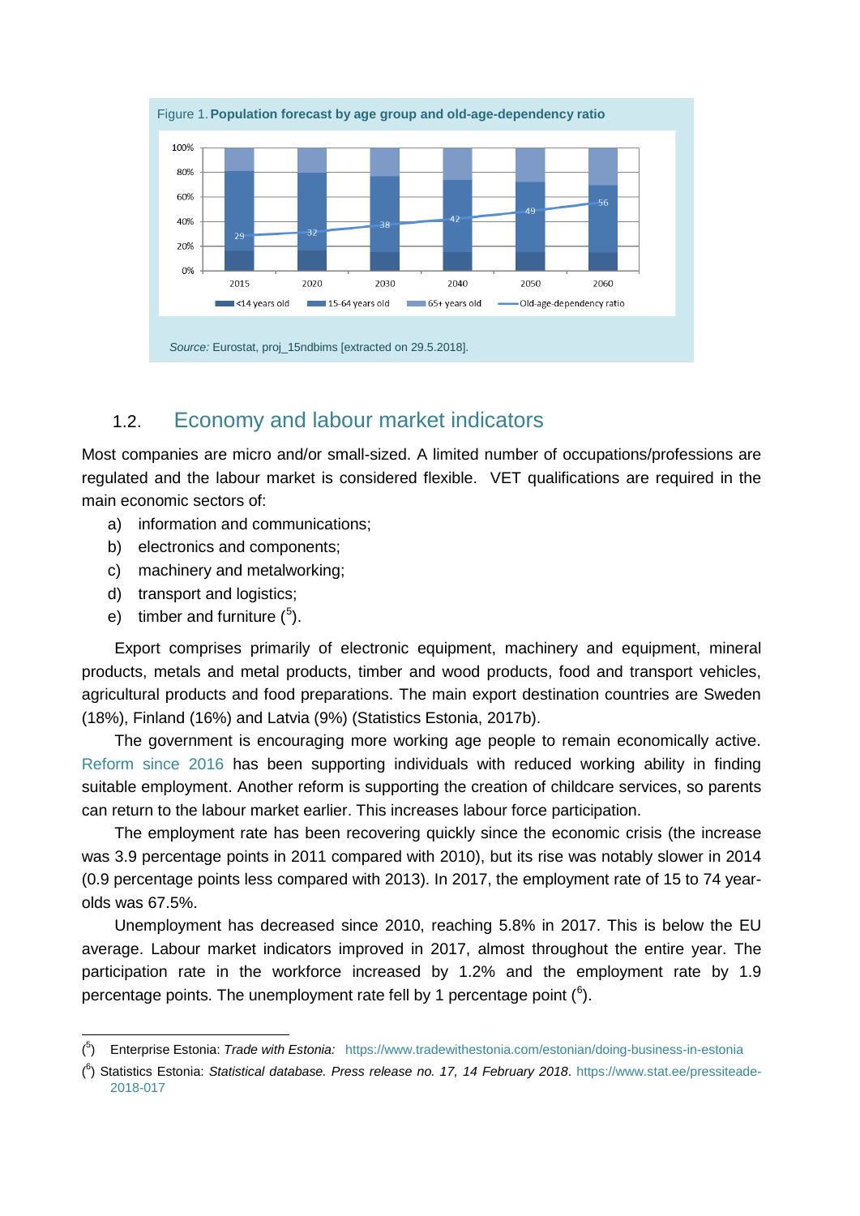Figure 1. **Population forecast by age group and old-age-dependency ratio**

*Source:* Eurostat, proj_15ndbims [extracted on 29.5.2018].

## 1.2. Economy and labour market indicators

Most companies are micro and/or small-sized. A limited number of occupations/professions are regulated and the labour market is considered flexible. VET qualifications are required in the main economic sectors of:

a) information and communications;
b) electronics and components;
c) machinery and metalworking;
d) transport and logistics;
e) timber and furniture ([5]).

Export comprises primarily of electronic equipment, machinery and equipment, mineral products, metals and metal products, timber and wood products, food and transport vehicles, agricultural products and food preparations. The main export destination countries are Sweden (18%), Finland (16%) and Latvia (9%) (Statistics Estonia, 2017b).

The government is encouraging more working age people to remain economically active. Reform since 2016 has been supporting individuals with reduced working ability in finding suitable employment. Another reform is supporting the creation of childcare services, so parents can return to the labour market earlier. This increases labour force participation.

The employment rate has been recovering quickly since the economic crisis (the increase was 3.9 percentage points in 2011 compared with 2010), but its rise was notably slower in 2014 (0.9 percentage points less compared with 2013). In 2017, the employment rate of 15 to 74 year-olds was 67.5%.

Unemployment has decreased since 2010, reaching 5.8% in 2017. This is below the EU average. Labour market indicators improved in 2017, almost throughout the entire year. The participation rate in the workforce increased by 1.2% and the employment rate by 1.9 percentage points. The unemployment rate fell by 1 percentage point ([6]).

---

([5]) Enterprise Estonia: *Trade with Estonia:* https://www.tradewithestonia.com/estonian/doing-business-in-estonia

([6]) Statistics Estonia: *Statistical database. Press release no. 17, 14 February 2018*. https://www.stat.ee/pressiteade-2018-017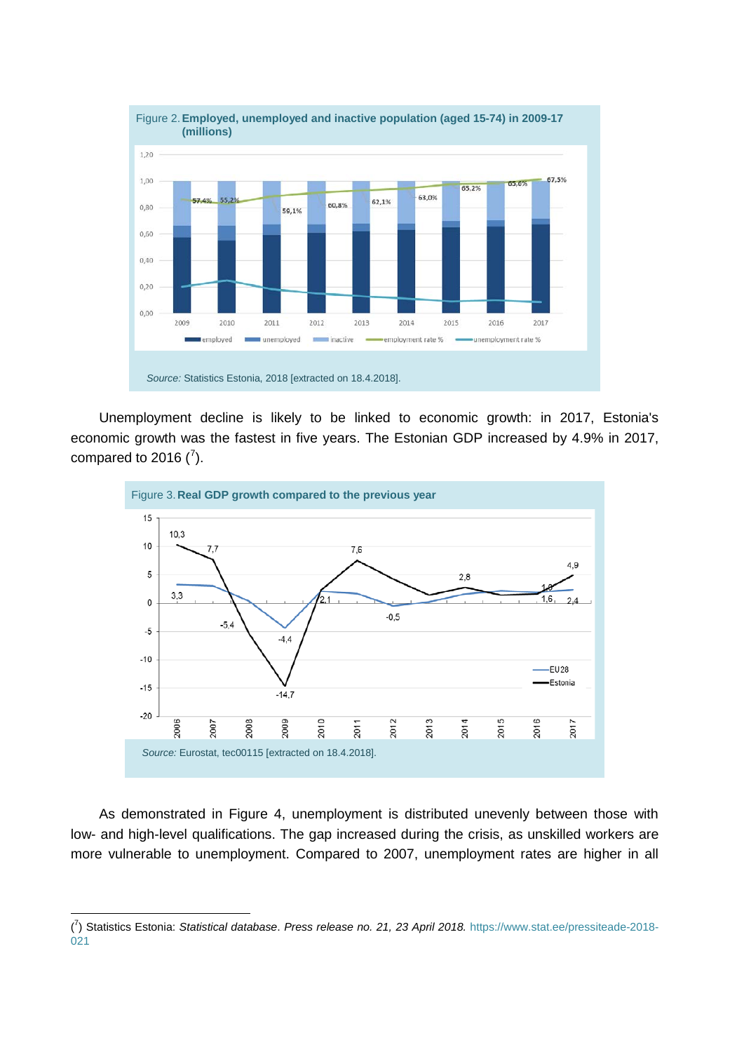Figure 2. **Employed, unemployed and inactive population (aged 15-74) in 2009-17 (millions)**

*Source:* Statistics Estonia, 2018 [extracted on 18.4.2018].

Unemployment decline is likely to be linked to economic growth: in 2017, Estonia's economic growth was the fastest in five years. The Estonian GDP increased by 4.9% in 2017, compared to 2016 ([7]).

Figure 3. **Real GDP growth compared to the previous year**

*Source:* Eurostat, tec00115 [extracted on 18.4.2018].

As demonstrated in Figure 4, unemployment is distributed unevenly between those with low- and high-level qualifications. The gap increased during the crisis, as unskilled workers are more vulnerable to unemployment. Compared to 2007, unemployment rates are higher in all

---

([7]) Statistics Estonia: *Statistical database*. *Press release no. 21, 23 April 2018.* https://www.stat.ee/pressiteade-2018-021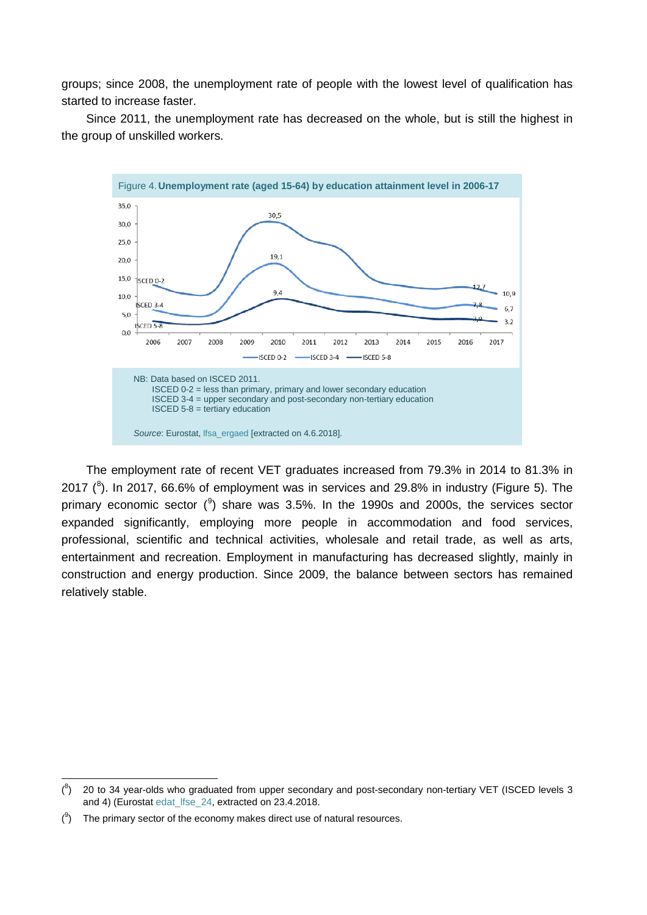groups; since 2008, the unemployment rate of people with the lowest level of qualification has started to increase faster.

Since 2011, the unemployment rate has decreased on the whole, but is still the highest in the group of unskilled workers.

Figure 4. **Unemployment rate (aged 15-64) by education attainment level in 2006-17**

NB: Data based on ISCED 2011.
ISCED 0-2 = less than primary, primary and lower secondary education
ISCED 3-4 = upper secondary and post-secondary non-tertiary education
ISCED 5-8 = tertiary education

*Source*: Eurostat, lfsa_ergaed [extracted on 4.6.2018].

The employment rate of recent VET graduates increased from 79.3% in 2014 to 81.3% in 2017 ([8]). In 2017, 66.6% of employment was in services and 29.8% in industry (Figure 5). The primary economic sector ([9]) share was 3.5%. In the 1990s and 2000s, the services sector expanded significantly, employing more people in accommodation and food services, professional, scientific and technical activities, wholesale and retail trade, as well as arts, entertainment and recreation. Employment in manufacturing has decreased slightly, mainly in construction and energy production. Since 2009, the balance between sectors has remained relatively stable.

---

([8]) 20 to 34 year-olds who graduated from upper secondary and post-secondary non-tertiary VET (ISCED levels 3 and 4) (Eurostat edat_lfse_24, extracted on 23.4.2018.

([9]) The primary sector of the economy makes direct use of natural resources.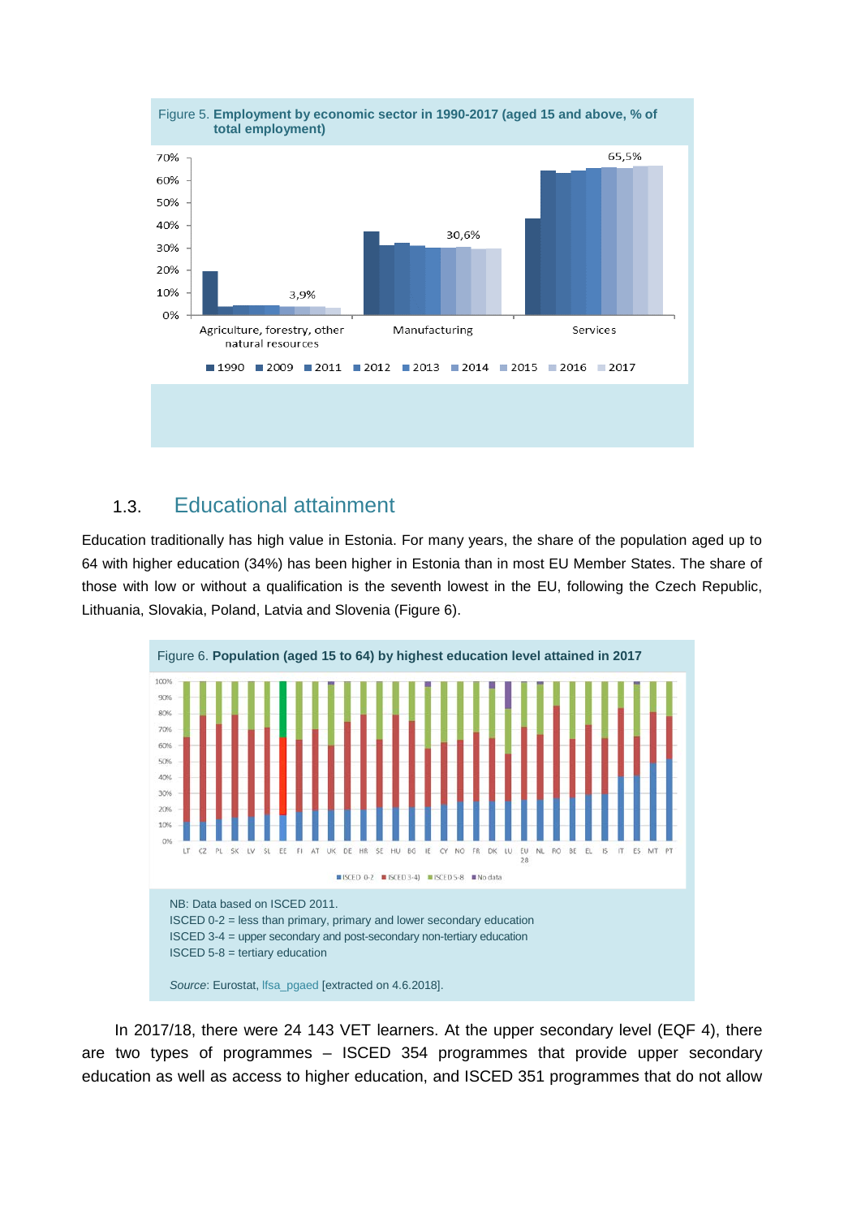Figure 5. **Employment by economic sector in 1990-2017 (aged 15 and above, % of total employment)**

1.3. Educational attainment

## 1.3. Educational attainment

Education traditionally has high value in Estonia. For many years, the share of the population aged up to 64 with higher education (34%) has been higher in Estonia than in most EU Member States. The share of those with low or without a qualification is the seventh lowest in the EU, following the Czech Republic, Lithuania, Slovakia, Poland, Latvia and Slovenia (Figure 6).

Figure 6. **Population (aged 15 to 64) by highest education level attained in 2017**

NB: Data based on ISCED 2011.
ISCED 0-2 = less than primary, primary and lower secondary education
ISCED 3-4 = upper secondary and post-secondary non-tertiary education
ISCED 5-8 = tertiary education

*Source*: Eurostat, lfsa_pgaed [extracted on 4.6.2018].

In 2017/18, there were 24 143 VET learners. At the upper secondary level (EQF 4), there are two types of programmes – ISCED 354 programmes that provide upper secondary education as well as access to higher education, and ISCED 351 programmes that do not allow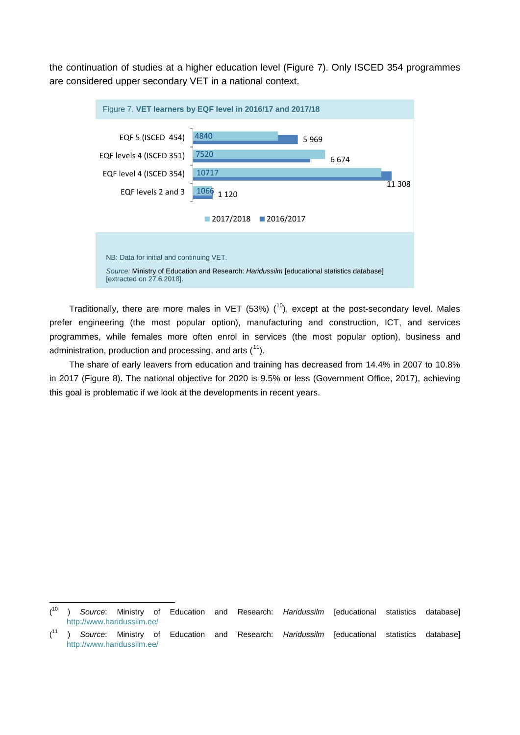the continuation of studies at a higher education level (Figure 7). Only ISCED 354 programmes are considered upper secondary VET in a national context.

Figure 7. **VET learners by EQF level in 2016/17 and 2017/18**

| | 2017/2018 | 2016/2017 |
|---|---|---|
| EQF 5 (ISCED 454) | 4840 | 5 969 |
| EQF levels 4 (ISCED 351) | 7520 | 6 674 |
| EQF level 4 (ISCED 354) | 10717 | 11 308 |
| EQF levels 2 and 3 | 1066 | 1 120 |

NB: Data for initial and continuing VET.

*Source:* Ministry of Education and Research: *Haridussilm* [educational statistics database] [extracted on 27.6.2018].

Traditionally, there are more males in VET (53%) ([10]), except at the post-secondary level. Males prefer engineering (the most popular option), manufacturing and construction, ICT, and services programmes, while females more often enrol in services (the most popular option), business and administration, production and processing, and arts ([11]).

The share of early leavers from education and training has decreased from 14.4% in 2007 to 10.8% in 2017 (Figure 8). The national objective for 2020 is 9.5% or less (Government Office, 2017), achieving this goal is problematic if we look at the developments in recent years.

---

([10]) *Source*: Ministry of Education and Research: *Haridussilm* [educational statistics database] http://www.haridussilm.ee/

([11]) *Source*: Ministry of Education and Research: *Haridussilm* [educational statistics database] http://www.haridussilm.ee/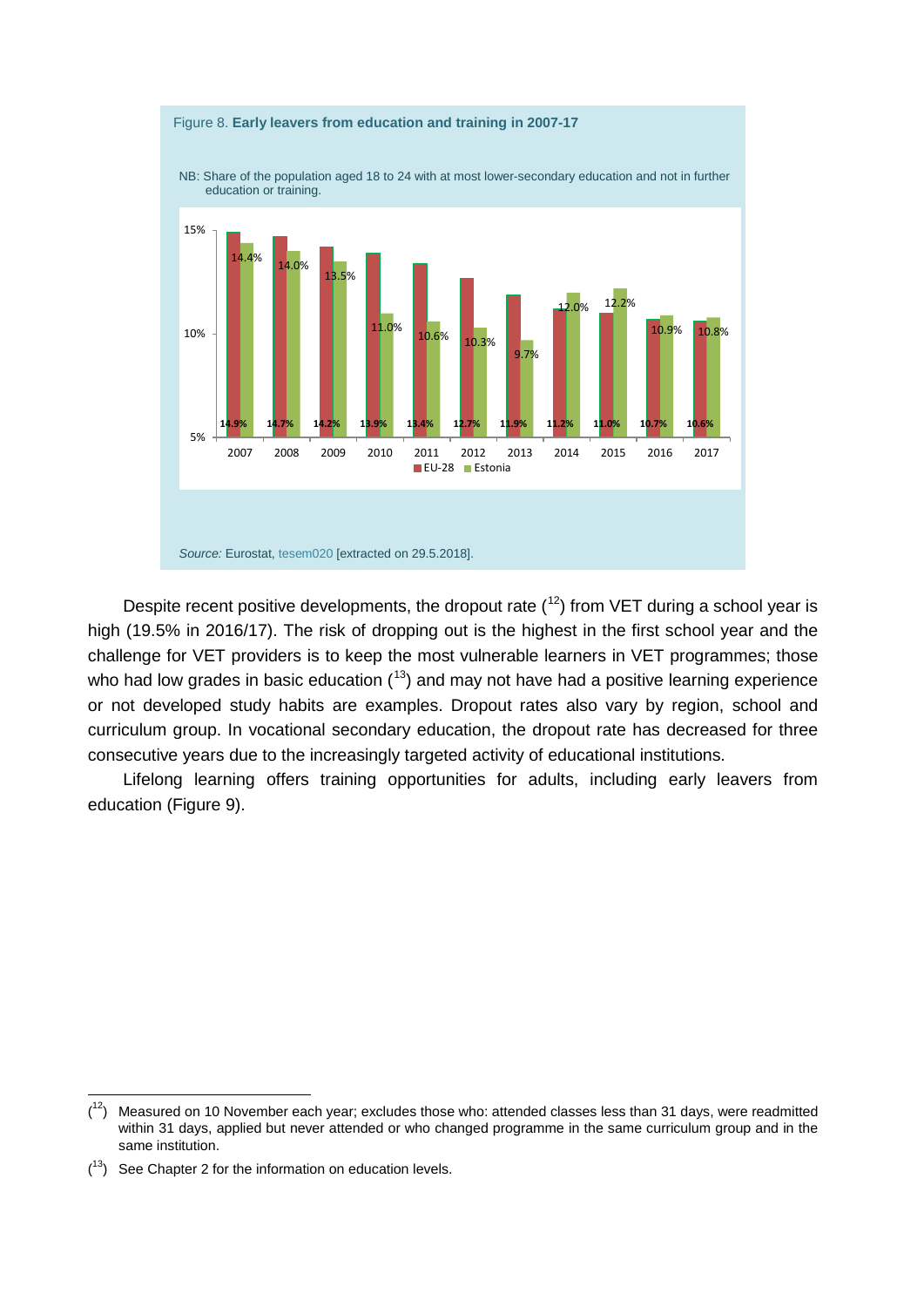Figure 8. **Early leavers from education and training in 2007-17**

NB: Share of the population aged 18 to 24 with at most lower-secondary education and not in further education or training.

| Year | EU-28 | Estonia |
|---|---|---|
| 2007 | 14.9% | 14.4% |
| 2008 | 14.7% | 14.0% |
| 2009 | 14.2% | 13.5% |
| 2010 | 13.9% | 11.0% |
| 2011 | 13.4% | 10.6% |
| 2012 | 12.7% | 10.3% |
| 2013 | 11.9% | 9.7% |
| 2014 | 11.2% | 12.0% |
| 2015 | 11.0% | 12.2% |
| 2016 | 10.7% | 10.9% |
| 2017 | 10.6% | 10.8% |

*Source:* Eurostat, tesem020 [extracted on 29.5.2018].

Despite recent positive developments, the dropout rate ([12]) from VET during a school year is high (19.5% in 2016/17). The risk of dropping out is the highest in the first school year and the challenge for VET providers is to keep the most vulnerable learners in VET programmes; those who had low grades in basic education ([13]) and may not have had a positive learning experience or not developed study habits are examples. Dropout rates also vary by region, school and curriculum group. In vocational secondary education, the dropout rate has decreased for three consecutive years due to the increasingly targeted activity of educational institutions.

Lifelong learning offers training opportunities for adults, including early leavers from education (Figure 9).

([12]) Measured on 10 November each year; excludes those who: attended classes less than 31 days, were readmitted within 31 days, applied but never attended or who changed programme in the same curriculum group and in the same institution.

([13]) See Chapter 2 for the information on education levels.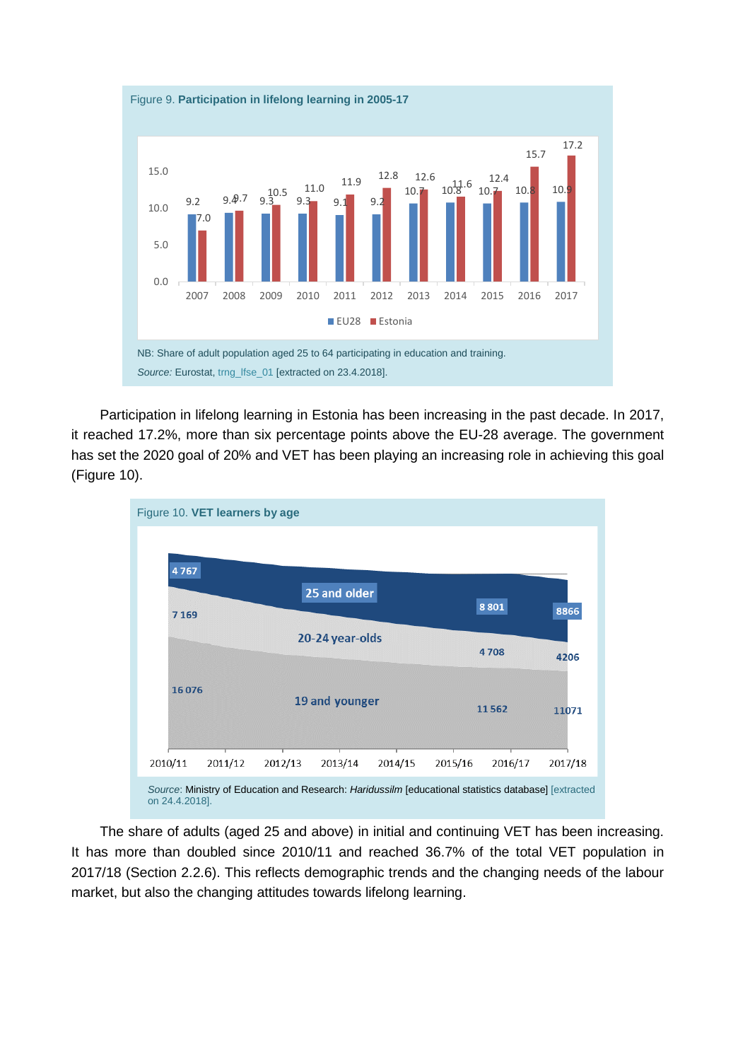Figure 9. **Participation in lifelong learning in 2005-17**

| Year | EU28 | Estonia |
|---|---|---|
| 2007 | 9.2 | 7.0 |
| 2008 | 9.4 | 9.7 |
| 2009 | 9.3 | 10.5 |
| 2010 | 9.3 | 11.0 |
| 2011 | 9.1 | 11.9 |
| 2012 | 9.2 | 12.8 |
| 2013 | 10.7 | 12.6 |
| 2014 | 10.8 | 11.6 |
| 2015 | 10.7 | 12.4 |
| 2016 | 10.8 | 15.7 |
| 2017 | 10.9 | 17.2 |

NB: Share of adult population aged 25 to 64 participating in education and training.

*Source:* Eurostat, trng_lfse_01 [extracted on 23.4.2018].

Participation in lifelong learning in Estonia has been increasing in the past decade. In 2017, it reached 17.2%, more than six percentage points above the EU-28 average. The government has set the 2020 goal of 20% and VET has been playing an increasing role in achieving this goal (Figure 10).

Figure 10. **VET learners by age**

| Age group | 2010/11 | 2016/17 | 2017/18 |
|---|---|---|---|
| 25 and older | 4 767 | 8 801 | 8866 |
| 20-24 year-olds | 7 169 | 4 708 | 4206 |
| 19 and younger | 16 076 | 11 562 | 11071 |

*Source*: Ministry of Education and Research: *Haridussilm* [educational statistics database] [extracted on 24.4.2018].

The share of adults (aged 25 and above) in initial and continuing VET has been increasing. It has more than doubled since 2010/11 and reached 36.7% of the total VET population in 2017/18 (Section 2.2.6). This reflects demographic trends and the changing needs of the labour market, but also the changing attitudes towards lifelong learning.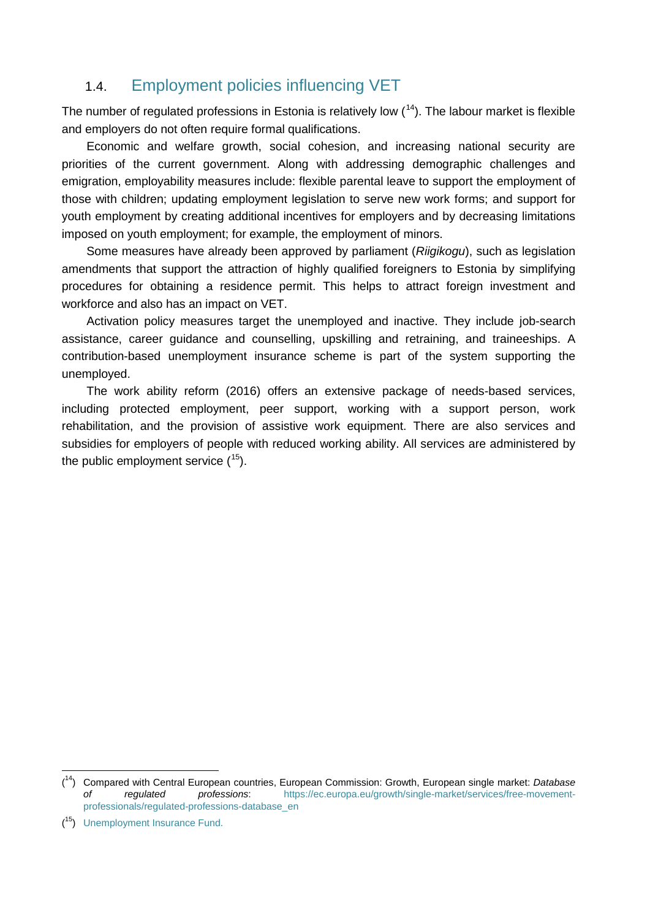## 1.4. Employment policies influencing VET

The number of regulated professions in Estonia is relatively low ([14]). The labour market is flexible and employers do not often require formal qualifications.

Economic and welfare growth, social cohesion, and increasing national security are priorities of the current government. Along with addressing demographic challenges and emigration, employability measures include: flexible parental leave to support the employment of those with children; updating employment legislation to serve new work forms; and support for youth employment by creating additional incentives for employers and by decreasing limitations imposed on youth employment; for example, the employment of minors.

Some measures have already been approved by parliament (*Riigikogu*), such as legislation amendments that support the attraction of highly qualified foreigners to Estonia by simplifying procedures for obtaining a residence permit. This helps to attract foreign investment and workforce and also has an impact on VET.

Activation policy measures target the unemployed and inactive. They include job-search assistance, career guidance and counselling, upskilling and retraining, and traineeships. A contribution-based unemployment insurance scheme is part of the system supporting the unemployed.

The work ability reform (2016) offers an extensive package of needs-based services, including protected employment, peer support, working with a support person, work rehabilitation, and the provision of assistive work equipment. There are also services and subsidies for employers of people with reduced working ability. All services are administered by the public employment service ([15]).

---

([14]) Compared with Central European countries, European Commission: Growth, European single market: *Database of regulated professions*: https://ec.europa.eu/growth/single-market/services/free-movement-professionals/regulated-professions-database_en

([15]) Unemployment Insurance Fund.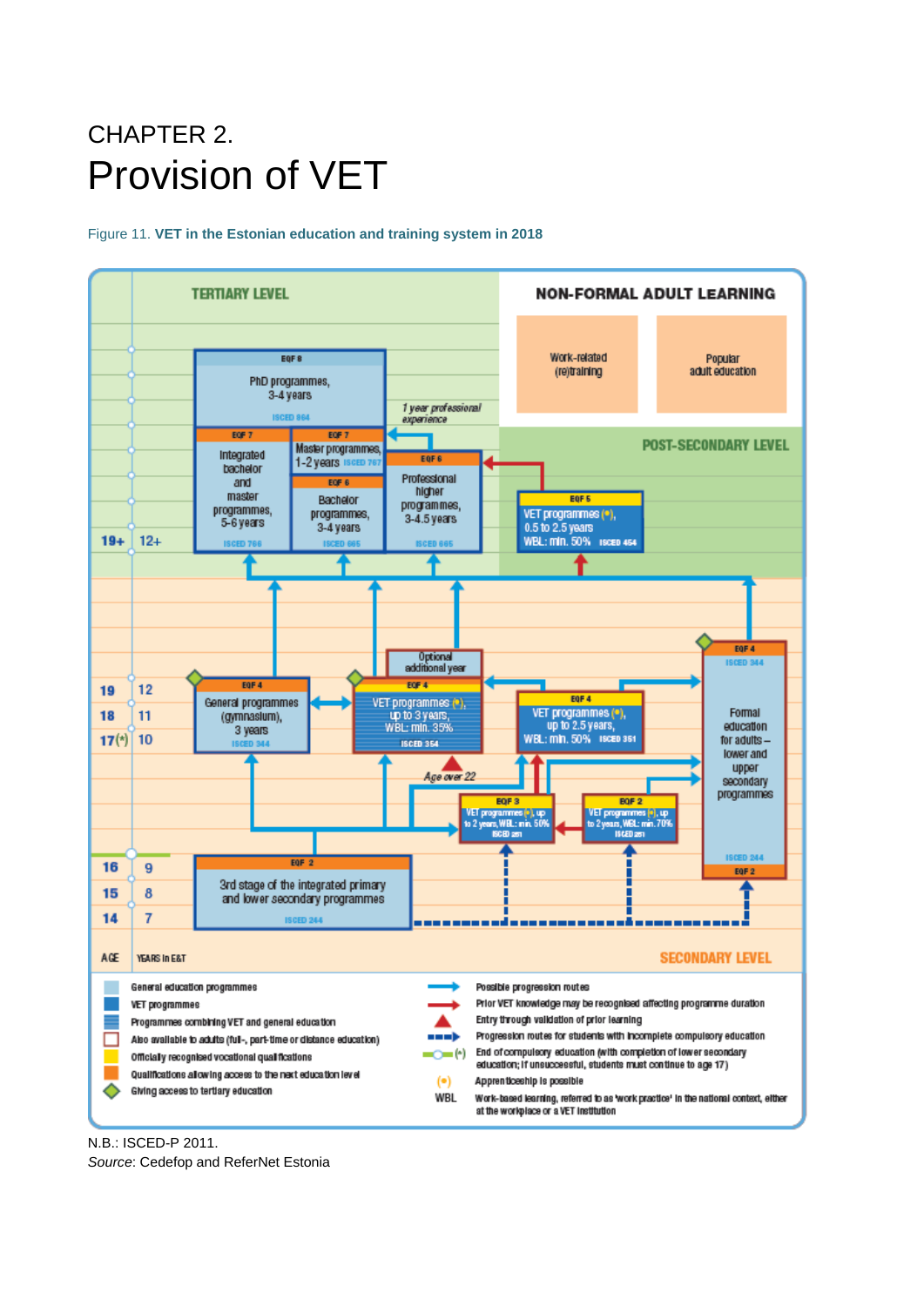# CHAPTER 2.

# Provision of VET

Figure 11. **VET in the Estonian education and training system in 2018**

TERTIARY LEVEL

NON-FORMAL ADULT LEARNING

Work-related (re)training

Popular adult education

POST-SECONDARY LEVEL

EQF 8 — PhD programmes, 3-4 years — ISCED 864

EQF 7 — Integrated bachelor and master programmes, 5-6 years — ISCED 766

EQF 7 — Master programmes, 1-2 years — ISCED 767

EQF 6 — Bachelor programmes, 3-4 years — ISCED 665

1 year professional experience

EQF 6 — Professional higher programmes, 3-4.5 years — ISCED 665

EQF 5 — VET programmes (•), 0.5 to 2.5 years, WBL: min. 50% — ISCED 454

19+ | 12+

EQF 4 — General programmes (gymnasium), 3 years — ISCED 344

Optional additional year

EQF 4 — VET programmes (•), up to 3 years, WBL: min. 35% — ISCED 354

EQF 4 — VET programmes (•), up to 2.5 years, WBL: min. 50% — ISCED 351

EQF 4 — ISCED 344 — Formal education for adults – lower and upper secondary programmes — ISCED 244 — EQF 2

Age over 22

EQF 3 — VET programmes (•), up to 2 years, WBL: min. 50% — ISCED 251

EQF 2 — VET programmes (•), up to 2 years, WBL: min. 70% — ISCED 251

EQF 2 — 3rd stage of the integrated primary and lower secondary programmes — ISCED 244

| AGE | YEARS in E&T |
|---|---|
| 19 | 12 |
| 18 | 11 |
| 17(•) | 10 |
| 16 | 9 |
| 15 | 8 |
| 14 | 7 |

SECONDARY LEVEL

Legend:

- General education programmes
- VET programmes
- Programmes combining VET and general education
- Also available to adults (full-, part-time or distance education)
- Officially recognised vocational qualifications
- Qualifications allowing access to the next education level
- Giving access to tertiary education
- Possible progression routes
- Prior VET knowledge may be recognised affecting programme duration
- Entry through validation of prior learning
- Progression routes for students with incomplete compulsory education
- (•) End of compulsory education (with completion of lower secondary education; if unsuccessful, students must continue to age 17)
- (•) Apprenticeship is possible
- WBL — Work-based learning, referred to as 'work practice' in the national context, either at the workplace or a VET institution

N.B.: ISCED-P 2011.

*Source*: Cedefop and ReferNet Estonia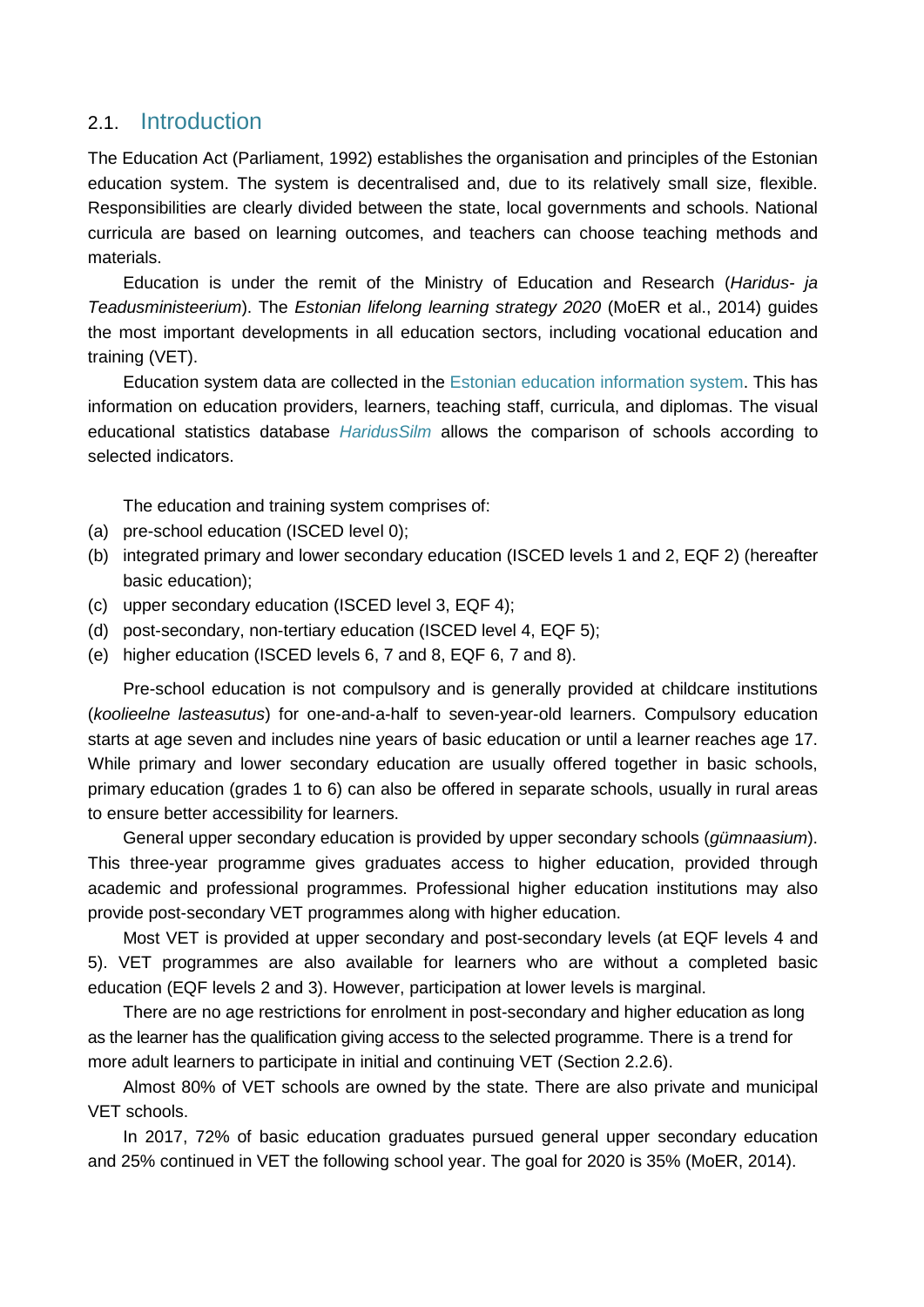## 2.1. Introduction

The Education Act (Parliament, 1992) establishes the organisation and principles of the Estonian education system. The system is decentralised and, due to its relatively small size, flexible. Responsibilities are clearly divided between the state, local governments and schools. National curricula are based on learning outcomes, and teachers can choose teaching methods and materials.

Education is under the remit of the Ministry of Education and Research (*Haridus- ja Teadusministeerium*). The *Estonian lifelong learning strategy 2020* (MoER et al., 2014) guides the most important developments in all education sectors, including vocational education and training (VET).

Education system data are collected in the Estonian education information system. This has information on education providers, learners, teaching staff, curricula, and diplomas. The visual educational statistics database *HaridusSilm* allows the comparison of schools according to selected indicators.

The education and training system comprises of:

(a) pre-school education (ISCED level 0);
(b) integrated primary and lower secondary education (ISCED levels 1 and 2, EQF 2) (hereafter basic education);
(c) upper secondary education (ISCED level 3, EQF 4);
(d) post-secondary, non-tertiary education (ISCED level 4, EQF 5);
(e) higher education (ISCED levels 6, 7 and 8, EQF 6, 7 and 8).

Pre-school education is not compulsory and is generally provided at childcare institutions (*koolieelne lasteasutus*) for one-and-a-half to seven-year-old learners. Compulsory education starts at age seven and includes nine years of basic education or until a learner reaches age 17. While primary and lower secondary education are usually offered together in basic schools, primary education (grades 1 to 6) can also be offered in separate schools, usually in rural areas to ensure better accessibility for learners.

General upper secondary education is provided by upper secondary schools (*gümnaasium*). This three-year programme gives graduates access to higher education, provided through academic and professional programmes. Professional higher education institutions may also provide post-secondary VET programmes along with higher education.

Most VET is provided at upper secondary and post-secondary levels (at EQF levels 4 and 5). VET programmes are also available for learners who are without a completed basic education (EQF levels 2 and 3). However, participation at lower levels is marginal.

There are no age restrictions for enrolment in post-secondary and higher education as long as the learner has the qualification giving access to the selected programme. There is a trend for more adult learners to participate in initial and continuing VET (Section 2.2.6).

Almost 80% of VET schools are owned by the state. There are also private and municipal VET schools.

In 2017, 72% of basic education graduates pursued general upper secondary education and 25% continued in VET the following school year. The goal for 2020 is 35% (MoER, 2014).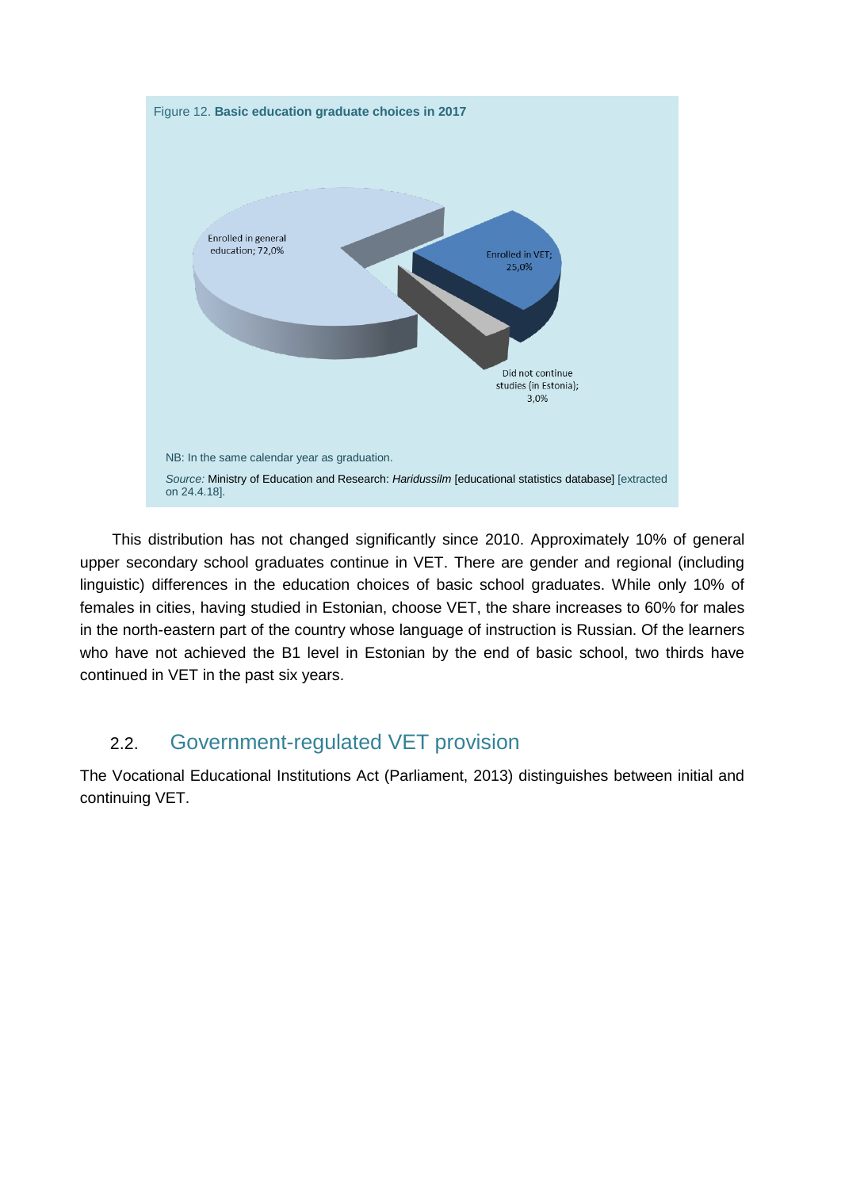Figure 12. **Basic education graduate choices in 2017**

Enrolled in general education; 72,0%

Enrolled in VET; 25,0%

Did not continue studies (in Estonia); 3,0%

NB: In the same calendar year as graduation.

*Source:* Ministry of Education and Research: *Haridussilm* [educational statistics database] [extracted on 24.4.18].

This distribution has not changed significantly since 2010. Approximately 10% of general upper secondary school graduates continue in VET. There are gender and regional (including linguistic) differences in the education choices of basic school graduates. While only 10% of females in cities, having studied in Estonian, choose VET, the share increases to 60% for males in the north-eastern part of the country whose language of instruction is Russian. Of the learners who have not achieved the B1 level in Estonian by the end of basic school, two thirds have continued in VET in the past six years.

## 2.2. Government-regulated VET provision

The Vocational Educational Institutions Act (Parliament, 2013) distinguishes between initial and continuing VET.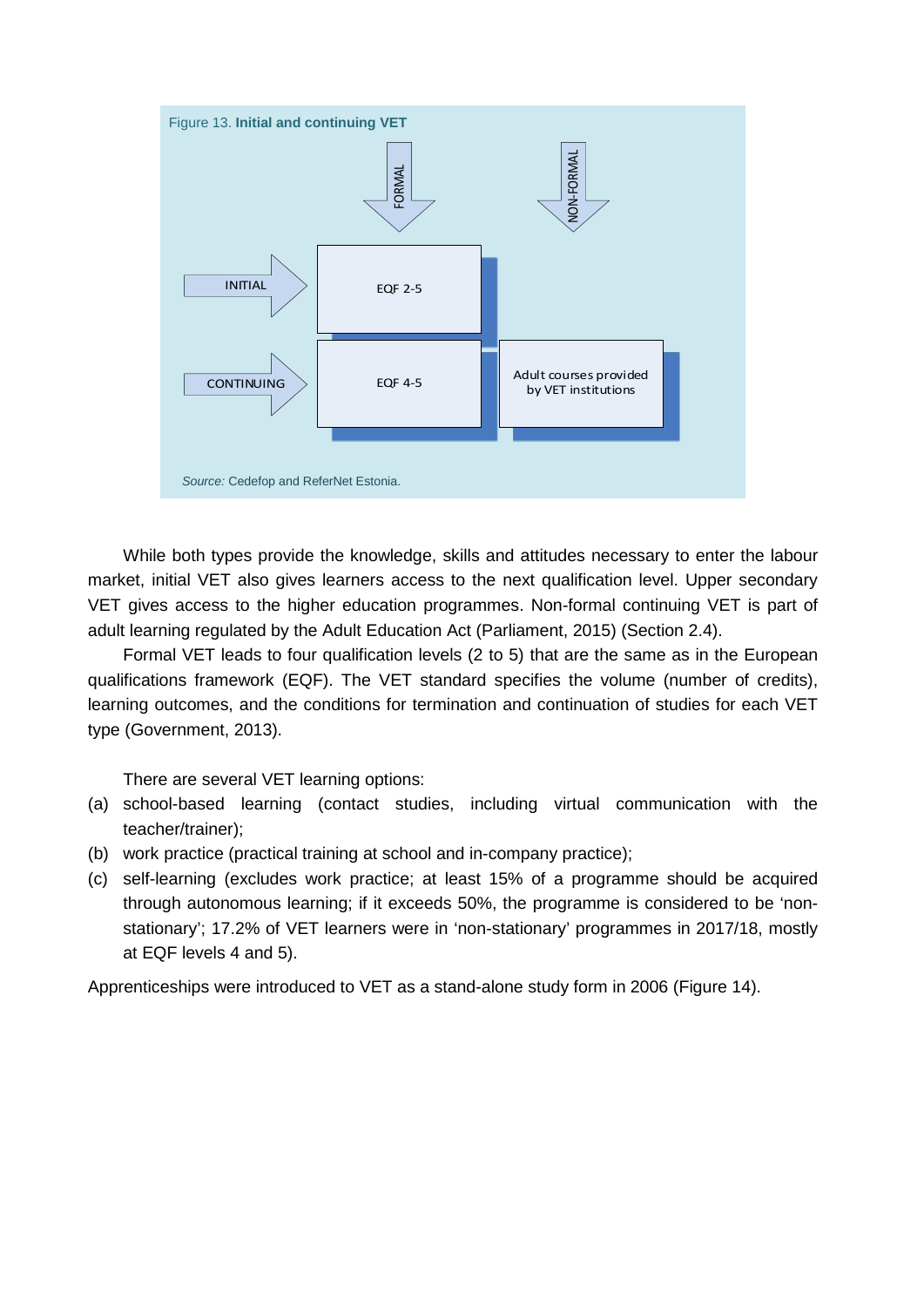Figure 13. **Initial and continuing VET**

| | FORMAL | NON-FORMAL |
|---|---|---|
| INITIAL | EQF 2-5 | |
| CONTINUING | EQF 4-5 | Adult courses provided by VET institutions |

*Source:* Cedefop and ReferNet Estonia.

While both types provide the knowledge, skills and attitudes necessary to enter the labour market, initial VET also gives learners access to the next qualification level. Upper secondary VET gives access to the higher education programmes. Non-formal continuing VET is part of adult learning regulated by the Adult Education Act (Parliament, 2015) (Section 2.4).

Formal VET leads to four qualification levels (2 to 5) that are the same as in the European qualifications framework (EQF). The VET standard specifies the volume (number of credits), learning outcomes, and the conditions for termination and continuation of studies for each VET type (Government, 2013).

There are several VET learning options:

(a) school-based learning (contact studies, including virtual communication with the teacher/trainer);

(b) work practice (practical training at school and in-company practice);

(c) self-learning (excludes work practice; at least 15% of a programme should be acquired through autonomous learning; if it exceeds 50%, the programme is considered to be 'non-stationary'; 17.2% of VET learners were in 'non-stationary' programmes in 2017/18, mostly at EQF levels 4 and 5).

Apprenticeships were introduced to VET as a stand-alone study form in 2006 (Figure 14).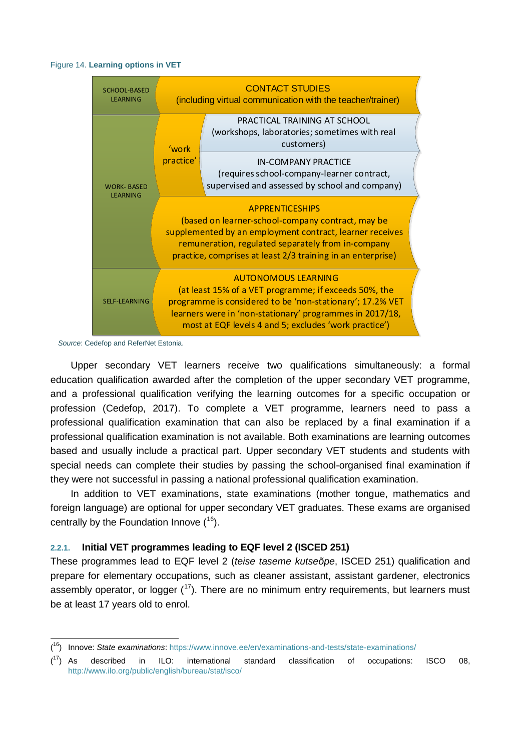Figure 14. **Learning options in VET**

| | | |
|---|---|---|
| SCHOOL-BASED LEARNING | CONTACT STUDIES (including virtual communication with the teacher/trainer) | |
| WORK- BASED LEARNING | 'work practice' | PRACTICAL TRAINING AT SCHOOL (workshops, laboratories; sometimes with real customers) |
| | | IN-COMPANY PRACTICE (requires school-company-learner contract, supervised and assessed by school and company) |
| | APPRENTICESHIPS (based on learner-school-company contract, may be supplemented by an employment contract, learner receives remuneration, regulated separately from in-company practice, comprises at least 2/3 training in an enterprise) | |
| SELF-LEARNING | AUTONOMOUS LEARNING (at least 15% of a VET programme; if exceeds 50%, the programme is considered to be 'non-stationary'; 17.2% VET learners were in 'non-stationary' programmes in 2017/18, most at EQF levels 4 and 5; excludes 'work practice') | |

*Source*: Cedefop and ReferNet Estonia.

Upper secondary VET learners receive two qualifications simultaneously: a formal education qualification awarded after the completion of the upper secondary VET programme, and a professional qualification verifying the learning outcomes for a specific occupation or profession (Cedefop, 2017). To complete a VET programme, learners need to pass a professional qualification examination that can also be replaced by a final examination if a professional qualification examination is not available. Both examinations are learning outcomes based and usually include a practical part. Upper secondary VET students and students with special needs can complete their studies by passing the school-organised final examination if they were not successful in passing a national professional qualification examination.

In addition to VET examinations, state examinations (mother tongue, mathematics and foreign language) are optional for upper secondary VET graduates. These exams are organised centrally by the Foundation Innove ([16]).

### 2.2.1. Initial VET programmes leading to EQF level 2 (ISCED 251)

These programmes lead to EQF level 2 (*teise taseme kutseõpe*, ISCED 251) qualification and prepare for elementary occupations, such as cleaner assistant, assistant gardener, electronics assembly operator, or logger ([17]). There are no minimum entry requirements, but learners must be at least 17 years old to enrol.

---

([16]) Innove: *State examinations*: https://www.innove.ee/en/examinations-and-tests/state-examinations/

([17]) As described in ILO: international standard classification of occupations: ISCO 08, http://www.ilo.org/public/english/bureau/stat/isco/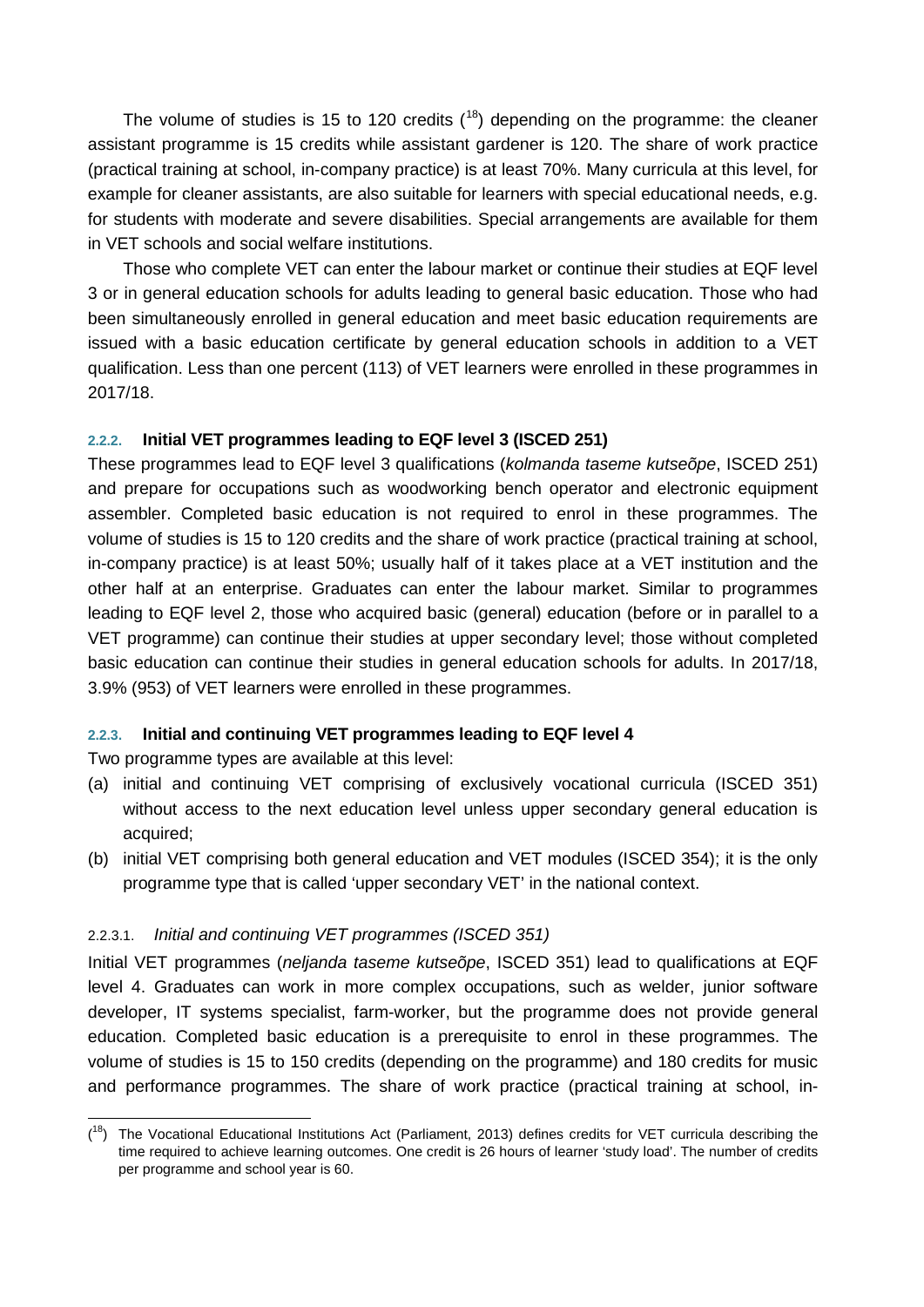The volume of studies is 15 to 120 credits ([18]) depending on the programme: the cleaner assistant programme is 15 credits while assistant gardener is 120. The share of work practice (practical training at school, in-company practice) is at least 70%. Many curricula at this level, for example for cleaner assistants, are also suitable for learners with special educational needs, e.g. for students with moderate and severe disabilities. Special arrangements are available for them in VET schools and social welfare institutions.

Those who complete VET can enter the labour market or continue their studies at EQF level 3 or in general education schools for adults leading to general basic education. Those who had been simultaneously enrolled in general education and meet basic education requirements are issued with a basic education certificate by general education schools in addition to a VET qualification. Less than one percent (113) of VET learners were enrolled in these programmes in 2017/18.

### 2.2.2. Initial VET programmes leading to EQF level 3 (ISCED 251)

These programmes lead to EQF level 3 qualifications (*kolmanda taseme kutseõpe*, ISCED 251) and prepare for occupations such as woodworking bench operator and electronic equipment assembler. Completed basic education is not required to enrol in these programmes. The volume of studies is 15 to 120 credits and the share of work practice (practical training at school, in-company practice) is at least 50%; usually half of it takes place at a VET institution and the other half at an enterprise. Graduates can enter the labour market. Similar to programmes leading to EQF level 2, those who acquired basic (general) education (before or in parallel to a VET programme) can continue their studies at upper secondary level; those without completed basic education can continue their studies in general education schools for adults. In 2017/18, 3.9% (953) of VET learners were enrolled in these programmes.

### 2.2.3. Initial and continuing VET programmes leading to EQF level 4

Two programme types are available at this level:

(a) initial and continuing VET comprising of exclusively vocational curricula (ISCED 351) without access to the next education level unless upper secondary general education is acquired;

(b) initial VET comprising both general education and VET modules (ISCED 354); it is the only programme type that is called 'upper secondary VET' in the national context.

#### 2.2.3.1. *Initial and continuing VET programmes (ISCED 351)*

Initial VET programmes (*neljanda taseme kutseõpe*, ISCED 351) lead to qualifications at EQF level 4. Graduates can work in more complex occupations, such as welder, junior software developer, IT systems specialist, farm-worker, but the programme does not provide general education. Completed basic education is a prerequisite to enrol in these programmes. The volume of studies is 15 to 150 credits (depending on the programme) and 180 credits for music and performance programmes. The share of work practice (practical training at school, in-

([18]) The Vocational Educational Institutions Act (Parliament, 2013) defines credits for VET curricula describing the time required to achieve learning outcomes. One credit is 26 hours of learner 'study load'. The number of credits per programme and school year is 60.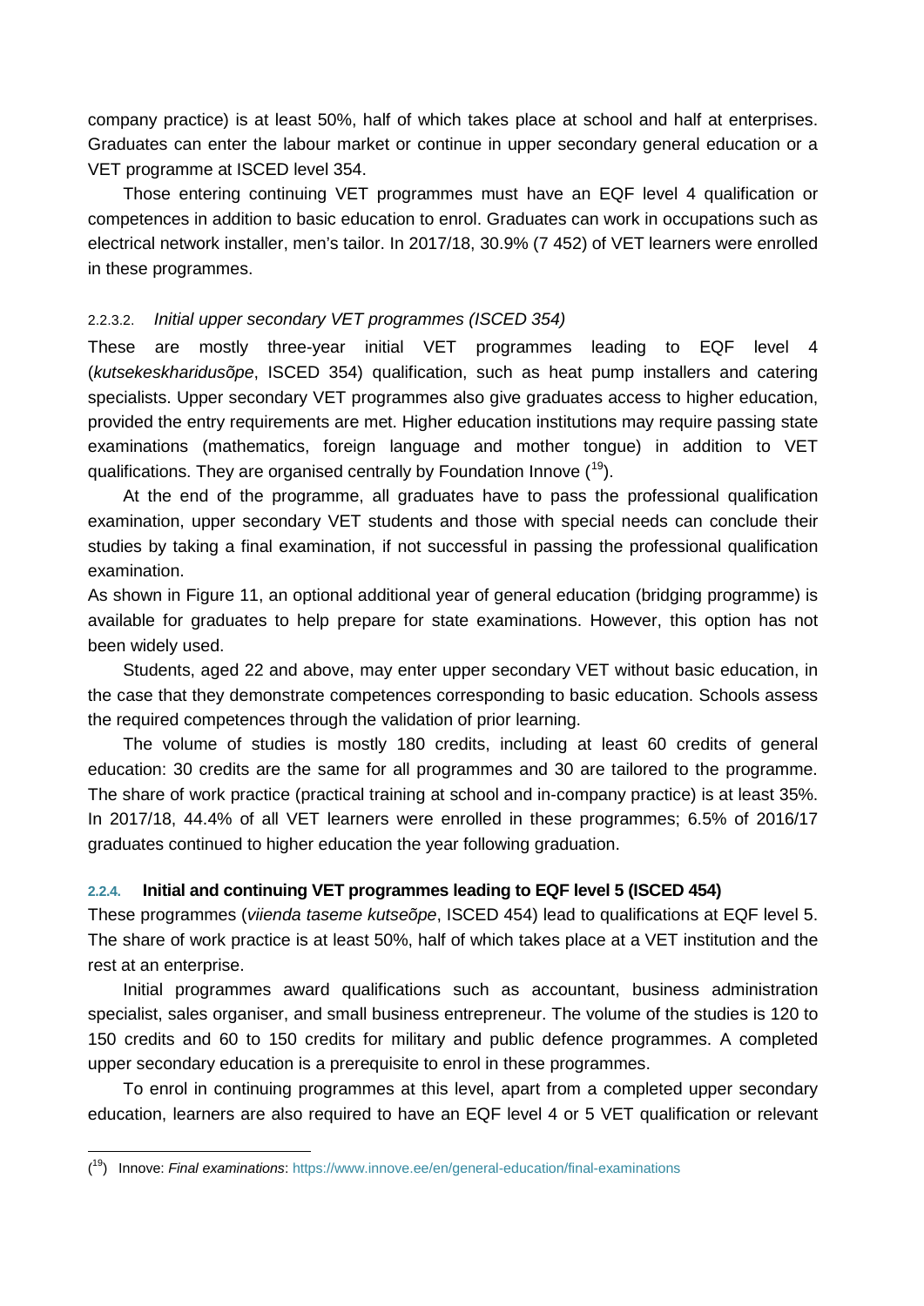company practice) is at least 50%, half of which takes place at school and half at enterprises. Graduates can enter the labour market or continue in upper secondary general education or a VET programme at ISCED level 354.

Those entering continuing VET programmes must have an EQF level 4 qualification or competences in addition to basic education to enrol. Graduates can work in occupations such as electrical network installer, men's tailor. In 2017/18, 30.9% (7 452) of VET learners were enrolled in these programmes.

#### 2.2.3.2. *Initial upper secondary VET programmes (ISCED 354)*

These are mostly three-year initial VET programmes leading to EQF level 4 (*kutsekeskharidusõpe*, ISCED 354) qualification, such as heat pump installers and catering specialists. Upper secondary VET programmes also give graduates access to higher education, provided the entry requirements are met. Higher education institutions may require passing state examinations (mathematics, foreign language and mother tongue) in addition to VET qualifications. They are organised centrally by Foundation Innove ([19]).

At the end of the programme, all graduates have to pass the professional qualification examination, upper secondary VET students and those with special needs can conclude their studies by taking a final examination, if not successful in passing the professional qualification examination.

As shown in Figure 11, an optional additional year of general education (bridging programme) is available for graduates to help prepare for state examinations. However, this option has not been widely used.

Students, aged 22 and above, may enter upper secondary VET without basic education, in the case that they demonstrate competences corresponding to basic education. Schools assess the required competences through the validation of prior learning.

The volume of studies is mostly 180 credits, including at least 60 credits of general education: 30 credits are the same for all programmes and 30 are tailored to the programme. The share of work practice (practical training at school and in-company practice) is at least 35%. In 2017/18, 44.4% of all VET learners were enrolled in these programmes; 6.5% of 2016/17 graduates continued to higher education the year following graduation.

### 2.2.4. **Initial and continuing VET programmes leading to EQF level 5 (ISCED 454)**

These programmes (*viienda taseme kutseõpe*, ISCED 454) lead to qualifications at EQF level 5. The share of work practice is at least 50%, half of which takes place at a VET institution and the rest at an enterprise.

Initial programmes award qualifications such as accountant, business administration specialist, sales organiser, and small business entrepreneur. The volume of the studies is 120 to 150 credits and 60 to 150 credits for military and public defence programmes. A completed upper secondary education is a prerequisite to enrol in these programmes.

To enrol in continuing programmes at this level, apart from a completed upper secondary education, learners are also required to have an EQF level 4 or 5 VET qualification or relevant

---

([19]) Innove: *Final examinations*: https://www.innove.ee/en/general-education/final-examinations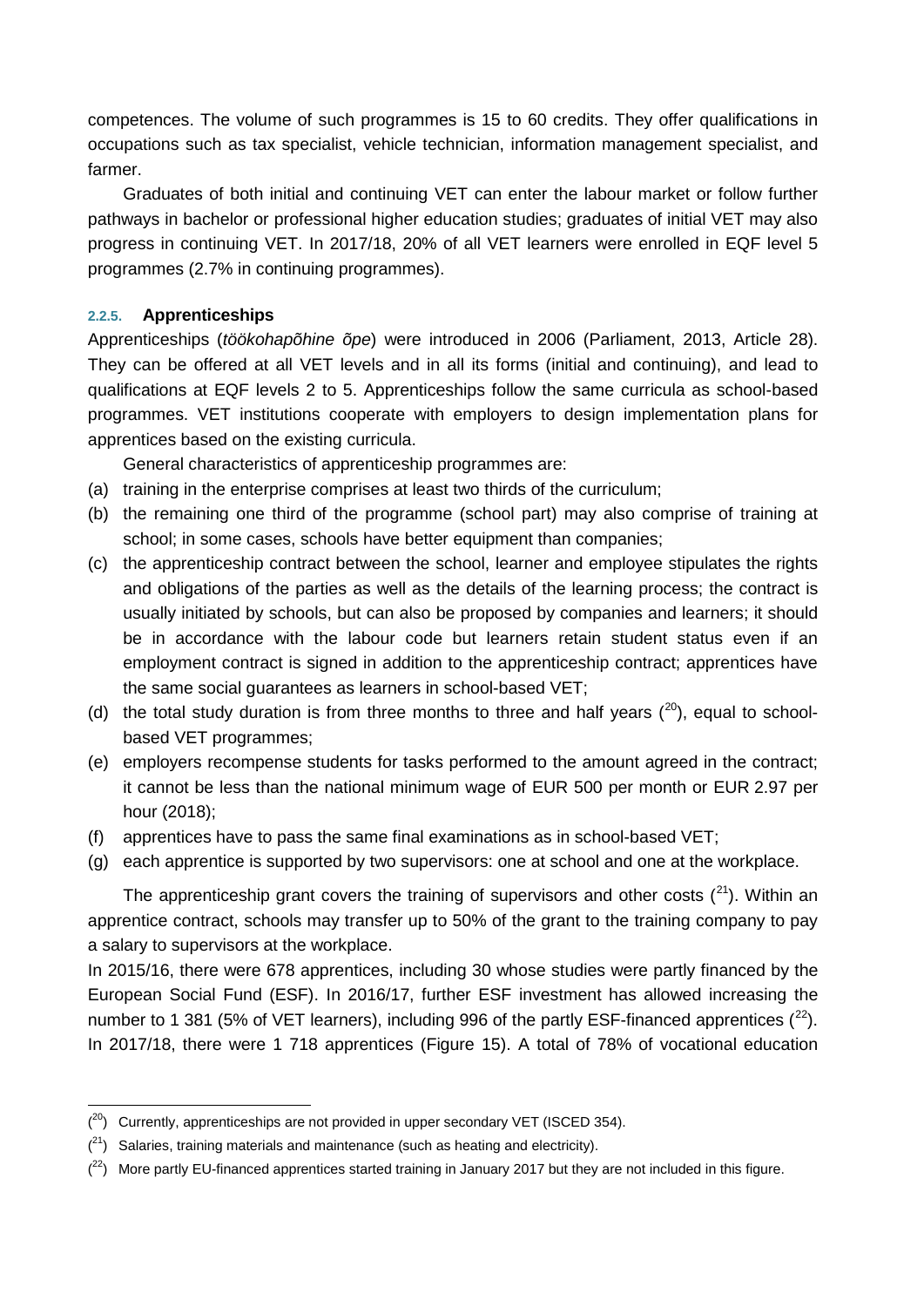competences. The volume of such programmes is 15 to 60 credits. They offer qualifications in occupations such as tax specialist, vehicle technician, information management specialist, and farmer.

Graduates of both initial and continuing VET can enter the labour market or follow further pathways in bachelor or professional higher education studies; graduates of initial VET may also progress in continuing VET. In 2017/18, 20% of all VET learners were enrolled in EQF level 5 programmes (2.7% in continuing programmes).

### 2.2.5. Apprenticeships

Apprenticeships (*töökohapõhine õpe*) were introduced in 2006 (Parliament, 2013, Article 28). They can be offered at all VET levels and in all its forms (initial and continuing), and lead to qualifications at EQF levels 2 to 5. Apprenticeships follow the same curricula as school-based programmes. VET institutions cooperate with employers to design implementation plans for apprentices based on the existing curricula.

General characteristics of apprenticeship programmes are:

(a) training in the enterprise comprises at least two thirds of the curriculum;

(b) the remaining one third of the programme (school part) may also comprise of training at school; in some cases, schools have better equipment than companies;

(c) the apprenticeship contract between the school, learner and employee stipulates the rights and obligations of the parties as well as the details of the learning process; the contract is usually initiated by schools, but can also be proposed by companies and learners; it should be in accordance with the labour code but learners retain student status even if an employment contract is signed in addition to the apprenticeship contract; apprentices have the same social guarantees as learners in school-based VET;

(d) the total study duration is from three months to three and half years ([20]), equal to school-based VET programmes;

(e) employers recompense students for tasks performed to the amount agreed in the contract; it cannot be less than the national minimum wage of EUR 500 per month or EUR 2.97 per hour (2018);

(f) apprentices have to pass the same final examinations as in school-based VET;

(g) each apprentice is supported by two supervisors: one at school and one at the workplace.

The apprenticeship grant covers the training of supervisors and other costs ([21]). Within an apprentice contract, schools may transfer up to 50% of the grant to the training company to pay a salary to supervisors at the workplace.

In 2015/16, there were 678 apprentices, including 30 whose studies were partly financed by the European Social Fund (ESF). In 2016/17, further ESF investment has allowed increasing the number to 1 381 (5% of VET learners), including 996 of the partly ESF-financed apprentices ([22]). In 2017/18, there were 1 718 apprentices (Figure 15). A total of 78% of vocational education

---

([20]) Currently, apprenticeships are not provided in upper secondary VET (ISCED 354).

([21]) Salaries, training materials and maintenance (such as heating and electricity).

([22]) More partly EU-financed apprentices started training in January 2017 but they are not included in this figure.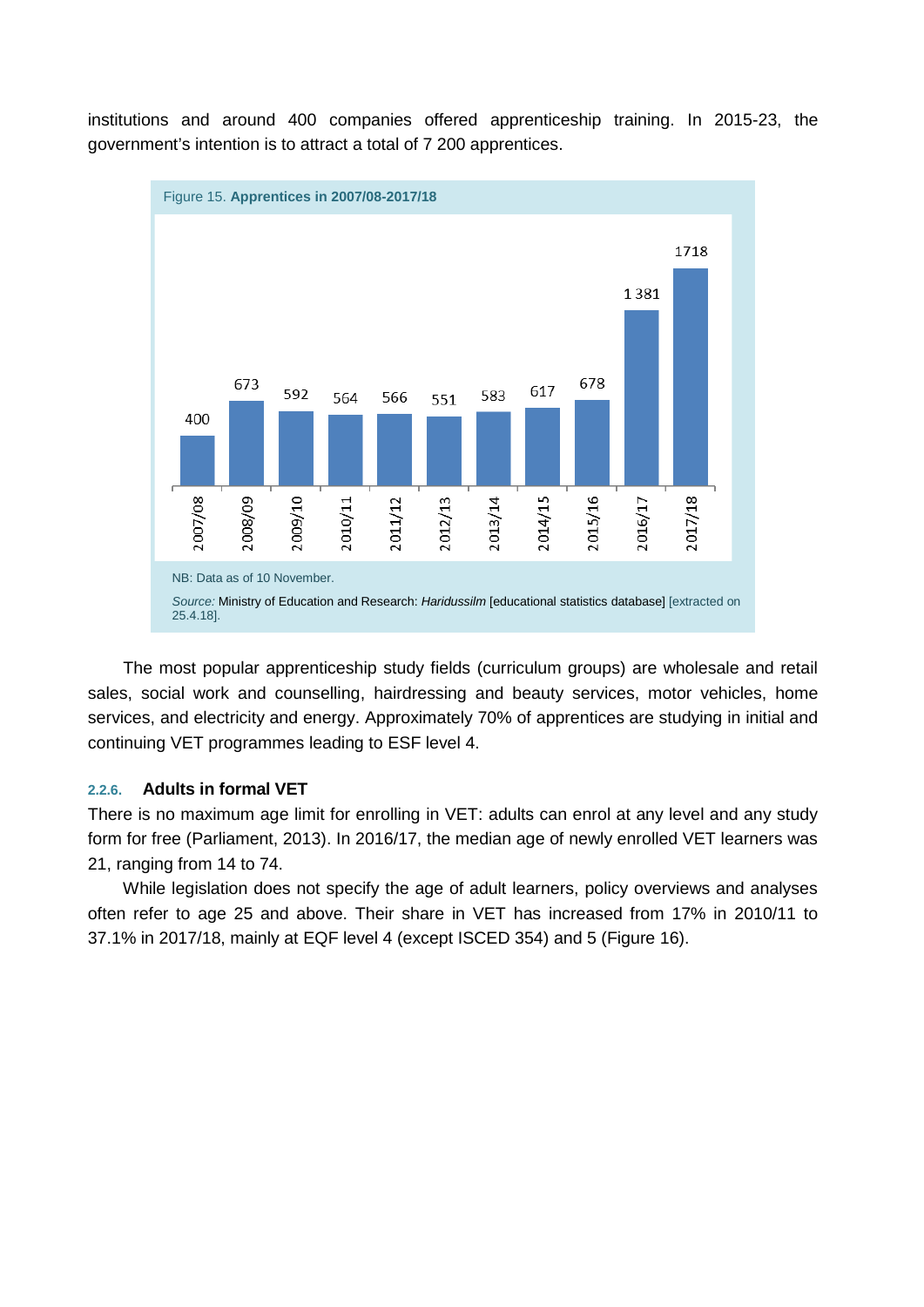institutions and around 400 companies offered apprenticeship training. In 2015-23, the government's intention is to attract a total of 7 200 apprentices.

Figure 15. **Apprentices in 2007/08-2017/18**

| Year | Apprentices |
|---|---|
| 2007/08 | 400 |
| 2008/09 | 673 |
| 2009/10 | 592 |
| 2010/11 | 564 |
| 2011/12 | 566 |
| 2012/13 | 551 |
| 2013/14 | 583 |
| 2014/15 | 617 |
| 2015/16 | 678 |
| 2016/17 | 1 381 |
| 2017/18 | 1718 |

NB: Data as of 10 November.

*Source:* Ministry of Education and Research: *Haridussilm* [educational statistics database] [extracted on 25.4.18].

The most popular apprenticeship study fields (curriculum groups) are wholesale and retail sales, social work and counselling, hairdressing and beauty services, motor vehicles, home services, and electricity and energy. Approximately 70% of apprentices are studying in initial and continuing VET programmes leading to ESF level 4.

### 2.2.6. Adults in formal VET

There is no maximum age limit for enrolling in VET: adults can enrol at any level and any study form for free (Parliament, 2013). In 2016/17, the median age of newly enrolled VET learners was 21, ranging from 14 to 74.

While legislation does not specify the age of adult learners, policy overviews and analyses often refer to age 25 and above. Their share in VET has increased from 17% in 2010/11 to 37.1% in 2017/18, mainly at EQF level 4 (except ISCED 354) and 5 (Figure 16).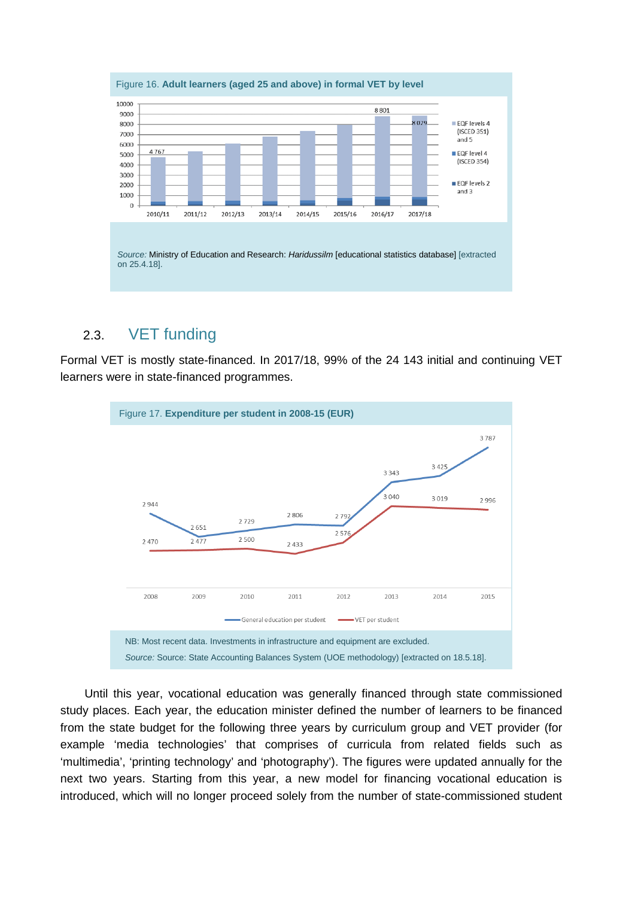Figure 16. **Adult learners (aged 25 and above) in formal VET by level**

*Source:* Ministry of Education and Research: *Haridussilm* [educational statistics database] [extracted on 25.4.18].

## 2.3. VET funding

Formal VET is mostly state-financed. In 2017/18, 99% of the 24 143 initial and continuing VET learners were in state-financed programmes.

Figure 17. **Expenditure per student in 2008-15 (EUR)**

NB: Most recent data. Investments in infrastructure and equipment are excluded.

*Source:* Source: State Accounting Balances System (UOE methodology) [extracted on 18.5.18].

Until this year, vocational education was generally financed through state commissioned study places. Each year, the education minister defined the number of learners to be financed from the state budget for the following three years by curriculum group and VET provider (for example 'media technologies' that comprises of curricula from related fields such as 'multimedia', 'printing technology' and 'photography'). The figures were updated annually for the next two years. Starting from this year, a new model for financing vocational education is introduced, which will no longer proceed solely from the number of state-commissioned student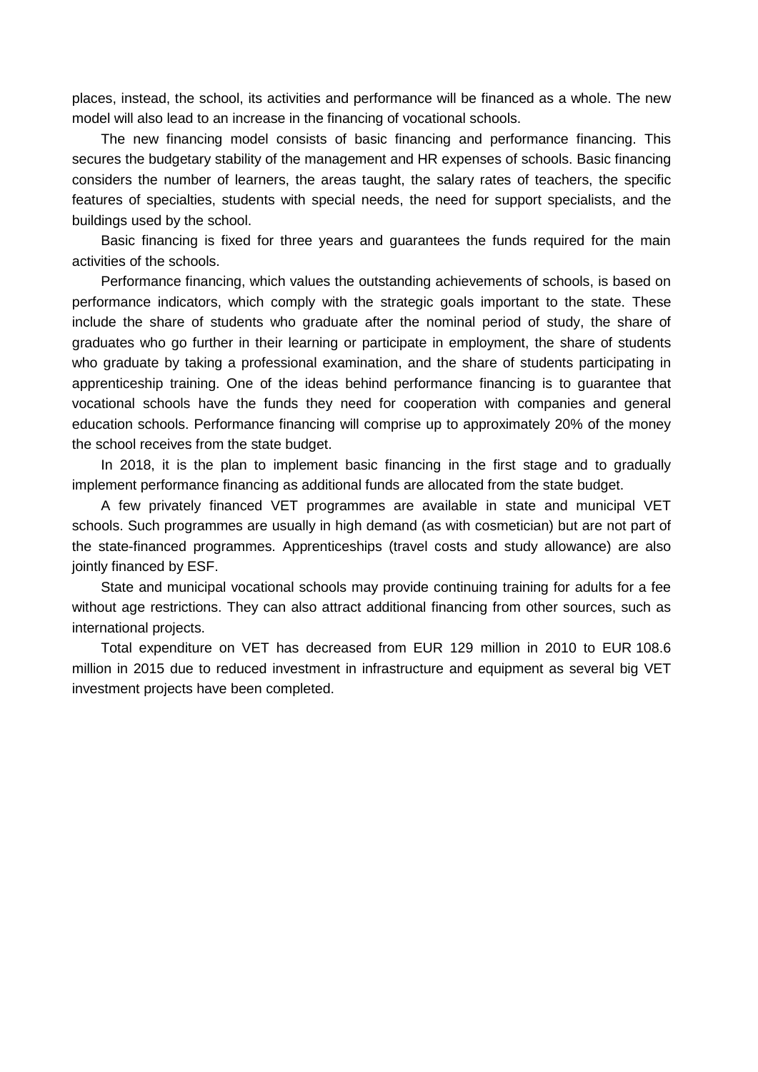places, instead, the school, its activities and performance will be financed as a whole. The new model will also lead to an increase in the financing of vocational schools.

The new financing model consists of basic financing and performance financing. This secures the budgetary stability of the management and HR expenses of schools. Basic financing considers the number of learners, the areas taught, the salary rates of teachers, the specific features of specialties, students with special needs, the need for support specialists, and the buildings used by the school.

Basic financing is fixed for three years and guarantees the funds required for the main activities of the schools.

Performance financing, which values the outstanding achievements of schools, is based on performance indicators, which comply with the strategic goals important to the state. These include the share of students who graduate after the nominal period of study, the share of graduates who go further in their learning or participate in employment, the share of students who graduate by taking a professional examination, and the share of students participating in apprenticeship training. One of the ideas behind performance financing is to guarantee that vocational schools have the funds they need for cooperation with companies and general education schools. Performance financing will comprise up to approximately 20% of the money the school receives from the state budget.

In 2018, it is the plan to implement basic financing in the first stage and to gradually implement performance financing as additional funds are allocated from the state budget.

A few privately financed VET programmes are available in state and municipal VET schools. Such programmes are usually in high demand (as with cosmetician) but are not part of the state-financed programmes. Apprenticeships (travel costs and study allowance) are also jointly financed by ESF.

State and municipal vocational schools may provide continuing training for adults for a fee without age restrictions. They can also attract additional financing from other sources, such as international projects.

Total expenditure on VET has decreased from EUR 129 million in 2010 to EUR 108.6 million in 2015 due to reduced investment in infrastructure and equipment as several big VET investment projects have been completed.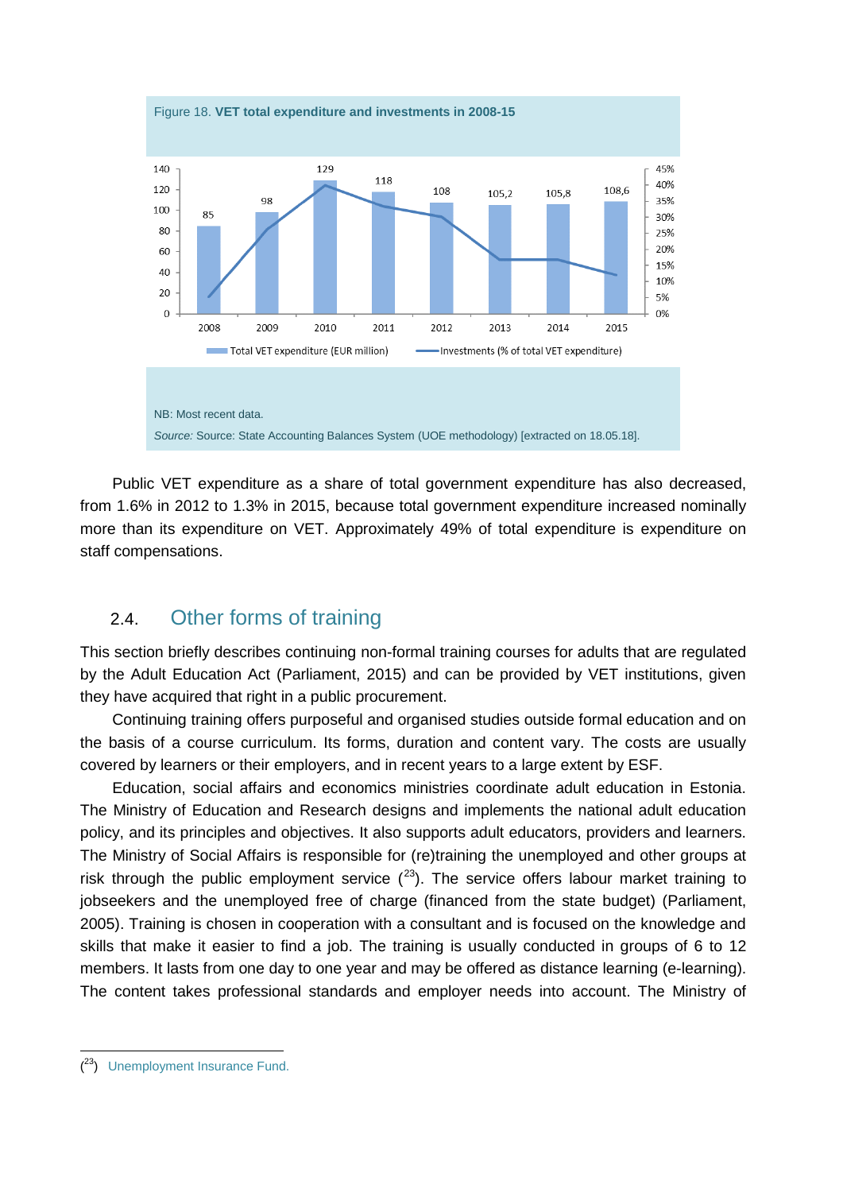Figure 18. **VET total expenditure and investments in 2008-15**

| Year | Total VET expenditure (EUR million) |
|---|---|
| 2008 | 85 |
| 2009 | 98 |
| 2010 | 129 |
| 2011 | 118 |
| 2012 | 108 |
| 2013 | 105,2 |
| 2014 | 105,8 |
| 2015 | 108,6 |

Total VET expenditure (EUR million) — Investments (% of total VET expenditure)

NB: Most recent data.

*Source:* Source: State Accounting Balances System (UOE methodology) [extracted on 18.05.18].

Public VET expenditure as a share of total government expenditure has also decreased, from 1.6% in 2012 to 1.3% in 2015, because total government expenditure increased nominally more than its expenditure on VET. Approximately 49% of total expenditure is expenditure on staff compensations.

## 2.4. Other forms of training

This section briefly describes continuing non-formal training courses for adults that are regulated by the Adult Education Act (Parliament, 2015) and can be provided by VET institutions, given they have acquired that right in a public procurement.

Continuing training offers purposeful and organised studies outside formal education and on the basis of a course curriculum. Its forms, duration and content vary. The costs are usually covered by learners or their employers, and in recent years to a large extent by ESF.

Education, social affairs and economics ministries coordinate adult education in Estonia. The Ministry of Education and Research designs and implements the national adult education policy, and its principles and objectives. It also supports adult educators, providers and learners. The Ministry of Social Affairs is responsible for (re)training the unemployed and other groups at risk through the public employment service ([23]). The service offers labour market training to jobseekers and the unemployed free of charge (financed from the state budget) (Parliament, 2005). Training is chosen in cooperation with a consultant and is focused on the knowledge and skills that make it easier to find a job. The training is usually conducted in groups of 6 to 12 members. It lasts from one day to one year and may be offered as distance learning (e-learning). The content takes professional standards and employer needs into account. The Ministry of

([23]) Unemployment Insurance Fund.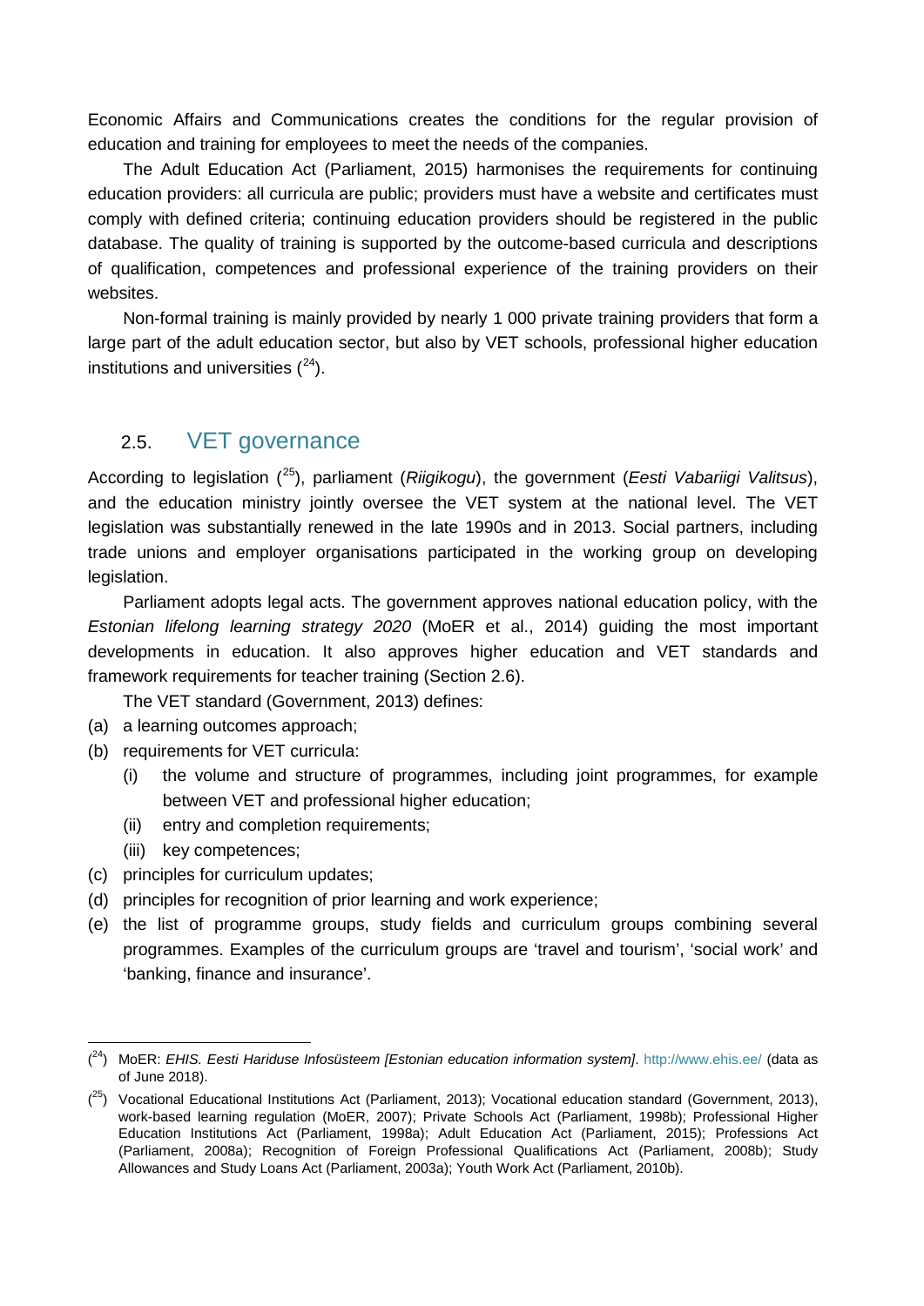Economic Affairs and Communications creates the conditions for the regular provision of education and training for employees to meet the needs of the companies.

The Adult Education Act (Parliament, 2015) harmonises the requirements for continuing education providers: all curricula are public; providers must have a website and certificates must comply with defined criteria; continuing education providers should be registered in the public database. The quality of training is supported by the outcome-based curricula and descriptions of qualification, competences and professional experience of the training providers on their websites.

Non-formal training is mainly provided by nearly 1 000 private training providers that form a large part of the adult education sector, but also by VET schools, professional higher education institutions and universities ([24]).

## 2.5. VET governance

According to legislation ([25]), parliament (*Riigikogu*), the government (*Eesti Vabariigi Valitsus*), and the education ministry jointly oversee the VET system at the national level. The VET legislation was substantially renewed in the late 1990s and in 2013. Social partners, including trade unions and employer organisations participated in the working group on developing legislation.

Parliament adopts legal acts. The government approves national education policy, with the *Estonian lifelong learning strategy 2020* (MoER et al., 2014) guiding the most important developments in education. It also approves higher education and VET standards and framework requirements for teacher training (Section 2.6).

The VET standard (Government, 2013) defines:

(a) a learning outcomes approach;
(b) requirements for VET curricula:
   (i) the volume and structure of programmes, including joint programmes, for example between VET and professional higher education;
   (ii) entry and completion requirements;
   (iii) key competences;
(c) principles for curriculum updates;
(d) principles for recognition of prior learning and work experience;
(e) the list of programme groups, study fields and curriculum groups combining several programmes. Examples of the curriculum groups are 'travel and tourism', 'social work' and 'banking, finance and insurance'.

---

([24]) MoER: *EHIS. Eesti Hariduse Infosüsteem [Estonian education information system]*. http://www.ehis.ee/ (data as of June 2018).

([25]) Vocational Educational Institutions Act (Parliament, 2013); Vocational education standard (Government, 2013), work-based learning regulation (MoER, 2007); Private Schools Act (Parliament, 1998b); Professional Higher Education Institutions Act (Parliament, 1998a); Adult Education Act (Parliament, 2015); Professions Act (Parliament, 2008a); Recognition of Foreign Professional Qualifications Act (Parliament, 2008b); Study Allowances and Study Loans Act (Parliament, 2003a); Youth Work Act (Parliament, 2010b).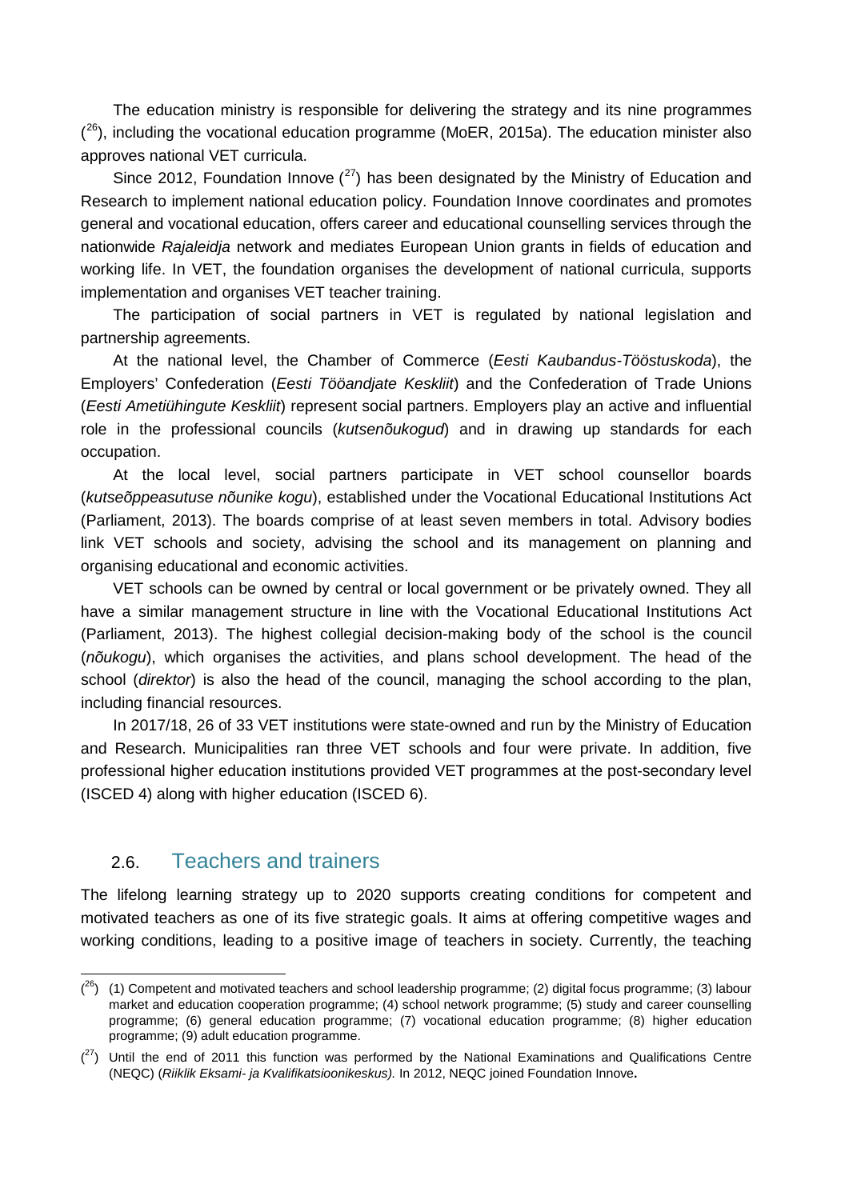The education ministry is responsible for delivering the strategy and its nine programmes ([26]), including the vocational education programme (MoER, 2015a). The education minister also approves national VET curricula.

Since 2012, Foundation Innove ([27]) has been designated by the Ministry of Education and Research to implement national education policy. Foundation Innove coordinates and promotes general and vocational education, offers career and educational counselling services through the nationwide *Rajaleidja* network and mediates European Union grants in fields of education and working life. In VET, the foundation organises the development of national curricula, supports implementation and organises VET teacher training.

The participation of social partners in VET is regulated by national legislation and partnership agreements.

At the national level, the Chamber of Commerce (*Eesti Kaubandus-Tööstuskoda*), the Employers' Confederation (*Eesti Tööandjate Keskliit*) and the Confederation of Trade Unions (*Eesti Ametiühingute Keskliit*) represent social partners. Employers play an active and influential role in the professional councils (*kutsenõukogud*) and in drawing up standards for each occupation.

At the local level, social partners participate in VET school counsellor boards (*kutseõppeasutuse nõunike kogu*), established under the Vocational Educational Institutions Act (Parliament, 2013). The boards comprise of at least seven members in total. Advisory bodies link VET schools and society, advising the school and its management on planning and organising educational and economic activities.

VET schools can be owned by central or local government or be privately owned. They all have a similar management structure in line with the Vocational Educational Institutions Act (Parliament, 2013). The highest collegial decision-making body of the school is the council (*nõukogu*), which organises the activities, and plans school development. The head of the school (*direktor*) is also the head of the council, managing the school according to the plan, including financial resources.

In 2017/18, 26 of 33 VET institutions were state-owned and run by the Ministry of Education and Research. Municipalities ran three VET schools and four were private. In addition, five professional higher education institutions provided VET programmes at the post-secondary level (ISCED 4) along with higher education (ISCED 6).

## 2.6. Teachers and trainers

The lifelong learning strategy up to 2020 supports creating conditions for competent and motivated teachers as one of its five strategic goals. It aims at offering competitive wages and working conditions, leading to a positive image of teachers in society. Currently, the teaching

---

([26]) (1) Competent and motivated teachers and school leadership programme; (2) digital focus programme; (3) labour market and education cooperation programme; (4) school network programme; (5) study and career counselling programme; (6) general education programme; (7) vocational education programme; (8) higher education programme; (9) adult education programme.

([27]) Until the end of 2011 this function was performed by the National Examinations and Qualifications Centre (NEQC) (*Riiklik Eksami- ja Kvalifikatsioonikeskus).* In 2012, NEQC joined Foundation Innove**.**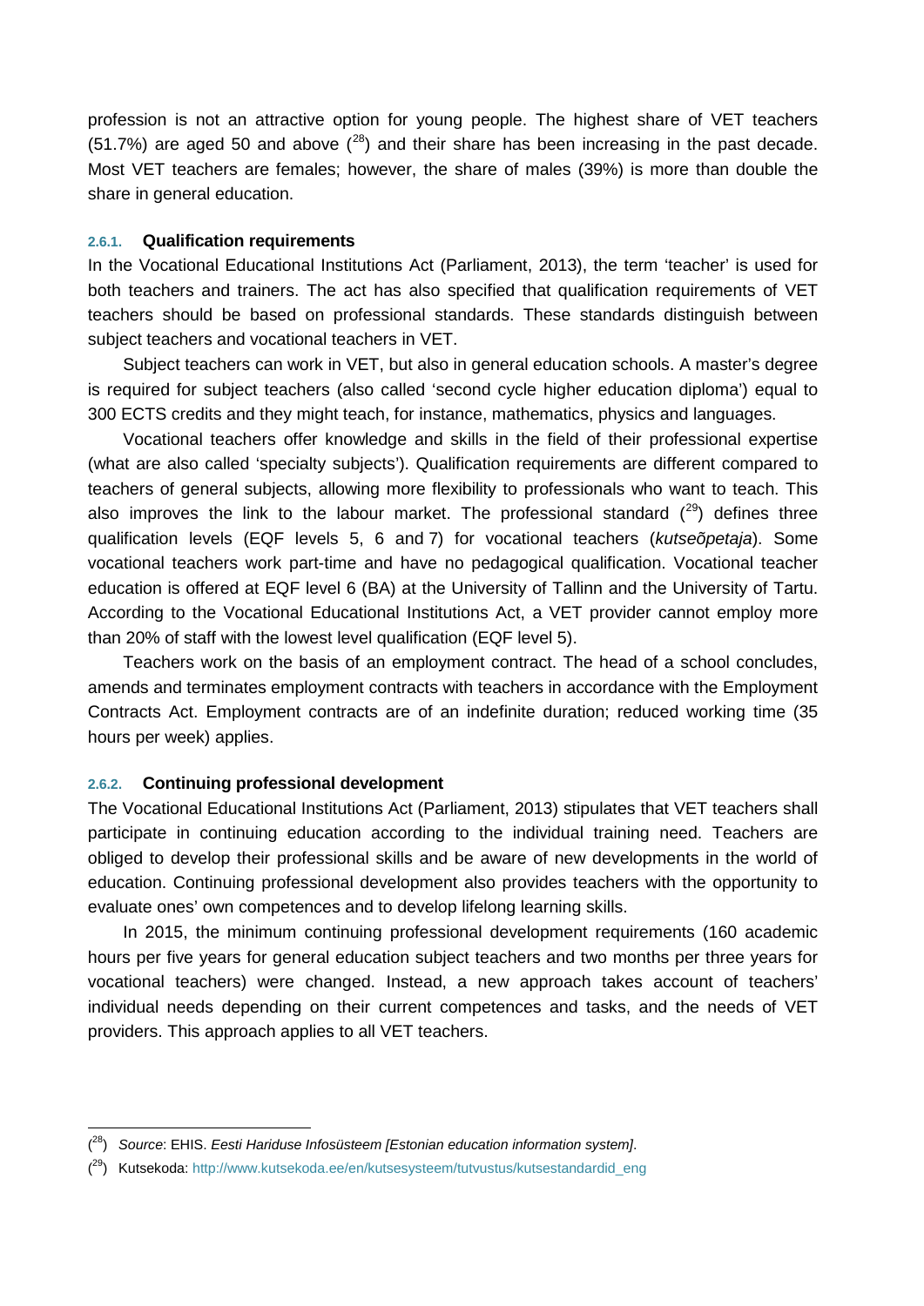profession is not an attractive option for young people. The highest share of VET teachers (51.7%) are aged 50 and above ([28]) and their share has been increasing in the past decade. Most VET teachers are females; however, the share of males (39%) is more than double the share in general education.

### 2.6.1. Qualification requirements

In the Vocational Educational Institutions Act (Parliament, 2013), the term 'teacher' is used for both teachers and trainers. The act has also specified that qualification requirements of VET teachers should be based on professional standards. These standards distinguish between subject teachers and vocational teachers in VET.

Subject teachers can work in VET, but also in general education schools. A master's degree is required for subject teachers (also called 'second cycle higher education diploma') equal to 300 ECTS credits and they might teach, for instance, mathematics, physics and languages.

Vocational teachers offer knowledge and skills in the field of their professional expertise (what are also called 'specialty subjects'). Qualification requirements are different compared to teachers of general subjects, allowing more flexibility to professionals who want to teach. This also improves the link to the labour market. The professional standard ([29]) defines three qualification levels (EQF levels 5, 6 and 7) for vocational teachers (*kutseõpetaja*). Some vocational teachers work part-time and have no pedagogical qualification. Vocational teacher education is offered at EQF level 6 (BA) at the University of Tallinn and the University of Tartu. According to the Vocational Educational Institutions Act, a VET provider cannot employ more than 20% of staff with the lowest level qualification (EQF level 5).

Teachers work on the basis of an employment contract. The head of a school concludes, amends and terminates employment contracts with teachers in accordance with the Employment Contracts Act. Employment contracts are of an indefinite duration; reduced working time (35 hours per week) applies.

### 2.6.2. Continuing professional development

The Vocational Educational Institutions Act (Parliament, 2013) stipulates that VET teachers shall participate in continuing education according to the individual training need. Teachers are obliged to develop their professional skills and be aware of new developments in the world of education. Continuing professional development also provides teachers with the opportunity to evaluate ones' own competences and to develop lifelong learning skills.

In 2015, the minimum continuing professional development requirements (160 academic hours per five years for general education subject teachers and two months per three years for vocational teachers) were changed. Instead, a new approach takes account of teachers' individual needs depending on their current competences and tasks, and the needs of VET providers. This approach applies to all VET teachers.

---

([28]) *Source*: EHIS. *Eesti Hariduse Infosüsteem [Estonian education information system]*.

([29]) Kutsekoda: http://www.kutsekoda.ee/en/kutsesysteem/tutvustus/kutsestandardid_eng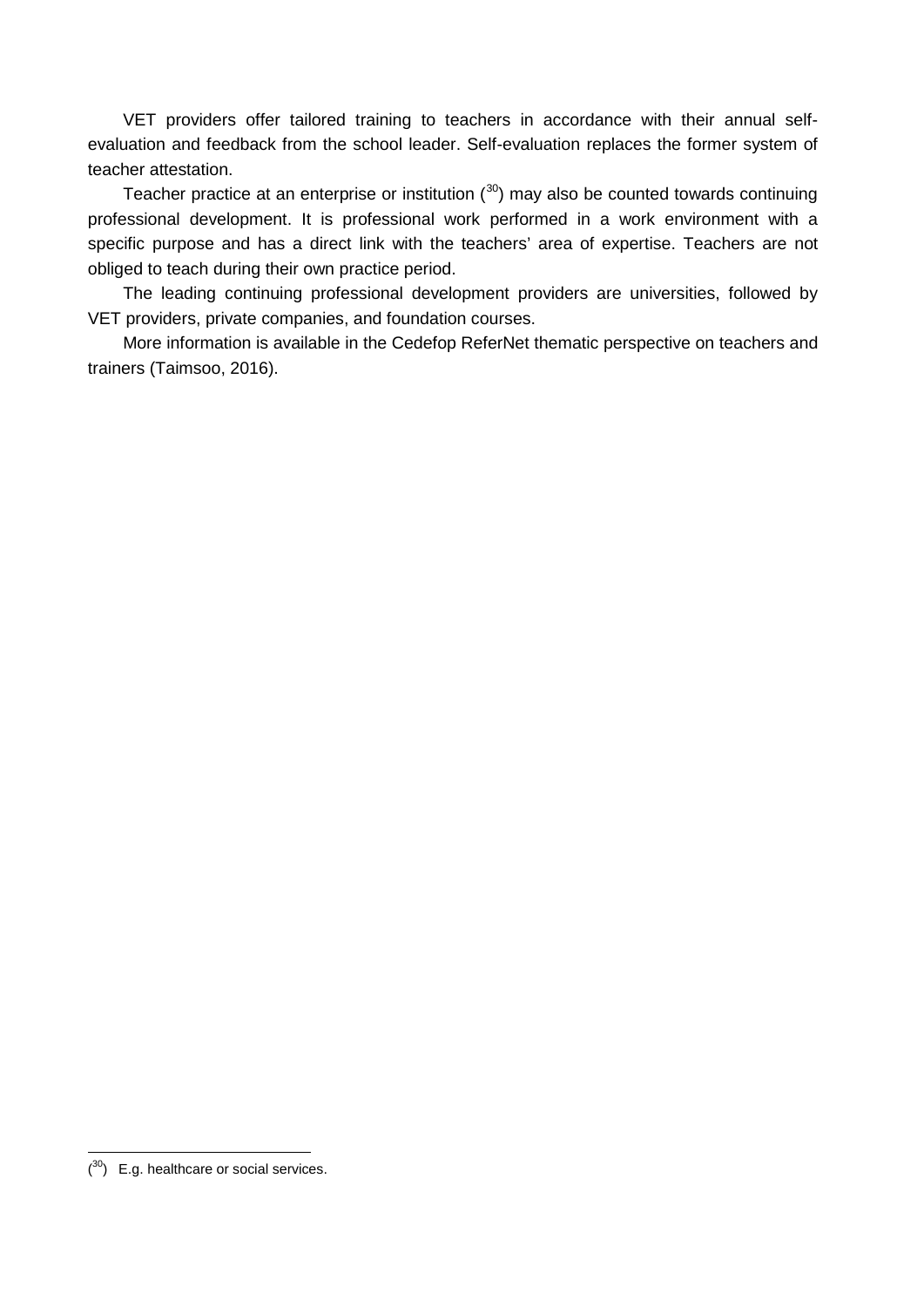VET providers offer tailored training to teachers in accordance with their annual self-evaluation and feedback from the school leader. Self-evaluation replaces the former system of teacher attestation.

Teacher practice at an enterprise or institution ([30]) may also be counted towards continuing professional development. It is professional work performed in a work environment with a specific purpose and has a direct link with the teachers' area of expertise. Teachers are not obliged to teach during their own practice period.

The leading continuing professional development providers are universities, followed by VET providers, private companies, and foundation courses.

More information is available in the Cedefop ReferNet thematic perspective on teachers and trainers (Taimsoo, 2016).

---

([30]) E.g. healthcare or social services.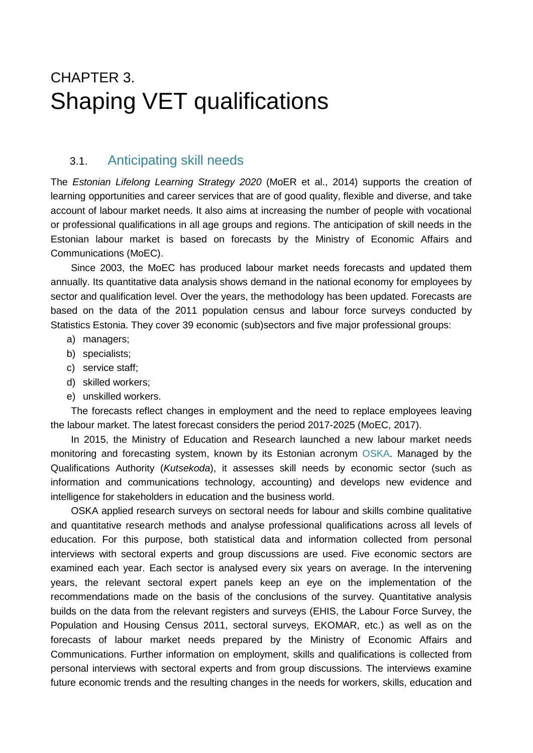# CHAPTER 3.
# Shaping VET qualifications

## 3.1. Anticipating skill needs

The *Estonian Lifelong Learning Strategy 2020* (MoER et al., 2014) supports the creation of learning opportunities and career services that are of good quality, flexible and diverse, and take account of labour market needs. It also aims at increasing the number of people with vocational or professional qualifications in all age groups and regions. The anticipation of skill needs in the Estonian labour market is based on forecasts by the Ministry of Economic Affairs and Communications (MoEC).

Since 2003, the MoEC has produced labour market needs forecasts and updated them annually. Its quantitative data analysis shows demand in the national economy for employees by sector and qualification level. Over the years, the methodology has been updated. Forecasts are based on the data of the 2011 population census and labour force surveys conducted by Statistics Estonia. They cover 39 economic (sub)sectors and five major professional groups:

a) managers;
b) specialists;
c) service staff;
d) skilled workers;
e) unskilled workers.

The forecasts reflect changes in employment and the need to replace employees leaving the labour market. The latest forecast considers the period 2017-2025 (MoEC, 2017).

In 2015, the Ministry of Education and Research launched a new labour market needs monitoring and forecasting system, known by its Estonian acronym OSKA. Managed by the Qualifications Authority (*Kutsekoda*), it assesses skill needs by economic sector (such as information and communications technology, accounting) and develops new evidence and intelligence for stakeholders in education and the business world.

OSKA applied research surveys on sectoral needs for labour and skills combine qualitative and quantitative research methods and analyse professional qualifications across all levels of education. For this purpose, both statistical data and information collected from personal interviews with sectoral experts and group discussions are used. Five economic sectors are examined each year. Each sector is analysed every six years on average. In the intervening years, the relevant sectoral expert panels keep an eye on the implementation of the recommendations made on the basis of the conclusions of the survey. Quantitative analysis builds on the data from the relevant registers and surveys (EHIS, the Labour Force Survey, the Population and Housing Census 2011, sectoral surveys, EKOMAR, etc.) as well as on the forecasts of labour market needs prepared by the Ministry of Economic Affairs and Communications. Further information on employment, skills and qualifications is collected from personal interviews with sectoral experts and from group discussions. The interviews examine future economic trends and the resulting changes in the needs for workers, skills, education and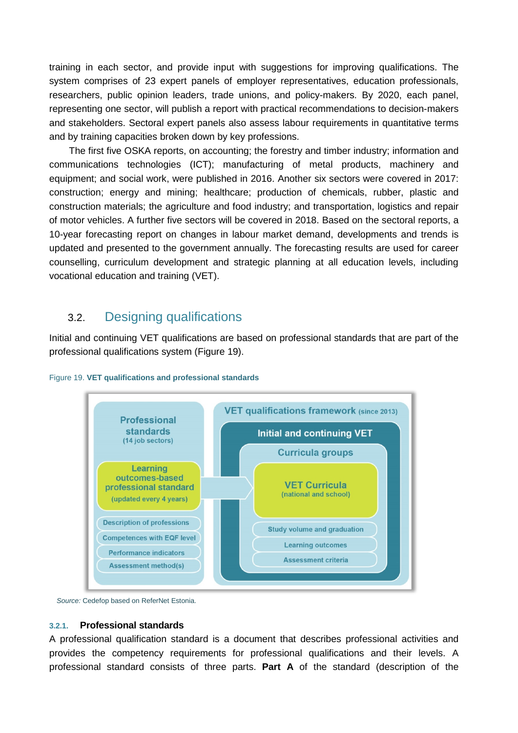training in each sector, and provide input with suggestions for improving qualifications. The system comprises of 23 expert panels of employer representatives, education professionals, researchers, public opinion leaders, trade unions, and policy-makers. By 2020, each panel, representing one sector, will publish a report with practical recommendations to decision-makers and stakeholders. Sectoral expert panels also assess labour requirements in quantitative terms and by training capacities broken down by key professions.

The first five OSKA reports, on accounting; the forestry and timber industry; information and communications technologies (ICT); manufacturing of metal products, machinery and equipment; and social work, were published in 2016. Another six sectors were covered in 2017: construction; energy and mining; healthcare; production of chemicals, rubber, plastic and construction materials; the agriculture and food industry; and transportation, logistics and repair of motor vehicles. A further five sectors will be covered in 2018. Based on the sectoral reports, a 10-year forecasting report on changes in labour market demand, developments and trends is updated and presented to the government annually. The forecasting results are used for career counselling, curriculum development and strategic planning at all education levels, including vocational education and training (VET).

## 3.2. Designing qualifications

Initial and continuing VET qualifications are based on professional standards that are part of the professional qualifications system (Figure 19).

Figure 19. **VET qualifications and professional standards**

**Professional standards** (14 job sectors)
- **Learning outcomes-based professional standard** (updated every 4 years)
- Description of professions
- Competences with EQF level
- Performance indicators
- Assessment method(s)

**VET qualifications framework** (since 2013)
- **Initial and continuing VET**
  - **Curricula groups**
    - **VET Curricula** (national and school)
    - Study volume and graduation
    - Learning outcomes
    - Assessment criteria

*Source:* Cedefop based on ReferNet Estonia.

### 3.2.1. Professional standards

A professional qualification standard is a document that describes professional activities and provides the competency requirements for professional qualifications and their levels. A professional standard consists of three parts. **Part A** of the standard (description of the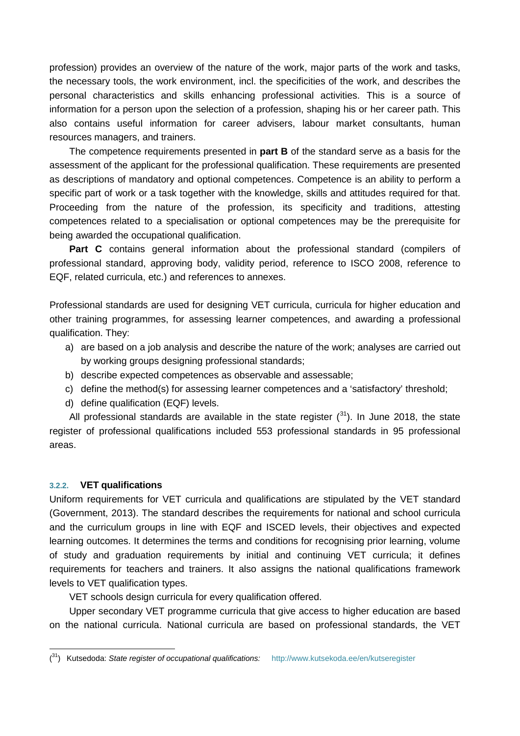profession) provides an overview of the nature of the work, major parts of the work and tasks, the necessary tools, the work environment, incl. the specificities of the work, and describes the personal characteristics and skills enhancing professional activities. This is a source of information for a person upon the selection of a profession, shaping his or her career path. This also contains useful information for career advisers, labour market consultants, human resources managers, and trainers.

The competence requirements presented in **part B** of the standard serve as a basis for the assessment of the applicant for the professional qualification. These requirements are presented as descriptions of mandatory and optional competences. Competence is an ability to perform a specific part of work or a task together with the knowledge, skills and attitudes required for that. Proceeding from the nature of the profession, its specificity and traditions, attesting competences related to a specialisation or optional competences may be the prerequisite for being awarded the occupational qualification.

**Part C** contains general information about the professional standard (compilers of professional standard, approving body, validity period, reference to ISCO 2008, reference to EQF, related curricula, etc.) and references to annexes.

Professional standards are used for designing VET curricula, curricula for higher education and other training programmes, for assessing learner competences, and awarding a professional qualification. They:

a) are based on a job analysis and describe the nature of the work; analyses are carried out by working groups designing professional standards;
b) describe expected competences as observable and assessable;
c) define the method(s) for assessing learner competences and a 'satisfactory' threshold;
d) define qualification (EQF) levels.

All professional standards are available in the state register ([31]). In June 2018, the state register of professional qualifications included 553 professional standards in 95 professional areas.

### 3.2.2. VET qualifications

Uniform requirements for VET curricula and qualifications are stipulated by the VET standard (Government, 2013). The standard describes the requirements for national and school curricula and the curriculum groups in line with EQF and ISCED levels, their objectives and expected learning outcomes. It determines the terms and conditions for recognising prior learning, volume of study and graduation requirements by initial and continuing VET curricula; it defines requirements for teachers and trainers. It also assigns the national qualifications framework levels to VET qualification types.

VET schools design curricula for every qualification offered.

Upper secondary VET programme curricula that give access to higher education are based on the national curricula. National curricula are based on professional standards, the VET

---

([31]) Kutsedoda: *State register of occupational qualifications:* http://www.kutsekoda.ee/en/kutseregister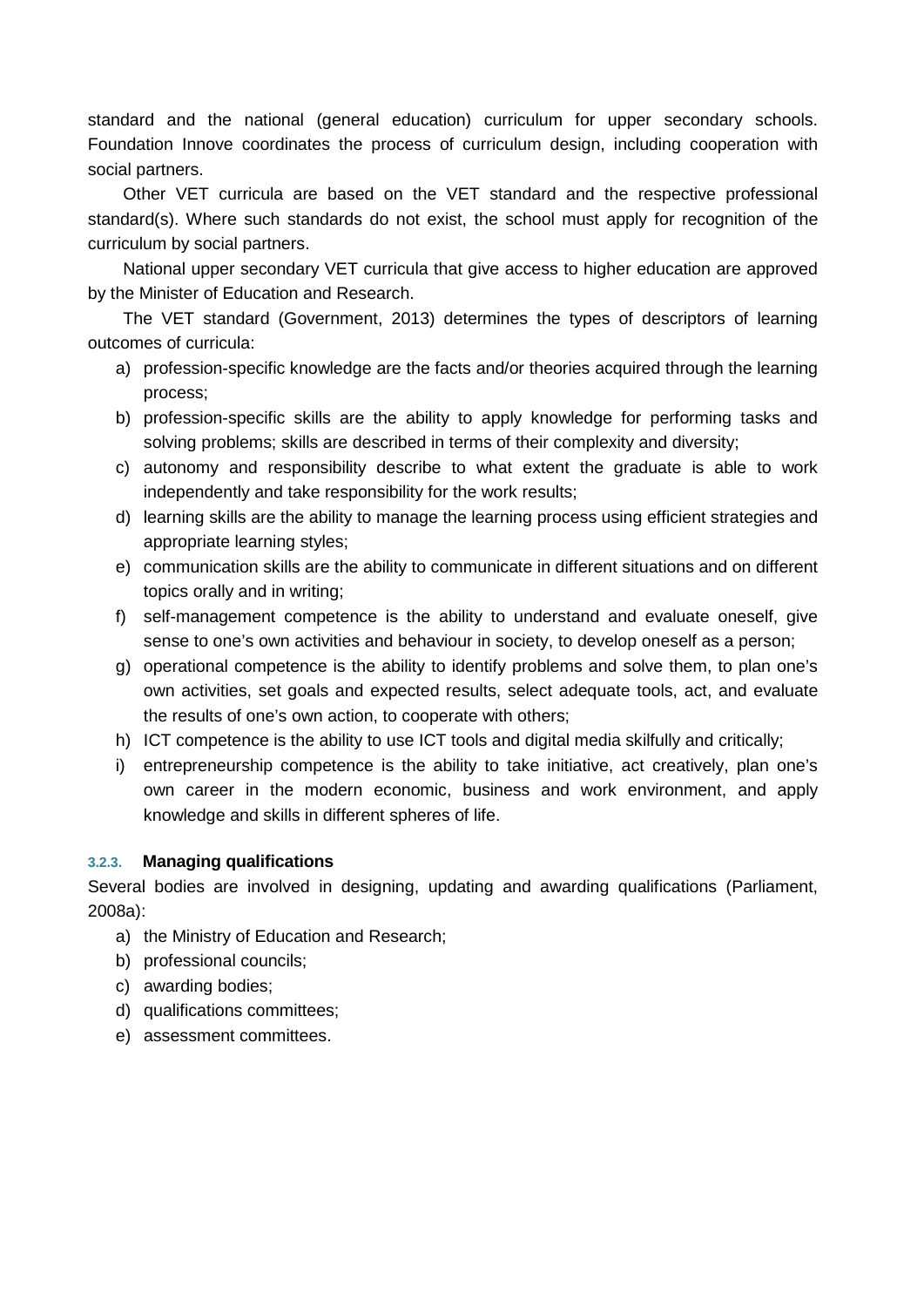standard and the national (general education) curriculum for upper secondary schools. Foundation Innove coordinates the process of curriculum design, including cooperation with social partners.

Other VET curricula are based on the VET standard and the respective professional standard(s). Where such standards do not exist, the school must apply for recognition of the curriculum by social partners.

National upper secondary VET curricula that give access to higher education are approved by the Minister of Education and Research.

The VET standard (Government, 2013) determines the types of descriptors of learning outcomes of curricula:

a) profession-specific knowledge are the facts and/or theories acquired through the learning process;
b) profession-specific skills are the ability to apply knowledge for performing tasks and solving problems; skills are described in terms of their complexity and diversity;
c) autonomy and responsibility describe to what extent the graduate is able to work independently and take responsibility for the work results;
d) learning skills are the ability to manage the learning process using efficient strategies and appropriate learning styles;
e) communication skills are the ability to communicate in different situations and on different topics orally and in writing;
f) self-management competence is the ability to understand and evaluate oneself, give sense to one's own activities and behaviour in society, to develop oneself as a person;
g) operational competence is the ability to identify problems and solve them, to plan one's own activities, set goals and expected results, select adequate tools, act, and evaluate the results of one's own action, to cooperate with others;
h) ICT competence is the ability to use ICT tools and digital media skilfully and critically;
i) entrepreneurship competence is the ability to take initiative, act creatively, plan one's own career in the modern economic, business and work environment, and apply knowledge and skills in different spheres of life.

### 3.2.3. Managing qualifications

Several bodies are involved in designing, updating and awarding qualifications (Parliament, 2008a):

a) the Ministry of Education and Research;
b) professional councils;
c) awarding bodies;
d) qualifications committees;
e) assessment committees.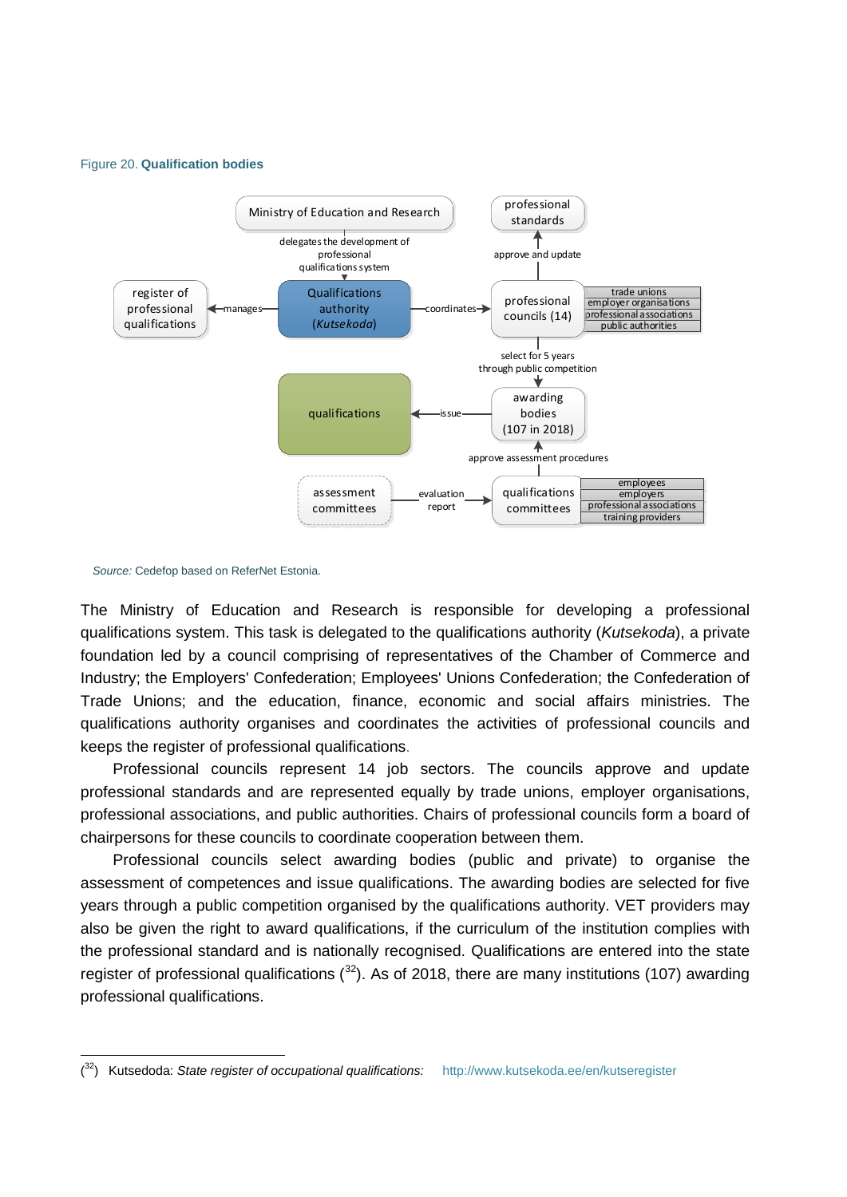Figure 20. **Qualification bodies**

*Source:* Cedefop based on ReferNet Estonia.

The Ministry of Education and Research is responsible for developing a professional qualifications system. This task is delegated to the qualifications authority (*Kutsekoda*), a private foundation led by a council comprising of representatives of the Chamber of Commerce and Industry; the Employers' Confederation; Employees' Unions Confederation; the Confederation of Trade Unions; and the education, finance, economic and social affairs ministries. The qualifications authority organises and coordinates the activities of professional councils and keeps the register of professional qualifications.

Professional councils represent 14 job sectors. The councils approve and update professional standards and are represented equally by trade unions, employer organisations, professional associations, and public authorities. Chairs of professional councils form a board of chairpersons for these councils to coordinate cooperation between them.

Professional councils select awarding bodies (public and private) to organise the assessment of competences and issue qualifications. The awarding bodies are selected for five years through a public competition organised by the qualifications authority. VET providers may also be given the right to award qualifications, if the curriculum of the institution complies with the professional standard and is nationally recognised. Qualifications are entered into the state register of professional qualifications ([32]). As of 2018, there are many institutions (107) awarding professional qualifications.

---

([32]) Kutsedoda: *State register of occupational qualifications:* http://www.kutsekoda.ee/en/kutseregister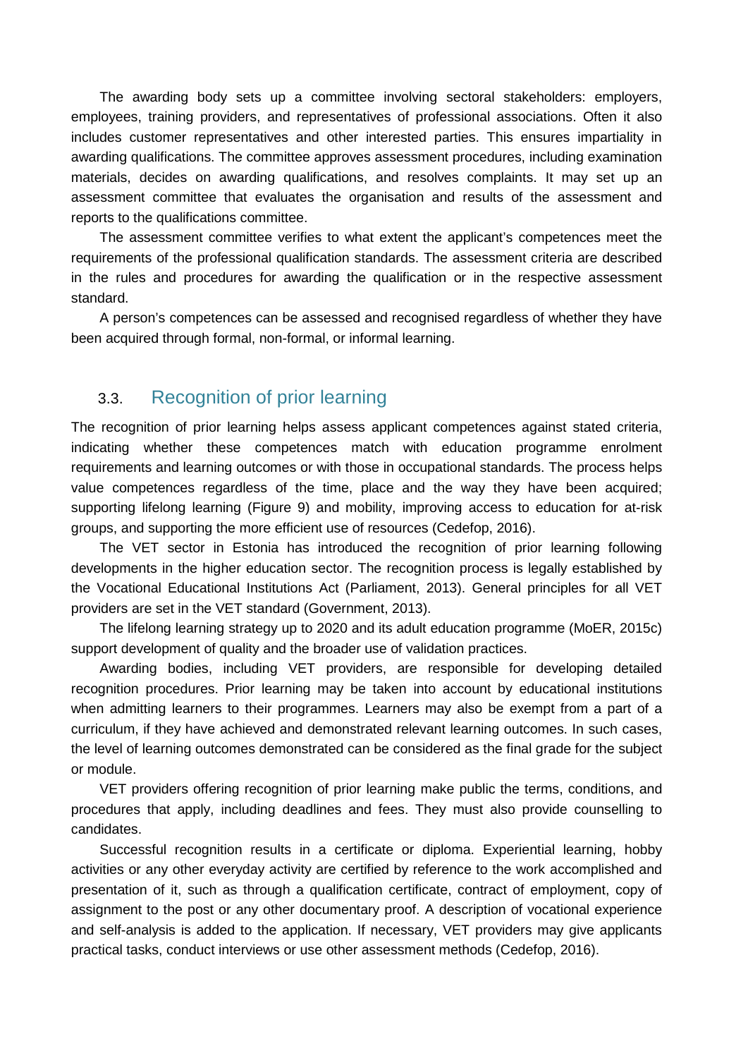The awarding body sets up a committee involving sectoral stakeholders: employers, employees, training providers, and representatives of professional associations. Often it also includes customer representatives and other interested parties. This ensures impartiality in awarding qualifications. The committee approves assessment procedures, including examination materials, decides on awarding qualifications, and resolves complaints. It may set up an assessment committee that evaluates the organisation and results of the assessment and reports to the qualifications committee.

The assessment committee verifies to what extent the applicant's competences meet the requirements of the professional qualification standards. The assessment criteria are described in the rules and procedures for awarding the qualification or in the respective assessment standard.

A person's competences can be assessed and recognised regardless of whether they have been acquired through formal, non-formal, or informal learning.

## 3.3. Recognition of prior learning

The recognition of prior learning helps assess applicant competences against stated criteria, indicating whether these competences match with education programme enrolment requirements and learning outcomes or with those in occupational standards. The process helps value competences regardless of the time, place and the way they have been acquired; supporting lifelong learning (Figure 9) and mobility, improving access to education for at-risk groups, and supporting the more efficient use of resources (Cedefop, 2016).

The VET sector in Estonia has introduced the recognition of prior learning following developments in the higher education sector. The recognition process is legally established by the Vocational Educational Institutions Act (Parliament, 2013). General principles for all VET providers are set in the VET standard (Government, 2013).

The lifelong learning strategy up to 2020 and its adult education programme (MoER, 2015c) support development of quality and the broader use of validation practices.

Awarding bodies, including VET providers, are responsible for developing detailed recognition procedures. Prior learning may be taken into account by educational institutions when admitting learners to their programmes. Learners may also be exempt from a part of a curriculum, if they have achieved and demonstrated relevant learning outcomes. In such cases, the level of learning outcomes demonstrated can be considered as the final grade for the subject or module.

VET providers offering recognition of prior learning make public the terms, conditions, and procedures that apply, including deadlines and fees. They must also provide counselling to candidates.

Successful recognition results in a certificate or diploma. Experiential learning, hobby activities or any other everyday activity are certified by reference to the work accomplished and presentation of it, such as through a qualification certificate, contract of employment, copy of assignment to the post or any other documentary proof. A description of vocational experience and self-analysis is added to the application. If necessary, VET providers may give applicants practical tasks, conduct interviews or use other assessment methods (Cedefop, 2016).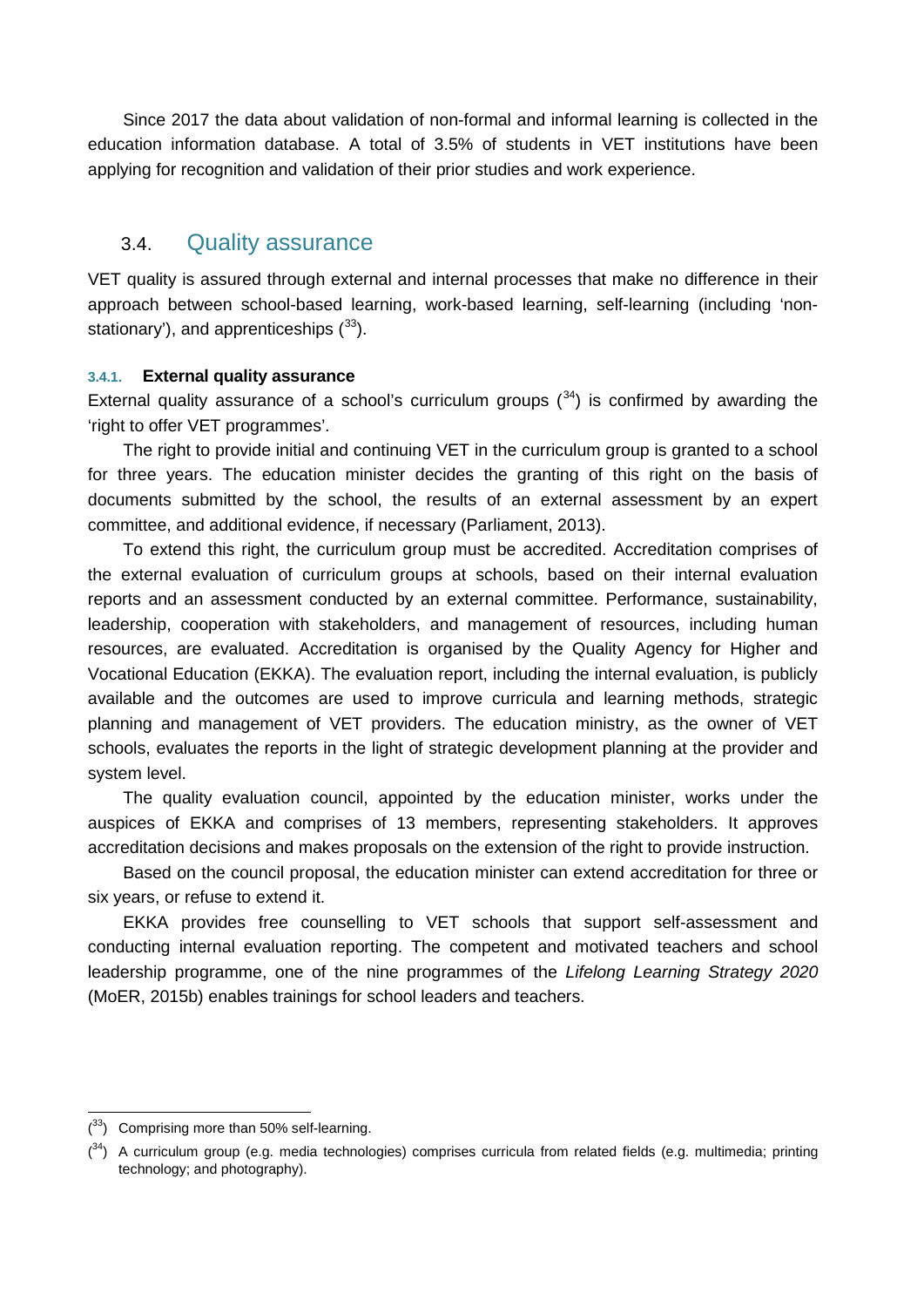Since 2017 the data about validation of non-formal and informal learning is collected in the education information database. A total of 3.5% of students in VET institutions have been applying for recognition and validation of their prior studies and work experience.

## 3.4. Quality assurance

VET quality is assured through external and internal processes that make no difference in their approach between school-based learning, work-based learning, self-learning (including 'non-stationary'), and apprenticeships ([33]).

### 3.4.1. External quality assurance

External quality assurance of a school's curriculum groups ([34]) is confirmed by awarding the 'right to offer VET programmes'.

The right to provide initial and continuing VET in the curriculum group is granted to a school for three years. The education minister decides the granting of this right on the basis of documents submitted by the school, the results of an external assessment by an expert committee, and additional evidence, if necessary (Parliament, 2013).

To extend this right, the curriculum group must be accredited. Accreditation comprises of the external evaluation of curriculum groups at schools, based on their internal evaluation reports and an assessment conducted by an external committee. Performance, sustainability, leadership, cooperation with stakeholders, and management of resources, including human resources, are evaluated. Accreditation is organised by the Quality Agency for Higher and Vocational Education (EKKA). The evaluation report, including the internal evaluation, is publicly available and the outcomes are used to improve curricula and learning methods, strategic planning and management of VET providers. The education ministry, as the owner of VET schools, evaluates the reports in the light of strategic development planning at the provider and system level.

The quality evaluation council, appointed by the education minister, works under the auspices of EKKA and comprises of 13 members, representing stakeholders. It approves accreditation decisions and makes proposals on the extension of the right to provide instruction.

Based on the council proposal, the education minister can extend accreditation for three or six years, or refuse to extend it.

EKKA provides free counselling to VET schools that support self-assessment and conducting internal evaluation reporting. The competent and motivated teachers and school leadership programme, one of the nine programmes of the *Lifelong Learning Strategy 2020* (MoER, 2015b) enables trainings for school leaders and teachers.

---

([33]) Comprising more than 50% self-learning.

([34]) A curriculum group (e.g. media technologies) comprises curricula from related fields (e.g. multimedia; printing technology; and photography).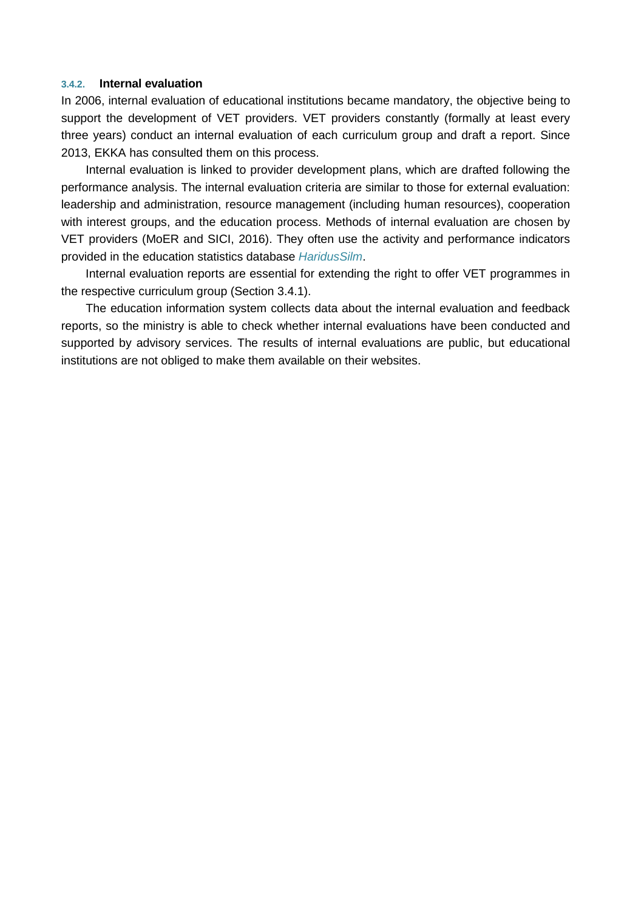### 3.4.2. Internal evaluation

In 2006, internal evaluation of educational institutions became mandatory, the objective being to support the development of VET providers. VET providers constantly (formally at least every three years) conduct an internal evaluation of each curriculum group and draft a report. Since 2013, EKKA has consulted them on this process.

Internal evaluation is linked to provider development plans, which are drafted following the performance analysis. The internal evaluation criteria are similar to those for external evaluation: leadership and administration, resource management (including human resources), cooperation with interest groups, and the education process. Methods of internal evaluation are chosen by VET providers (MoER and SICI, 2016). They often use the activity and performance indicators provided in the education statistics database *HaridusSilm*.

Internal evaluation reports are essential for extending the right to offer VET programmes in the respective curriculum group (Section 3.4.1).

The education information system collects data about the internal evaluation and feedback reports, so the ministry is able to check whether internal evaluations have been conducted and supported by advisory services. The results of internal evaluations are public, but educational institutions are not obliged to make them available on their websites.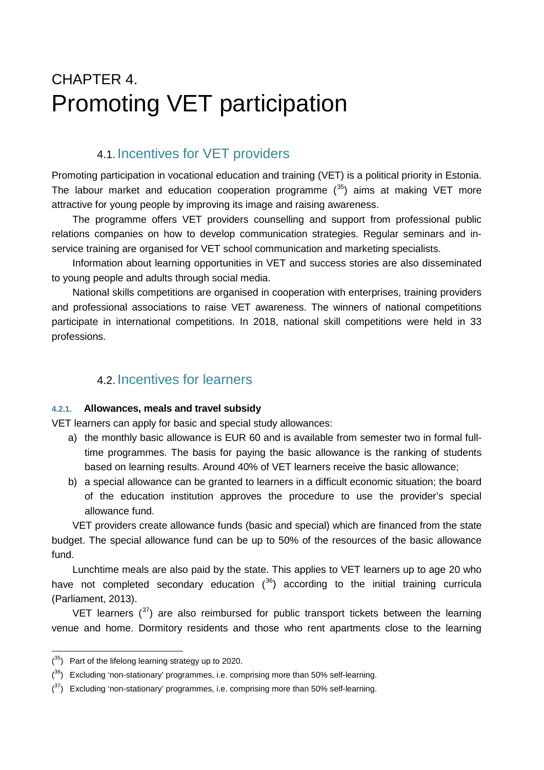# CHAPTER 4.
# Promoting VET participation

## 4.1. Incentives for VET providers

Promoting participation in vocational education and training (VET) is a political priority in Estonia. The labour market and education cooperation programme ([35]) aims at making VET more attractive for young people by improving its image and raising awareness.

The programme offers VET providers counselling and support from professional public relations companies on how to develop communication strategies. Regular seminars and in-service training are organised for VET school communication and marketing specialists.

Information about learning opportunities in VET and success stories are also disseminated to young people and adults through social media.

National skills competitions are organised in cooperation with enterprises, training providers and professional associations to raise VET awareness. The winners of national competitions participate in international competitions. In 2018, national skill competitions were held in 33 professions.

## 4.2. Incentives for learners

#### 4.2.1. Allowances, meals and travel subsidy

VET learners can apply for basic and special study allowances:

a) the monthly basic allowance is EUR 60 and is available from semester two in formal full-time programmes. The basis for paying the basic allowance is the ranking of students based on learning results. Around 40% of VET learners receive the basic allowance;

b) a special allowance can be granted to learners in a difficult economic situation; the board of the education institution approves the procedure to use the provider's special allowance fund.

VET providers create allowance funds (basic and special) which are financed from the state budget. The special allowance fund can be up to 50% of the resources of the basic allowance fund.

Lunchtime meals are also paid by the state. This applies to VET learners up to age 20 who have not completed secondary education ([36]) according to the initial training curricula (Parliament, 2013).

VET learners ([37]) are also reimbursed for public transport tickets between the learning venue and home. Dormitory residents and those who rent apartments close to the learning

---

([35]) Part of the lifelong learning strategy up to 2020.

([36]) Excluding 'non-stationary' programmes, i.e. comprising more than 50% self-learning.

([37]) Excluding 'non-stationary' programmes, i.e. comprising more than 50% self-learning.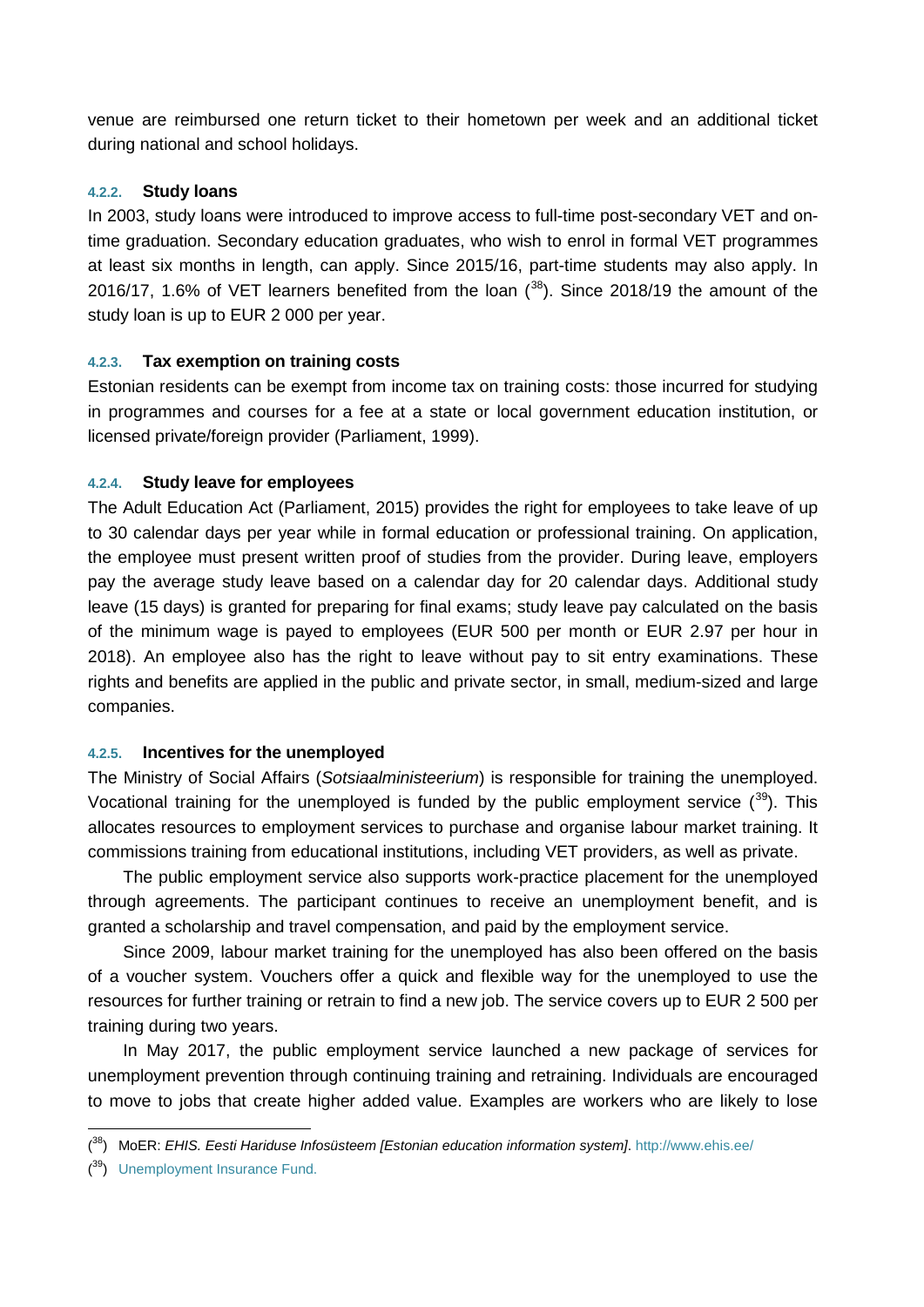venue are reimbursed one return ticket to their hometown per week and an additional ticket during national and school holidays.

#### 4.2.2. Study loans

In 2003, study loans were introduced to improve access to full-time post-secondary VET and on-time graduation. Secondary education graduates, who wish to enrol in formal VET programmes at least six months in length, can apply. Since 2015/16, part-time students may also apply. In 2016/17, 1.6% of VET learners benefited from the loan ([38]). Since 2018/19 the amount of the study loan is up to EUR 2 000 per year.

#### 4.2.3. Tax exemption on training costs

Estonian residents can be exempt from income tax on training costs: those incurred for studying in programmes and courses for a fee at a state or local government education institution, or licensed private/foreign provider (Parliament, 1999).

#### 4.2.4. Study leave for employees

The Adult Education Act (Parliament, 2015) provides the right for employees to take leave of up to 30 calendar days per year while in formal education or professional training. On application, the employee must present written proof of studies from the provider. During leave, employers pay the average study leave based on a calendar day for 20 calendar days. Additional study leave (15 days) is granted for preparing for final exams; study leave pay calculated on the basis of the minimum wage is payed to employees (EUR 500 per month or EUR 2.97 per hour in 2018). An employee also has the right to leave without pay to sit entry examinations. These rights and benefits are applied in the public and private sector, in small, medium-sized and large companies.

#### 4.2.5. Incentives for the unemployed

The Ministry of Social Affairs (*Sotsiaalministeerium*) is responsible for training the unemployed. Vocational training for the unemployed is funded by the public employment service ([39]). This allocates resources to employment services to purchase and organise labour market training. It commissions training from educational institutions, including VET providers, as well as private.

The public employment service also supports work-practice placement for the unemployed through agreements. The participant continues to receive an unemployment benefit, and is granted a scholarship and travel compensation, and paid by the employment service.

Since 2009, labour market training for the unemployed has also been offered on the basis of a voucher system. Vouchers offer a quick and flexible way for the unemployed to use the resources for further training or retrain to find a new job. The service covers up to EUR 2 500 per training during two years.

In May 2017, the public employment service launched a new package of services for unemployment prevention through continuing training and retraining. Individuals are encouraged to move to jobs that create higher added value. Examples are workers who are likely to lose

---

([38]) MoER: *EHIS. Eesti Hariduse Infosüsteem [Estonian education information system]*. http://www.ehis.ee/

([39]) Unemployment Insurance Fund.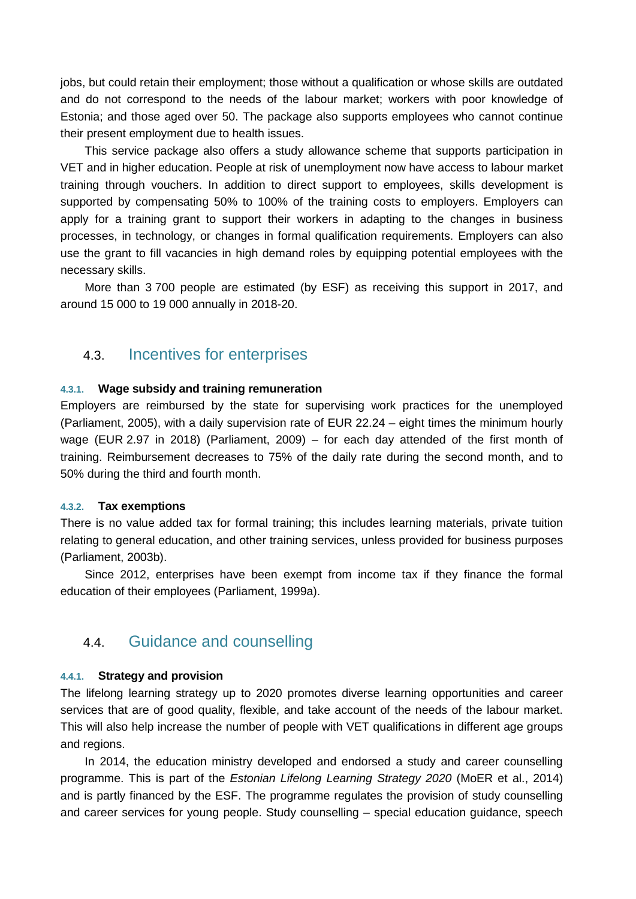jobs, but could retain their employment; those without a qualification or whose skills are outdated and do not correspond to the needs of the labour market; workers with poor knowledge of Estonia; and those aged over 50. The package also supports employees who cannot continue their present employment due to health issues.

This service package also offers a study allowance scheme that supports participation in VET and in higher education. People at risk of unemployment now have access to labour market training through vouchers. In addition to direct support to employees, skills development is supported by compensating 50% to 100% of the training costs to employers. Employers can apply for a training grant to support their workers in adapting to the changes in business processes, in technology, or changes in formal qualification requirements. Employers can also use the grant to fill vacancies in high demand roles by equipping potential employees with the necessary skills.

More than 3 700 people are estimated (by ESF) as receiving this support in 2017, and around 15 000 to 19 000 annually in 2018-20.

## 4.3. Incentives for enterprises

### 4.3.1. Wage subsidy and training remuneration

Employers are reimbursed by the state for supervising work practices for the unemployed (Parliament, 2005), with a daily supervision rate of EUR 22.24 – eight times the minimum hourly wage (EUR 2.97 in 2018) (Parliament, 2009) – for each day attended of the first month of training. Reimbursement decreases to 75% of the daily rate during the second month, and to 50% during the third and fourth month.

### 4.3.2. Tax exemptions

There is no value added tax for formal training; this includes learning materials, private tuition relating to general education, and other training services, unless provided for business purposes (Parliament, 2003b).

Since 2012, enterprises have been exempt from income tax if they finance the formal education of their employees (Parliament, 1999a).

## 4.4. Guidance and counselling

### 4.4.1. Strategy and provision

The lifelong learning strategy up to 2020 promotes diverse learning opportunities and career services that are of good quality, flexible, and take account of the needs of the labour market. This will also help increase the number of people with VET qualifications in different age groups and regions.

In 2014, the education ministry developed and endorsed a study and career counselling programme. This is part of the *Estonian Lifelong Learning Strategy 2020* (MoER et al., 2014) and is partly financed by the ESF. The programme regulates the provision of study counselling and career services for young people. Study counselling – special education guidance, speech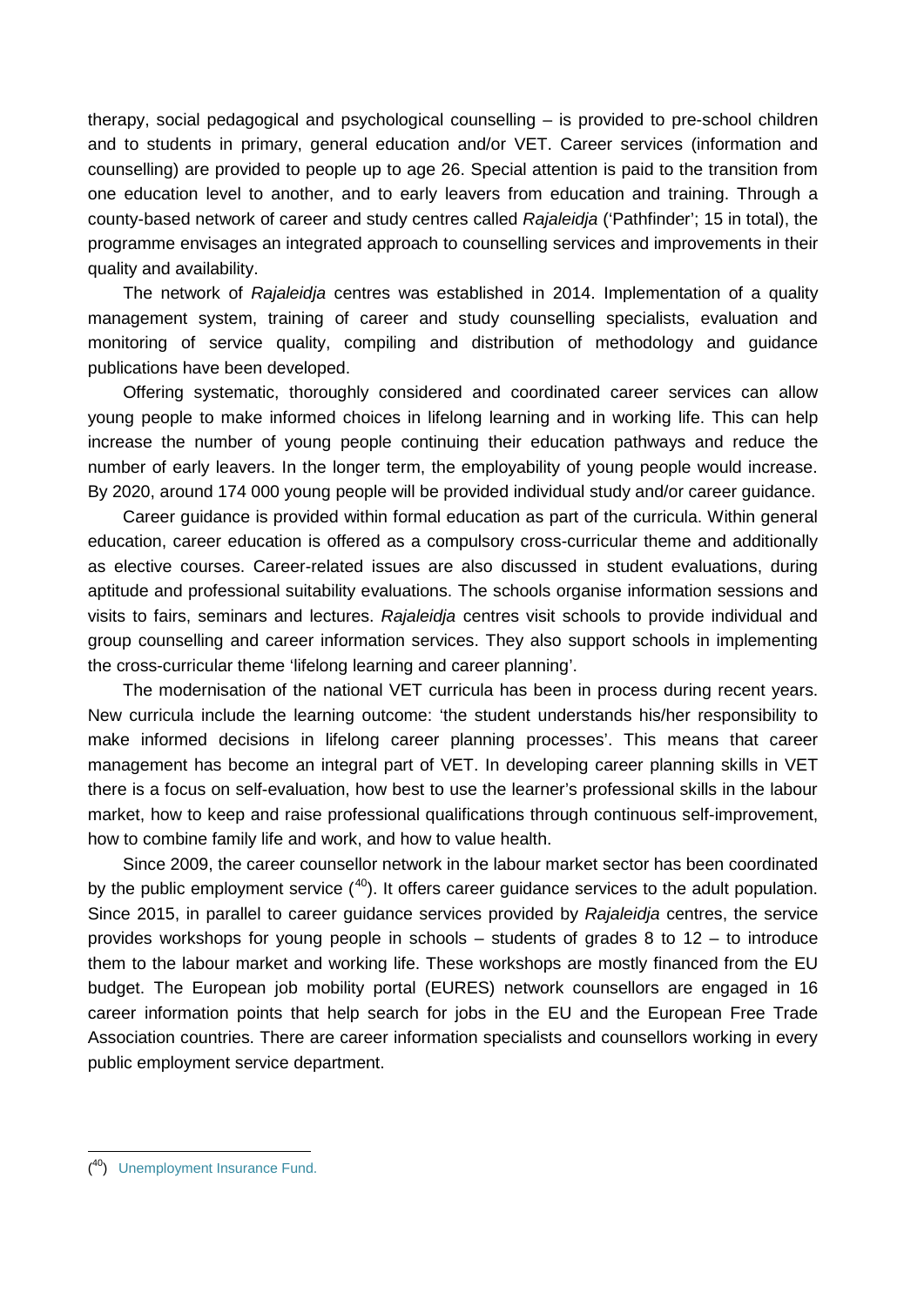therapy, social pedagogical and psychological counselling – is provided to pre-school children and to students in primary, general education and/or VET. Career services (information and counselling) are provided to people up to age 26. Special attention is paid to the transition from one education level to another, and to early leavers from education and training. Through a county-based network of career and study centres called *Rajaleidja* ('Pathfinder'; 15 in total), the programme envisages an integrated approach to counselling services and improvements in their quality and availability.

The network of *Rajaleidja* centres was established in 2014. Implementation of a quality management system, training of career and study counselling specialists, evaluation and monitoring of service quality, compiling and distribution of methodology and guidance publications have been developed.

Offering systematic, thoroughly considered and coordinated career services can allow young people to make informed choices in lifelong learning and in working life. This can help increase the number of young people continuing their education pathways and reduce the number of early leavers. In the longer term, the employability of young people would increase. By 2020, around 174 000 young people will be provided individual study and/or career guidance.

Career guidance is provided within formal education as part of the curricula. Within general education, career education is offered as a compulsory cross-curricular theme and additionally as elective courses. Career-related issues are also discussed in student evaluations, during aptitude and professional suitability evaluations. The schools organise information sessions and visits to fairs, seminars and lectures. *Rajaleidja* centres visit schools to provide individual and group counselling and career information services. They also support schools in implementing the cross-curricular theme 'lifelong learning and career planning'.

The modernisation of the national VET curricula has been in process during recent years. New curricula include the learning outcome: 'the student understands his/her responsibility to make informed decisions in lifelong career planning processes'. This means that career management has become an integral part of VET. In developing career planning skills in VET there is a focus on self-evaluation, how best to use the learner's professional skills in the labour market, how to keep and raise professional qualifications through continuous self-improvement, how to combine family life and work, and how to value health.

Since 2009, the career counsellor network in the labour market sector has been coordinated by the public employment service ([40]). It offers career guidance services to the adult population. Since 2015, in parallel to career guidance services provided by *Rajaleidja* centres, the service provides workshops for young people in schools – students of grades 8 to 12 – to introduce them to the labour market and working life. These workshops are mostly financed from the EU budget. The European job mobility portal (EURES) network counsellors are engaged in 16 career information points that help search for jobs in the EU and the European Free Trade Association countries. There are career information specialists and counsellors working in every public employment service department.

---

([40]) Unemployment Insurance Fund.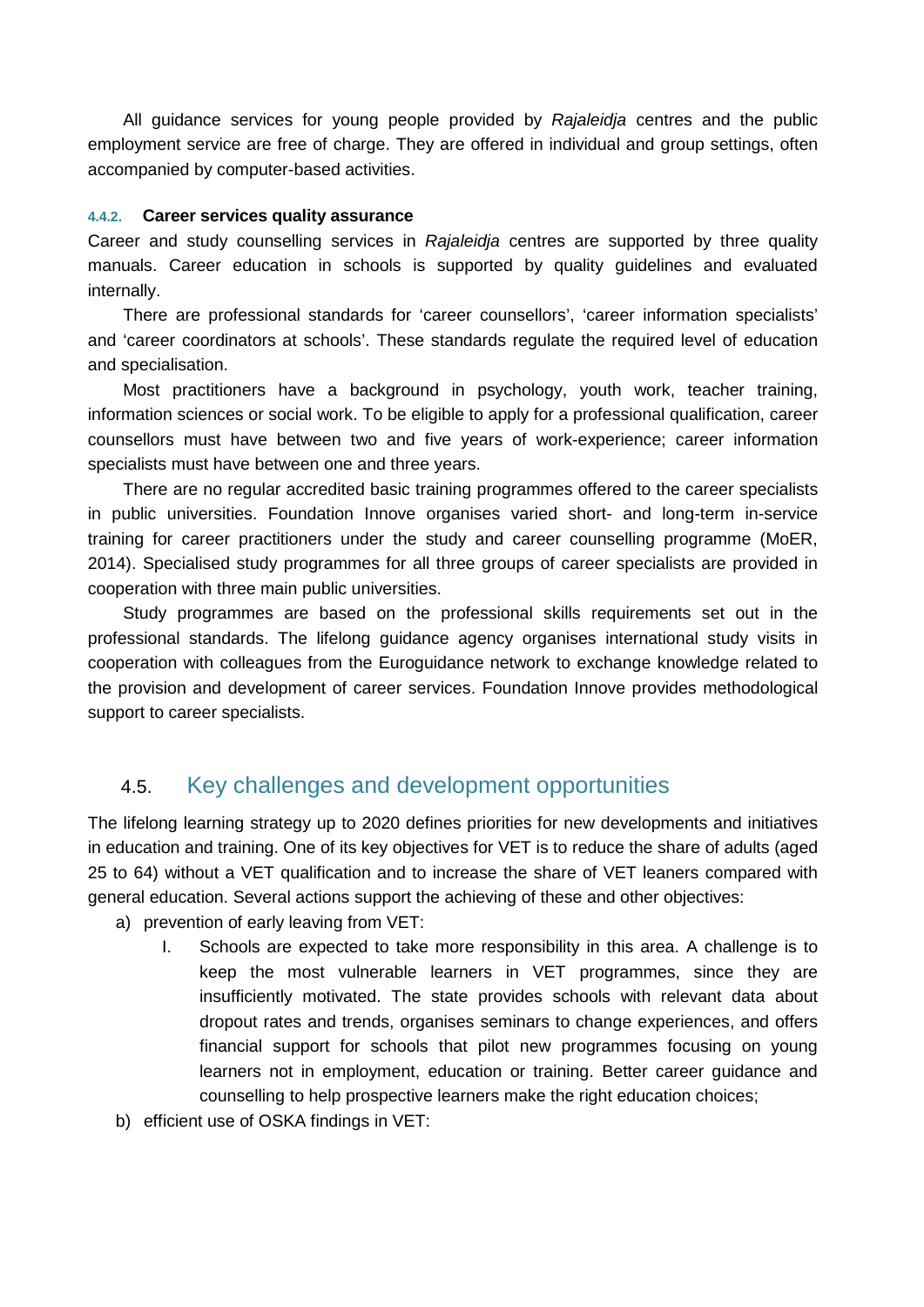All guidance services for young people provided by *Rajaleidja* centres and the public employment service are free of charge. They are offered in individual and group settings, often accompanied by computer-based activities.

#### 4.4.2. Career services quality assurance

Career and study counselling services in *Rajaleidja* centres are supported by three quality manuals. Career education in schools is supported by quality guidelines and evaluated internally.

There are professional standards for 'career counsellors', 'career information specialists' and 'career coordinators at schools'. These standards regulate the required level of education and specialisation.

Most practitioners have a background in psychology, youth work, teacher training, information sciences or social work. To be eligible to apply for a professional qualification, career counsellors must have between two and five years of work-experience; career information specialists must have between one and three years.

There are no regular accredited basic training programmes offered to the career specialists in public universities. Foundation Innove organises varied short- and long-term in-service training for career practitioners under the study and career counselling programme (MoER, 2014). Specialised study programmes for all three groups of career specialists are provided in cooperation with three main public universities.

Study programmes are based on the professional skills requirements set out in the professional standards. The lifelong guidance agency organises international study visits in cooperation with colleagues from the Euroguidance network to exchange knowledge related to the provision and development of career services. Foundation Innove provides methodological support to career specialists.

## 4.5. Key challenges and development opportunities

The lifelong learning strategy up to 2020 defines priorities for new developments and initiatives in education and training. One of its key objectives for VET is to reduce the share of adults (aged 25 to 64) without a VET qualification and to increase the share of VET leaners compared with general education. Several actions support the achieving of these and other objectives:

a) prevention of early leaving from VET:
   I. Schools are expected to take more responsibility in this area. A challenge is to keep the most vulnerable learners in VET programmes, since they are insufficiently motivated. The state provides schools with relevant data about dropout rates and trends, organises seminars to change experiences, and offers financial support for schools that pilot new programmes focusing on young learners not in employment, education or training. Better career guidance and counselling to help prospective learners make the right education choices;

b) efficient use of OSKA findings in VET: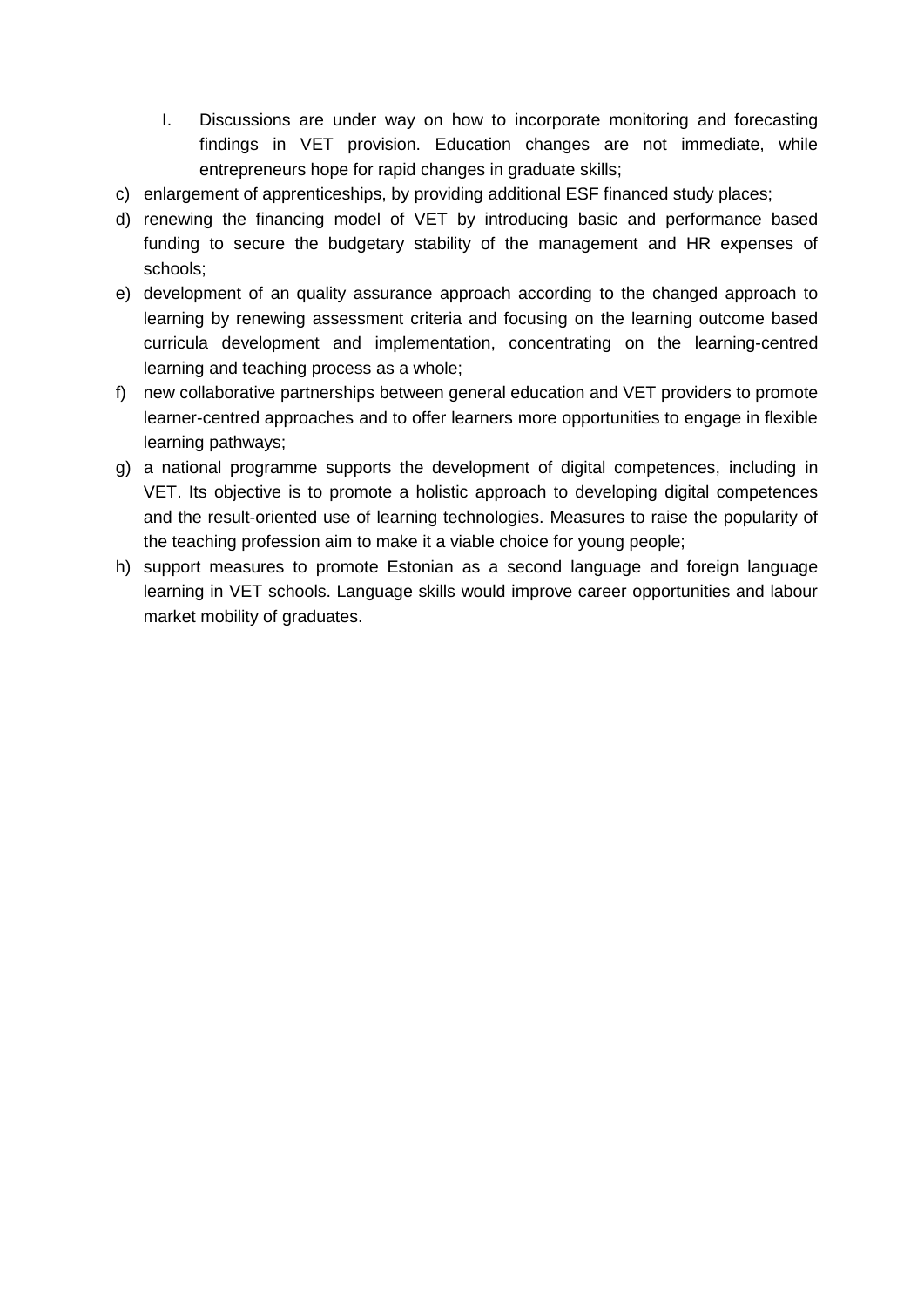I. Discussions are under way on how to incorporate monitoring and forecasting findings in VET provision. Education changes are not immediate, while entrepreneurs hope for rapid changes in graduate skills;

c) enlargement of apprenticeships, by providing additional ESF financed study places;

d) renewing the financing model of VET by introducing basic and performance based funding to secure the budgetary stability of the management and HR expenses of schools;

e) development of an quality assurance approach according to the changed approach to learning by renewing assessment criteria and focusing on the learning outcome based curricula development and implementation, concentrating on the learning-centred learning and teaching process as a whole;

f) new collaborative partnerships between general education and VET providers to promote learner-centred approaches and to offer learners more opportunities to engage in flexible learning pathways;

g) a national programme supports the development of digital competences, including in VET. Its objective is to promote a holistic approach to developing digital competences and the result-oriented use of learning technologies. Measures to raise the popularity of the teaching profession aim to make it a viable choice for young people;

h) support measures to promote Estonian as a second language and foreign language learning in VET schools. Language skills would improve career opportunities and labour market mobility of graduates.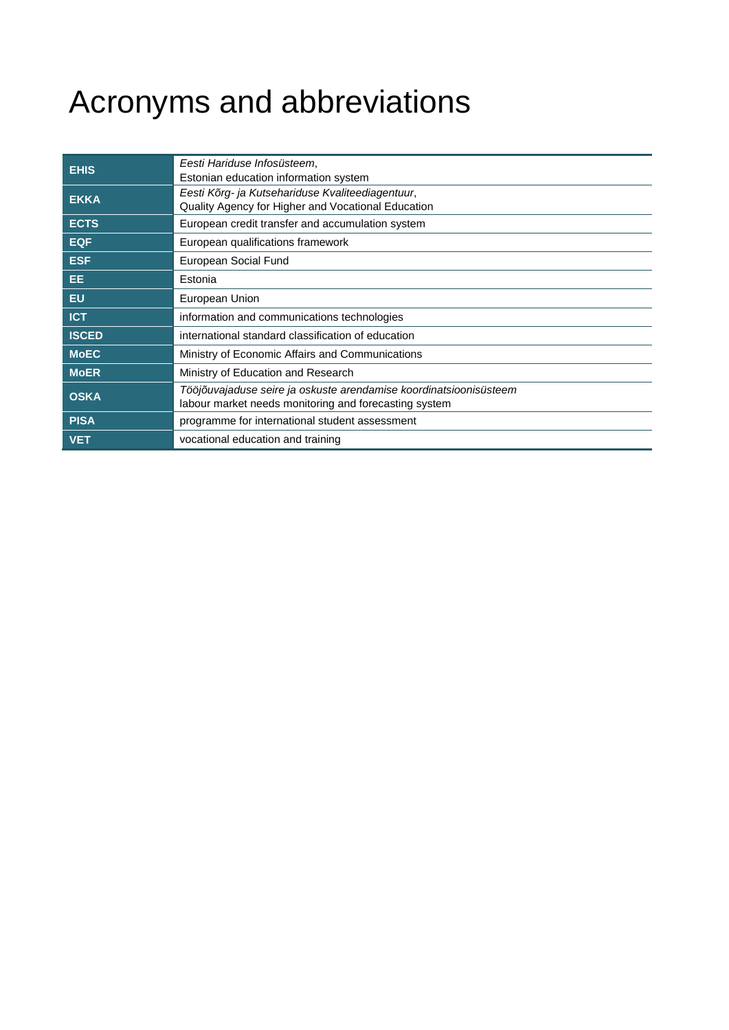# Acronyms and abbreviations

| | |
|---|---|
| **EHIS** | *Eesti Hariduse Infosüsteem*,<br>Estonian education information system |
| **EKKA** | *Eesti Kõrg- ja Kutsehariduse Kvaliteediagentuur*,<br>Quality Agency for Higher and Vocational Education |
| **ECTS** | European credit transfer and accumulation system |
| **EQF** | European qualifications framework |
| **ESF** | European Social Fund |
| **EE** | Estonia |
| **EU** | European Union |
| **ICT** | information and communications technologies |
| **ISCED** | international standard classification of education |
| **MoEC** | Ministry of Economic Affairs and Communications |
| **MoER** | Ministry of Education and Research |
| **OSKA** | *Tööjõuvajaduse seire ja oskuste arendamise koordinatsioonisüsteem*<br>labour market needs monitoring and forecasting system |
| **PISA** | programme for international student assessment |
| **VET** | vocational education and training |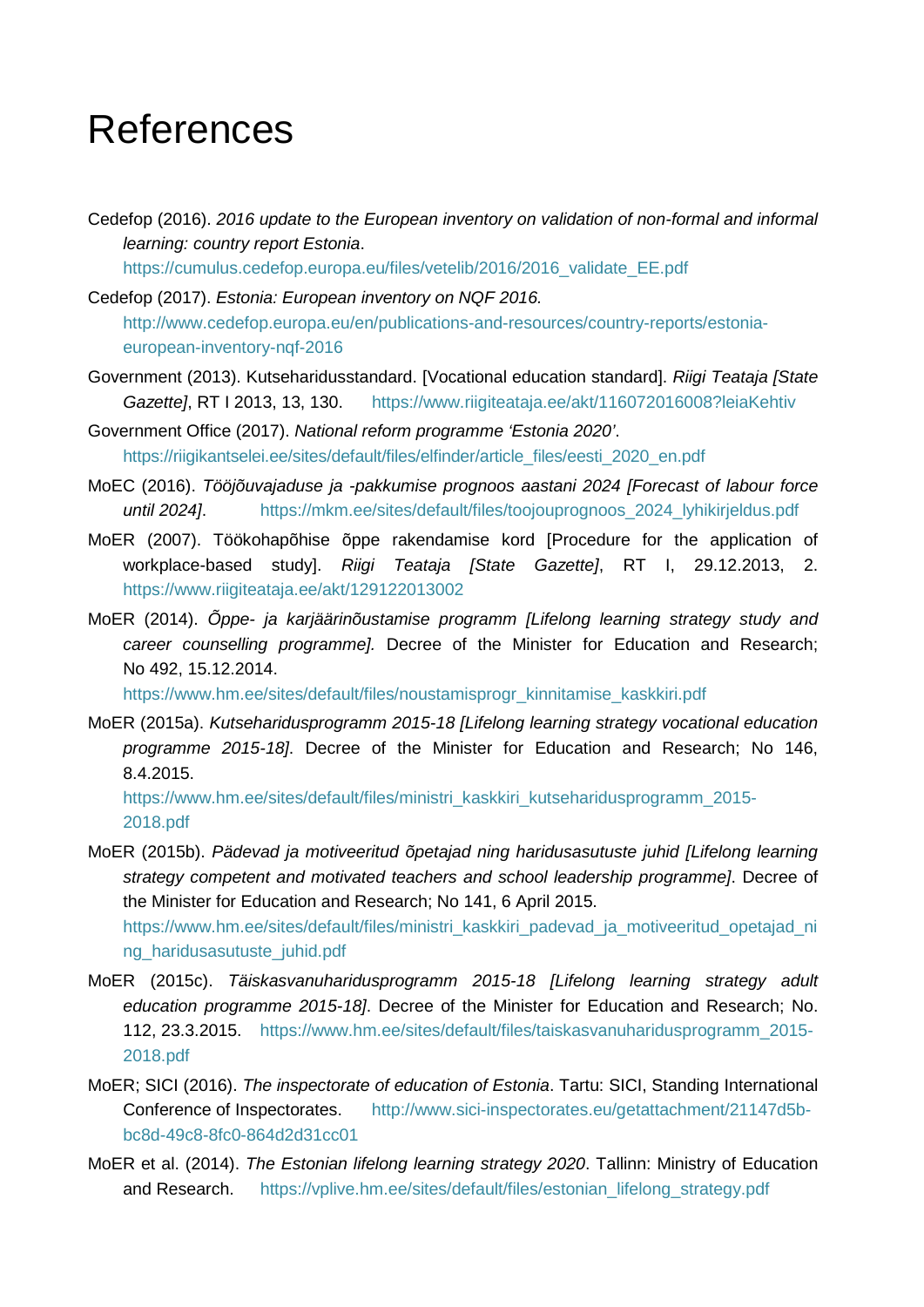# References

Cedefop (2016). *2016 update to the European inventory on validation of non-formal and informal learning: country report Estonia*. https://cumulus.cedefop.europa.eu/files/vetelib/2016/2016_validate_EE.pdf

Cedefop (2017). *Estonia: European inventory on NQF 2016.* http://www.cedefop.europa.eu/en/publications-and-resources/country-reports/estonia-european-inventory-nqf-2016

Government (2013). Kutseharidusstandard. [Vocational education standard]. *Riigi Teataja [State Gazette]*, RT I 2013, 13, 130. https://www.riigiteataja.ee/akt/116072016008?leiaKehtiv

Government Office (2017). *National reform programme 'Estonia 2020'*. https://riigikantselei.ee/sites/default/files/elfinder/article_files/eesti_2020_en.pdf

MoEC (2016). *Tööjõuvajaduse ja -pakkumise prognoos aastani 2024 [Forecast of labour force until 2024]*. https://mkm.ee/sites/default/files/toojouprognoos_2024_lyhikirjeldus.pdf

MoER (2007). Töökohapõhise õppe rakendamise kord [Procedure for the application of workplace-based study]. *Riigi Teataja [State Gazette]*, RT I, 29.12.2013, 2. https://www.riigiteataja.ee/akt/129122013002

MoER (2014). *Õppe- ja karjäärinõustamise programm [Lifelong learning strategy study and career counselling programme].* Decree of the Minister for Education and Research; No 492, 15.12.2014. https://www.hm.ee/sites/default/files/noustamisprogr_kinnitamise_kaskkiri.pdf

MoER (2015a). *Kutseharidusprogramm 2015-18 [Lifelong learning strategy vocational education programme 2015-18]*. Decree of the Minister for Education and Research; No 146, 8.4.2015. https://www.hm.ee/sites/default/files/ministri_kaskkiri_kutseharidusprogramm_2015-2018.pdf

MoER (2015b). *Pädevad ja motiveeritud õpetajad ning haridusasutuste juhid [Lifelong learning strategy competent and motivated teachers and school leadership programme]*. Decree of the Minister for Education and Research; No 141, 6 April 2015. https://www.hm.ee/sites/default/files/ministri_kaskkiri_padevad_ja_motiveeritud_opetajad_ning_haridusasutuste_juhid.pdf

MoER (2015c). *Täiskasvanuharidusprogramm 2015-18 [Lifelong learning strategy adult education programme 2015-18]*. Decree of the Minister for Education and Research; No. 112, 23.3.2015. https://www.hm.ee/sites/default/files/taiskasvanuharidusprogramm_2015-2018.pdf

MoER; SICI (2016). *The inspectorate of education of Estonia*. Tartu: SICI, Standing International Conference of Inspectorates. http://www.sici-inspectorates.eu/getattachment/21147d5b-bc8d-49c8-8fc0-864d2d31cc01

MoER et al. (2014). *The Estonian lifelong learning strategy 2020*. Tallinn: Ministry of Education and Research. https://vplive.hm.ee/sites/default/files/estonian_lifelong_strategy.pdf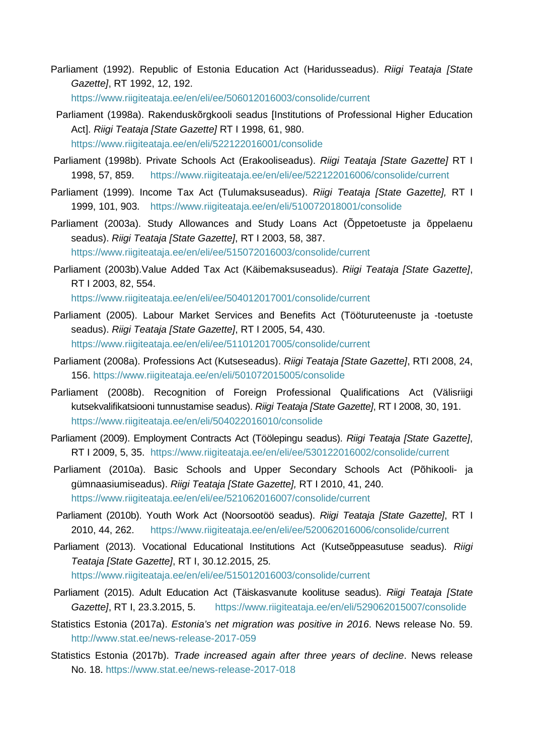Parliament (1992). Republic of Estonia Education Act (Haridusseadus). *Riigi Teataja [State Gazette]*, RT 1992, 12, 192. https://www.riigiteataja.ee/en/eli/ee/506012016003/consolide/current

Parliament (1998a). Rakenduskõrgkooli seadus [Institutions of Professional Higher Education Act]. *Riigi Teataja [State Gazette]* RT I 1998, 61, 980. https://www.riigiteataja.ee/en/eli/522122016001/consolide

Parliament (1998b). Private Schools Act (Erakooliseadus). *Riigi Teataja [State Gazette]* RT I 1998, 57, 859. https://www.riigiteataja.ee/en/eli/ee/522122016006/consolide/current

Parliament (1999). Income Tax Act (Tulumaksuseadus). *Riigi Teataja [State Gazette],* RT I 1999, 101, 903. https://www.riigiteataja.ee/en/eli/510072018001/consolide

Parliament (2003a). Study Allowances and Study Loans Act (Õppetoetuste ja õppelaenu seadus). *Riigi Teataja [State Gazette]*, RT I 2003, 58, 387. https://www.riigiteataja.ee/en/eli/ee/515072016003/consolide/current

Parliament (2003b).Value Added Tax Act (Käibemaksuseadus). *Riigi Teataja [State Gazette]*, RT I 2003, 82, 554. https://www.riigiteataja.ee/en/eli/ee/504012017001/consolide/current

Parliament (2005). Labour Market Services and Benefits Act (Tööturuteenuste ja -toetuste seadus). *Riigi Teataja [State Gazette]*, RT I 2005, 54, 430. https://www.riigiteataja.ee/en/eli/ee/511012017005/consolide/current

Parliament (2008a). Professions Act (Kutseseadus). *Riigi Teataja [State Gazette]*, RTI 2008, 24, 156. https://www.riigiteataja.ee/en/eli/501072015005/consolide

Parliament (2008b). Recognition of Foreign Professional Qualifications Act (Välisriigi kutsekvalifikatsiooni tunnustamise seadus). *Riigi Teataja [State Gazette]*, RT I 2008, 30, 191. https://www.riigiteataja.ee/en/eli/504022016010/consolide

Parliament (2009). Employment Contracts Act (Töölepingu seadus). *Riigi Teataja [State Gazette]*, RT I 2009, 5, 35. https://www.riigiteataja.ee/en/eli/ee/530122016002/consolide/current

Parliament (2010a). Basic Schools and Upper Secondary Schools Act (Põhikooli- ja gümnaasiumiseadus). *Riigi Teataja [State Gazette],* RT I 2010, 41, 240. https://www.riigiteataja.ee/en/eli/ee/521062016007/consolide/current

Parliament (2010b). Youth Work Act (Noorsootöö seadus). *Riigi Teataja [State Gazette]*, RT I 2010, 44, 262. https://www.riigiteataja.ee/en/eli/ee/520062016006/consolide/current

Parliament (2013). Vocational Educational Institutions Act (Kutseõppeasutuse seadus). *Riigi Teataja [State Gazette]*, RT I, 30.12.2015, 25. https://www.riigiteataja.ee/en/eli/ee/515012016003/consolide/current

Parliament (2015). Adult Education Act (Täiskasvanute koolituse seadus). *Riigi Teataja [State Gazette]*, RT I, 23.3.2015, 5. https://www.riigiteataja.ee/en/eli/529062015007/consolide

Statistics Estonia (2017a). *Estonia's net migration was positive in 2016*. News release No. 59. http://www.stat.ee/news-release-2017-059

Statistics Estonia (2017b). *Trade increased again after three years of decline*. News release No. 18. https://www.stat.ee/news-release-2017-018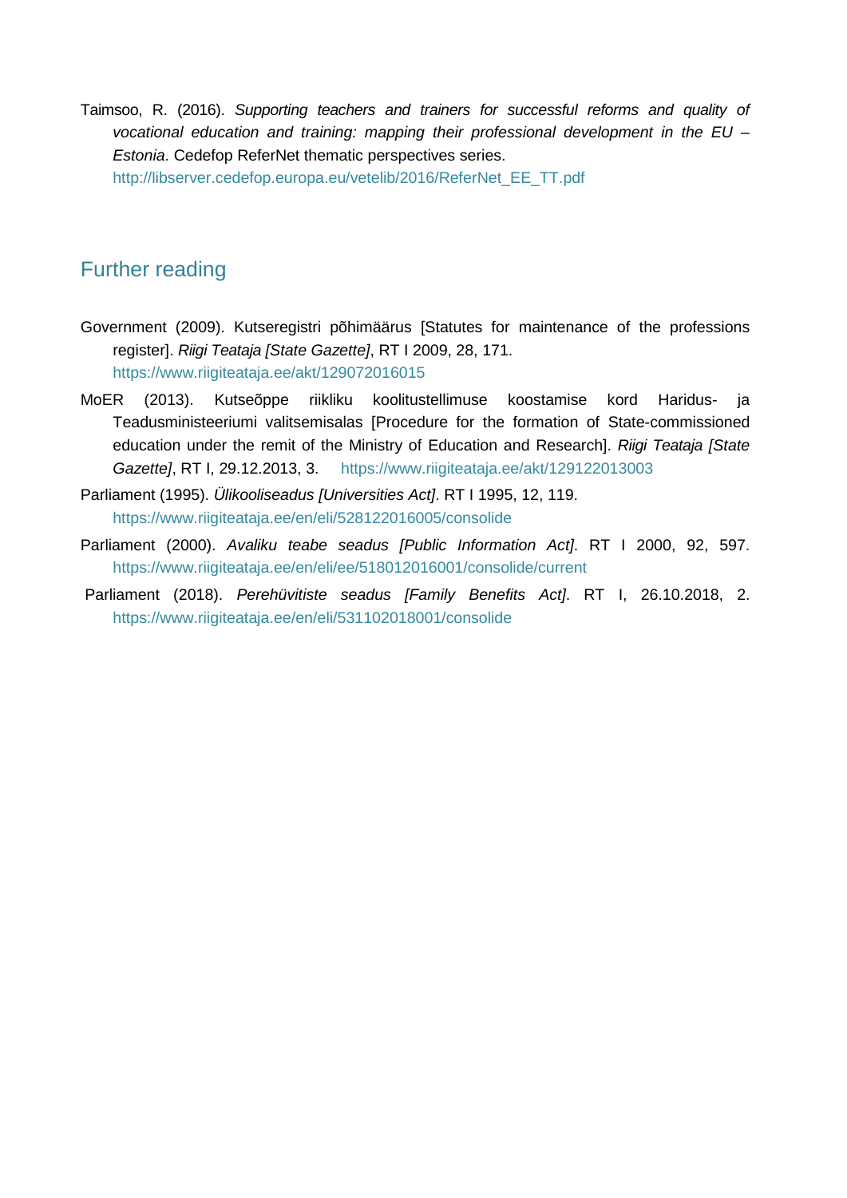Taimsoo, R. (2016). *Supporting teachers and trainers for successful reforms and quality of vocational education and training: mapping their professional development in the EU – Estonia*. Cedefop ReferNet thematic perspectives series. http://libserver.cedefop.europa.eu/vetelib/2016/ReferNet_EE_TT.pdf

## Further reading

Government (2009). Kutseregistri põhimäärus [Statutes for maintenance of the professions register]. *Riigi Teataja [State Gazette]*, RT I 2009, 28, 171. https://www.riigiteataja.ee/akt/129072016015

MoER (2013). Kutseõppe riikliku koolitustellimuse koostamise kord Haridus- ja Teadusministeeriumi valitsemisalas [Procedure for the formation of State-commissioned education under the remit of the Ministry of Education and Research]. *Riigi Teataja [State Gazette]*, RT I, 29.12.2013, 3. https://www.riigiteataja.ee/akt/129122013003

Parliament (1995). *Ülikooliseadus [Universities Act]*. RT I 1995, 12, 119. https://www.riigiteataja.ee/en/eli/528122016005/consolide

Parliament (2000). *Avaliku teabe seadus [Public Information Act]*. RT I 2000, 92, 597. https://www.riigiteataja.ee/en/eli/ee/518012016001/consolide/current

Parliament (2018). *Perehüvitiste seadus [Family Benefits Act]*. RT I, 26.10.2018, 2. https://www.riigiteataja.ee/en/eli/531102018001/consolide